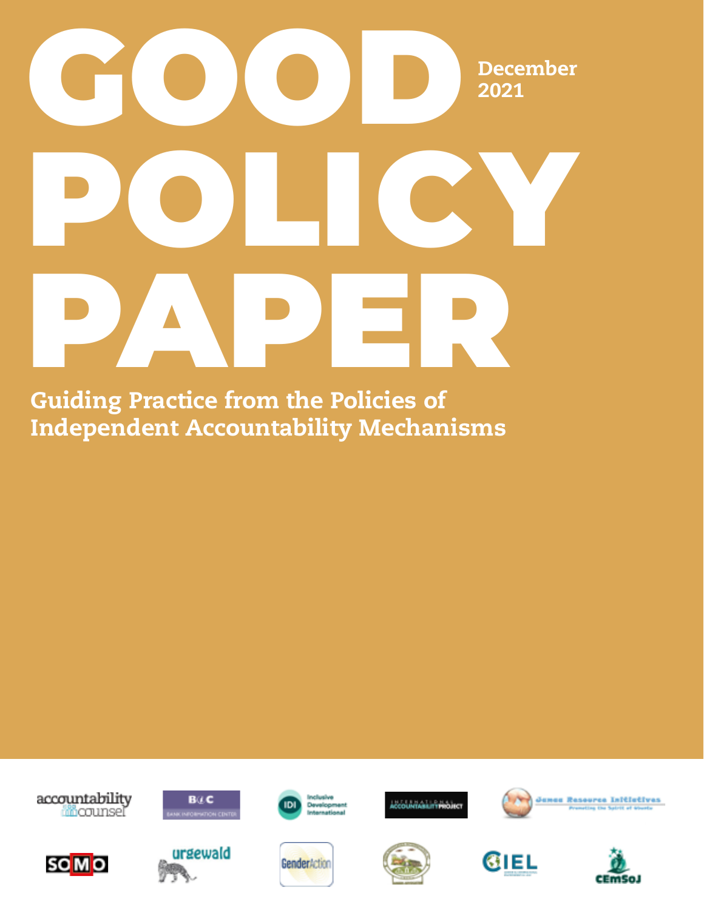# GOOD POLICY PAPER

December 2021

## Guiding Practice from the Policies of Independent Accountability Mechanisms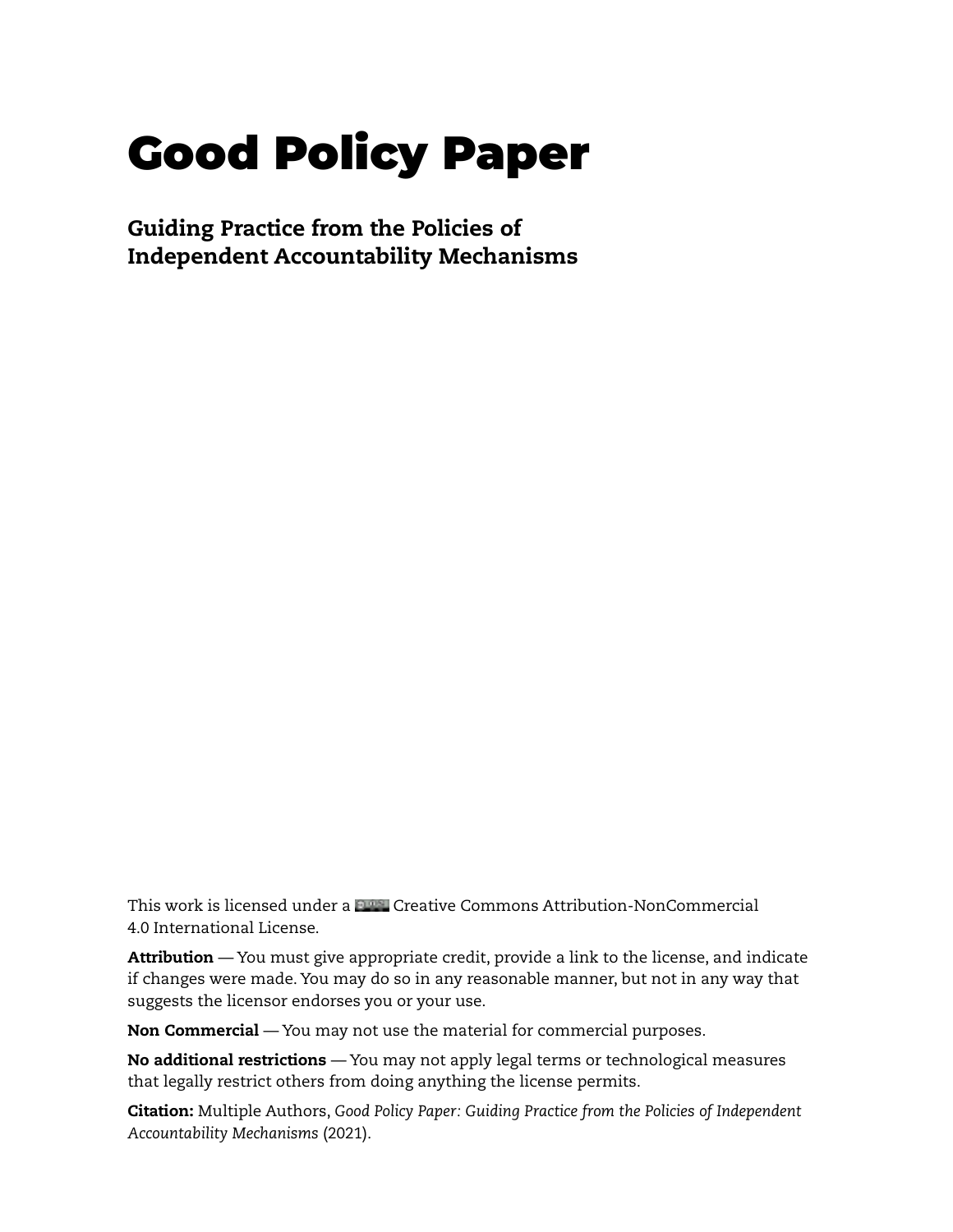# Good Policy Paper

## Guiding Practice from the Policies of Independent Accountability Mechanisms

This work is licensed under a Creative Commons Attribution-NonCommercial 4.0 International License.

**Attribution** — You must give appropriate credit, provide a link to the license, and indicate if changes were made. You may do so in any reasonable manner, but not in any way that suggests the licensor endorses you or your use.

**Non Commercial** — You may not use the material for commercial purposes.

**No additional restrictions** — You may not apply legal terms or technological measures that legally restrict others from doing anything the license permits.

**Citation:** Multiple Authors, *Good Policy Paper: Guiding Practice from the Policies of Independent Accountability Mechanisms* (2021).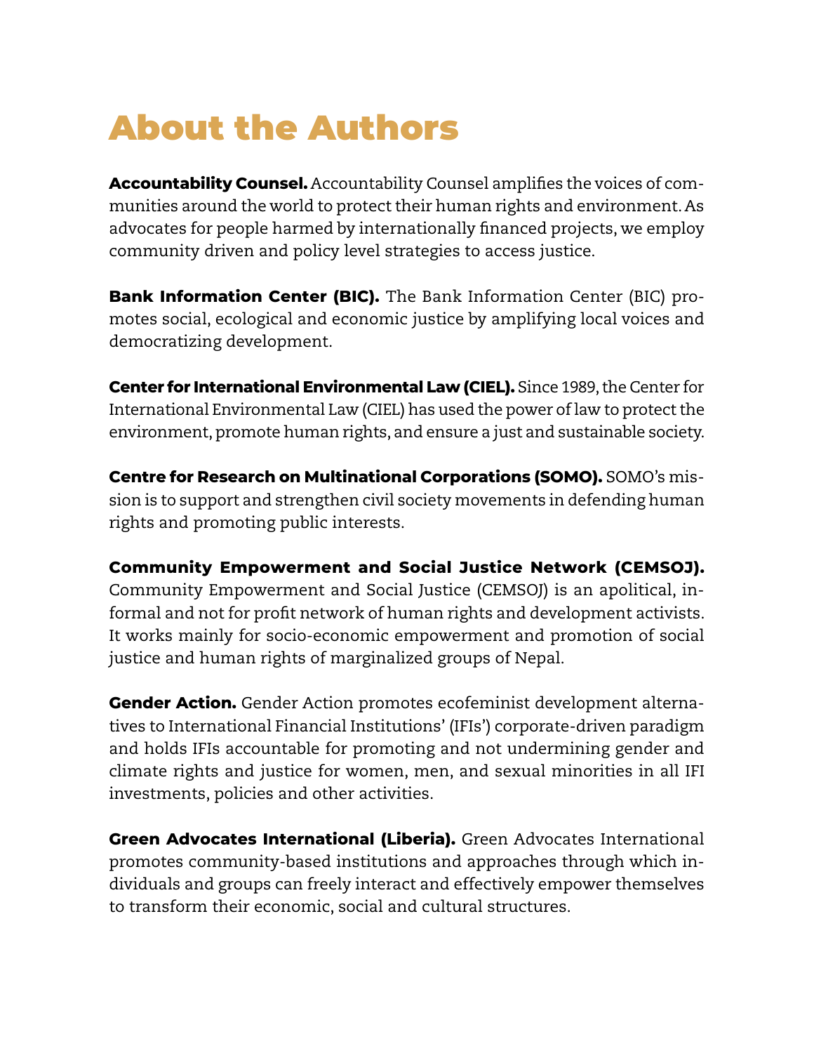# About the Authors

**Accountability Counsel.** Accountability Counsel amplifies the voices of communities around the world to protect their human rights and environment. As advocates for people harmed by internationally financed projects, we employ community driven and policy level strategies to access justice.

**Bank Information Center (BIC).** The Bank Information Center (BIC) promotes social, ecological and economic justice by amplifying local voices and democratizing development.

**Center for International Environmental Law (CIEL).** Since 1989, the Center for International Environmental Law (CIEL) has used the power of law to protect the environment, promote human rights, and ensure a just and sustainable society.

**Centre for Research on Multinational Corporations (SOMO).** SOMO's mission is to support and strengthen civil society movements in defending human rights and promoting public interests.

**Community Empowerment and Social Justice Network (CEMSOJ).** Community Empowerment and Social Justice (CEMSOJ) is an apolitical, informal and not for profit network of human rights and development activists. It works mainly for socio-economic empowerment and promotion of social justice and human rights of marginalized groups of Nepal.

**Gender Action.** Gender Action promotes ecofeminist development alternatives to International Financial Institutions' (IFIs') corporate-driven paradigm and holds IFIs accountable for promoting and not undermining gender and climate rights and justice for women, men, and sexual minorities in all IFI investments, policies and other activities.

**Green Advocates International (Liberia).** Green Advocates International promotes community-based institutions and approaches through which individuals and groups can freely interact and effectively empower themselves to transform their economic, social and cultural structures.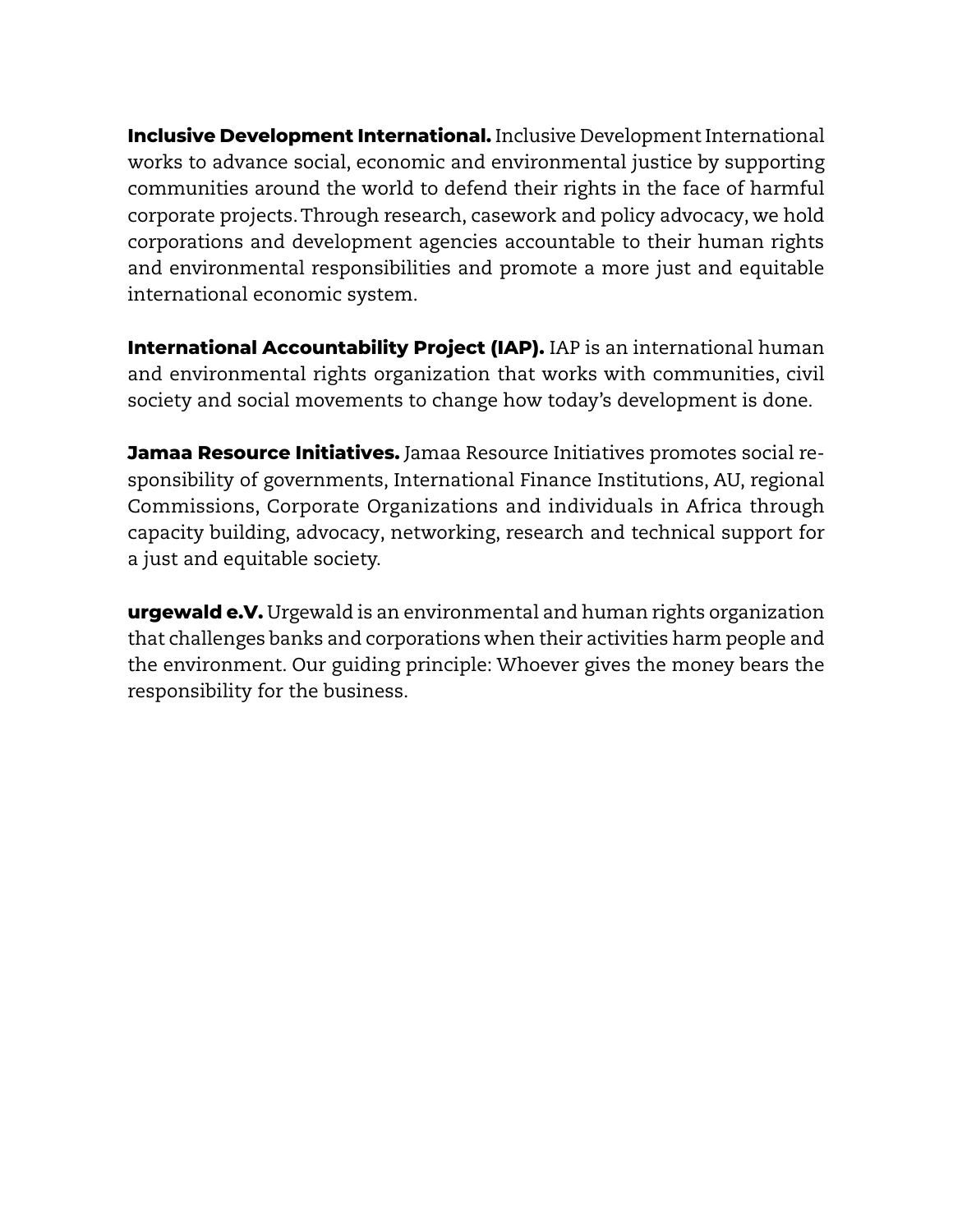**Inclusive Development International.** Inclusive Development International works to advance social, economic and environmental justice by supporting communities around the world to defend their rights in the face of harmful corporate projects. Through research, casework and policy advocacy, we hold corporations and development agencies accountable to their human rights and environmental responsibilities and promote a more just and equitable international economic system.

**International Accountability Project (IAP).** IAP is an international human and environmental rights organization that works with communities, civil society and social movements to change how today's development is done.

**Jamaa Resource Initiatives.** Jamaa Resource Initiatives promotes social responsibility of governments, International Finance Institutions, AU, regional Commissions, Corporate Organizations and individuals in Africa through capacity building, advocacy, networking, research and technical support for a just and equitable society.

**urgewald e.V.** Urgewald is an environmental and human rights organization that challenges banks and corporations when their activities harm people and the environment. Our guiding principle: Whoever gives the money bears the responsibility for the business.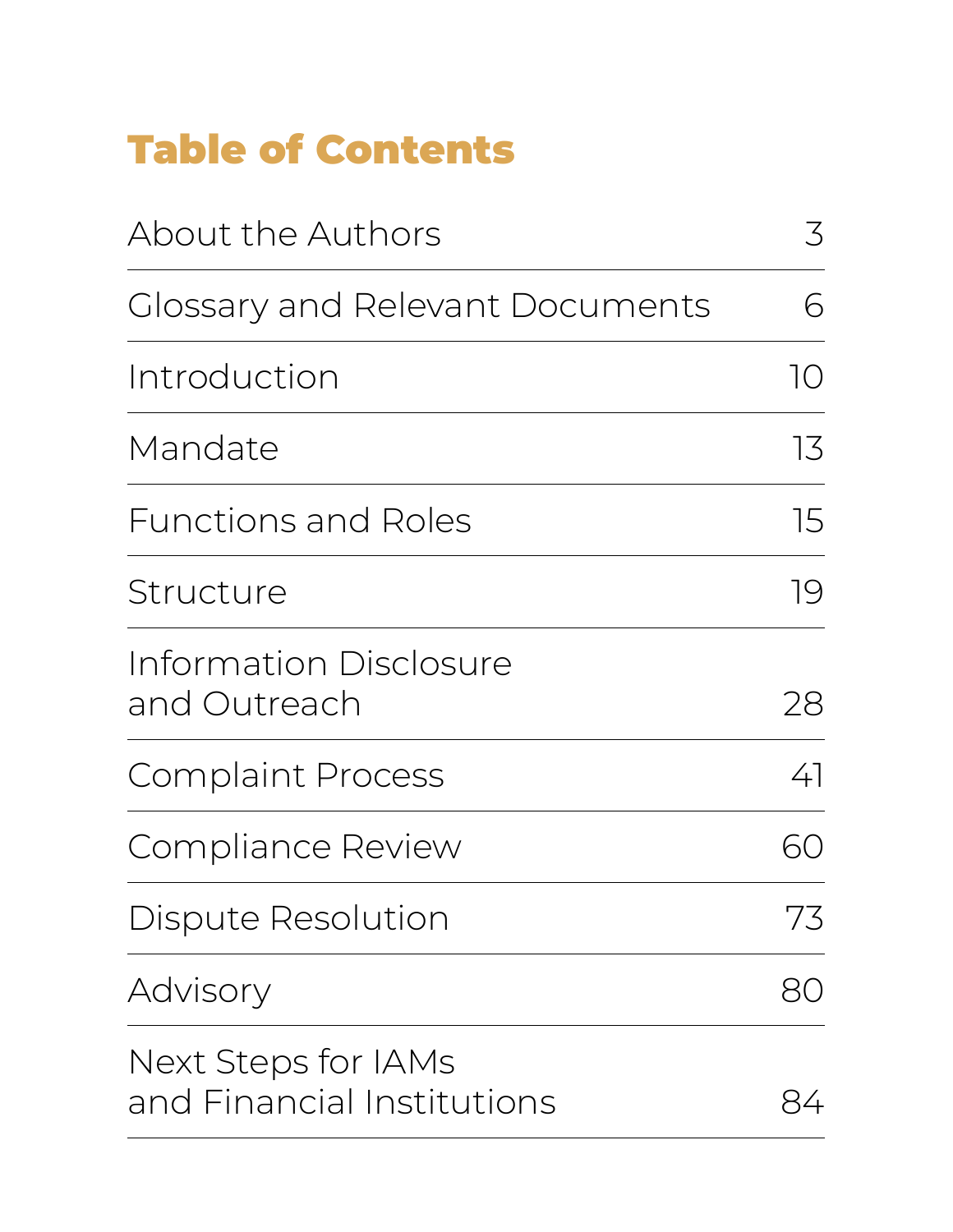# Table of Contents

| | |
|---|---|
| About the Authors | 3 |
| Glossary and Relevant Documents | 6 |
| Introduction | 10 |
| Mandate | 13 |
| Functions and Roles | 15 |
| Structure | 19 |
| Information Disclosure and Outreach | 28 |
| Complaint Process | 41 |
| Compliance Review | 60 |
| Dispute Resolution | 73 |
| Advisory | 80 |
| Next Steps for IAMs and Financial Institutions | 84 |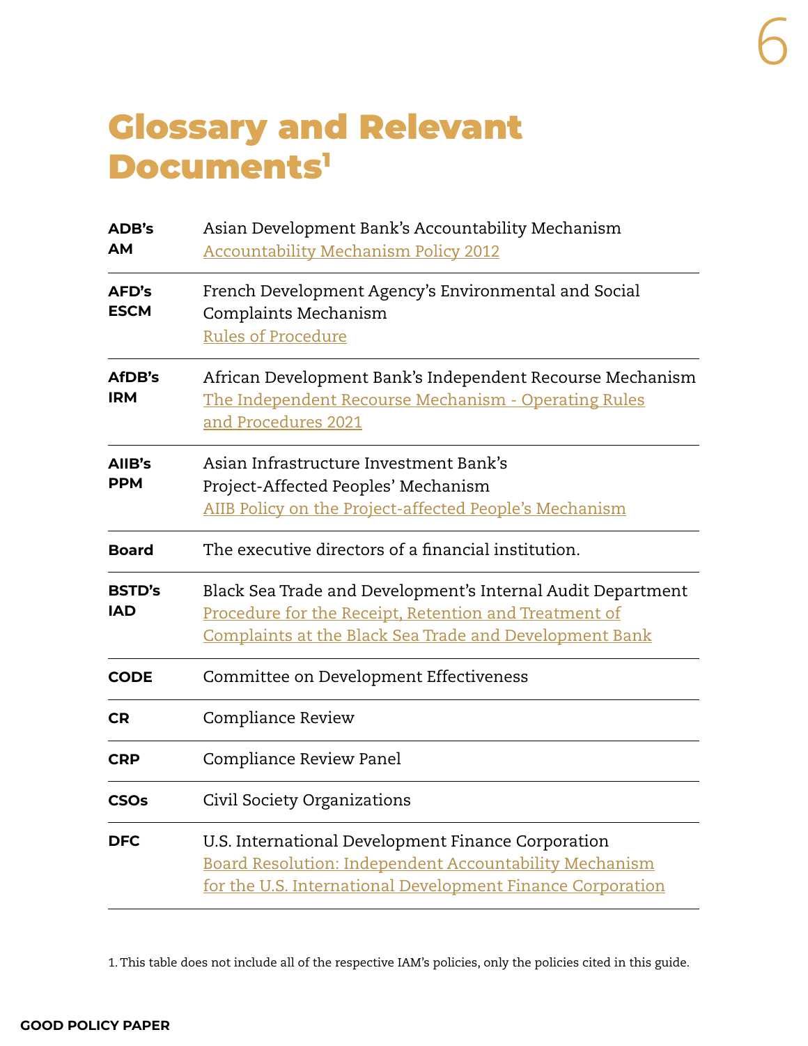# Glossary and Relevant Documents[1]

| | |
|---|---|
| **ADB's AM** | Asian Development Bank's Accountability Mechanism<br>Accountability Mechanism Policy 2012 |
| **AFD's ESCM** | French Development Agency's Environmental and Social Complaints Mechanism<br>Rules of Procedure |
| **AfDB's IRM** | African Development Bank's Independent Recourse Mechanism<br>The Independent Recourse Mechanism - Operating Rules and Procedures 2021 |
| **AIIB's PPM** | Asian Infrastructure Investment Bank's Project-Affected Peoples' Mechanism<br>AIIB Policy on the Project-affected People's Mechanism |
| **Board** | The executive directors of a financial institution. |
| **BSTD's IAD** | Black Sea Trade and Development's Internal Audit Department<br>Procedure for the Receipt, Retention and Treatment of Complaints at the Black Sea Trade and Development Bank |
| **CODE** | Committee on Development Effectiveness |
| **CR** | Compliance Review |
| **CRP** | Compliance Review Panel |
| **CSOs** | Civil Society Organizations |
| **DFC** | U.S. International Development Finance Corporation<br>Board Resolution: Independent Accountability Mechanism for the U.S. International Development Finance Corporation |

1. This table does not include all of the respective IAM's policies, only the policies cited in this guide.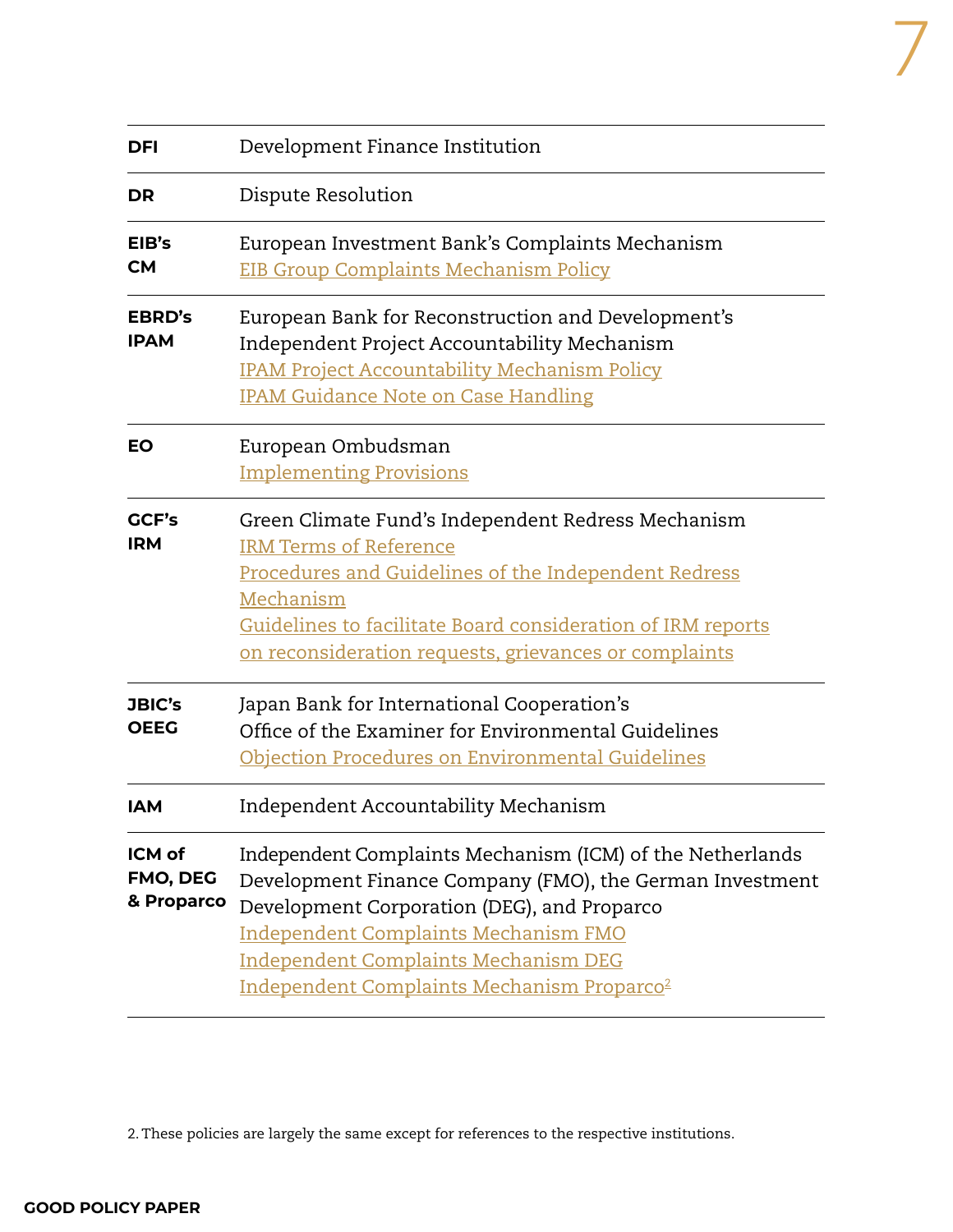| | |
|---|---|
| **DFI** | Development Finance Institution |
| **DR** | Dispute Resolution |
| **EIB's CM** | European Investment Bank's Complaints Mechanism<br>EIB Group Complaints Mechanism Policy |
| **EBRD's IPAM** | European Bank for Reconstruction and Development's Independent Project Accountability Mechanism<br>IPAM Project Accountability Mechanism Policy<br>IPAM Guidance Note on Case Handling |
| **EO** | European Ombudsman<br>Implementing Provisions |
| **GCF's IRM** | Green Climate Fund's Independent Redress Mechanism<br>IRM Terms of Reference<br>Procedures and Guidelines of the Independent Redress Mechanism<br>Guidelines to facilitate Board consideration of IRM reports on reconsideration requests, grievances or complaints |
| **JBIC's OEEG** | Japan Bank for International Cooperation's Office of the Examiner for Environmental Guidelines<br>Objection Procedures on Environmental Guidelines |
| **IAM** | Independent Accountability Mechanism |
| **ICM of FMO, DEG & Proparco** | Independent Complaints Mechanism (ICM) of the Netherlands Development Finance Company (FMO), the German Investment Development Corporation (DEG), and Proparco<br>Independent Complaints Mechanism FMO<br>Independent Complaints Mechanism DEG<br>Independent Complaints Mechanism Proparco[2] |

2. These policies are largely the same except for references to the respective institutions.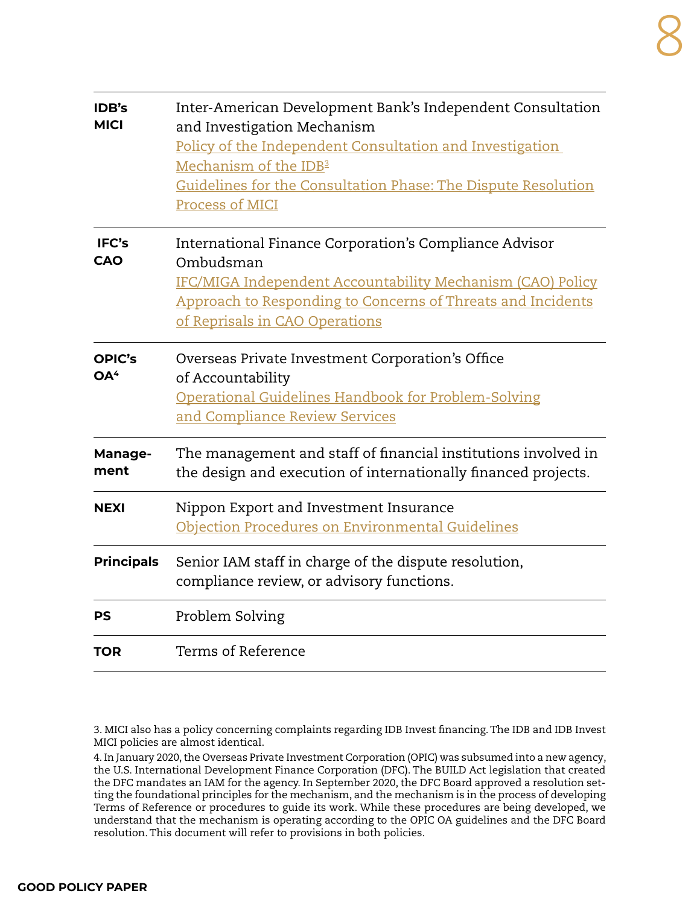| | |
|---|---|
| **IDB's MICI** | Inter-American Development Bank's Independent Consultation and Investigation Mechanism<br>Policy of the Independent Consultation and Investigation Mechanism of the IDB[3]<br>Guidelines for the Consultation Phase: The Dispute Resolution Process of MICI |
| **IFC's CAO** | International Finance Corporation's Compliance Advisor Ombudsman<br>IFC/MIGA Independent Accountability Mechanism (CAO) Policy<br>Approach to Responding to Concerns of Threats and Incidents of Reprisals in CAO Operations |
| **OPIC's OA[4]** | Overseas Private Investment Corporation's Office of Accountability<br>Operational Guidelines Handbook for Problem-Solving and Compliance Review Services |
| **Management** | The management and staff of financial institutions involved in the design and execution of internationally financed projects. |
| **NEXI** | Nippon Export and Investment Insurance<br>Objection Procedures on Environmental Guidelines |
| **Principals** | Senior IAM staff in charge of the dispute resolution, compliance review, or advisory functions. |
| **PS** | Problem Solving |
| **TOR** | Terms of Reference |

3. MICI also has a policy concerning complaints regarding IDB Invest financing. The IDB and IDB Invest MICI policies are almost identical.

4. In January 2020, the Overseas Private Investment Corporation (OPIC) was subsumed into a new agency, the U.S. International Development Finance Corporation (DFC). The BUILD Act legislation that created the DFC mandates an IAM for the agency. In September 2020, the DFC Board approved a resolution setting the foundational principles for the mechanism, and the mechanism is in the process of developing Terms of Reference or procedures to guide its work. While these procedures are being developed, we understand that the mechanism is operating according to the OPIC OA guidelines and the DFC Board resolution. This document will refer to provisions in both policies.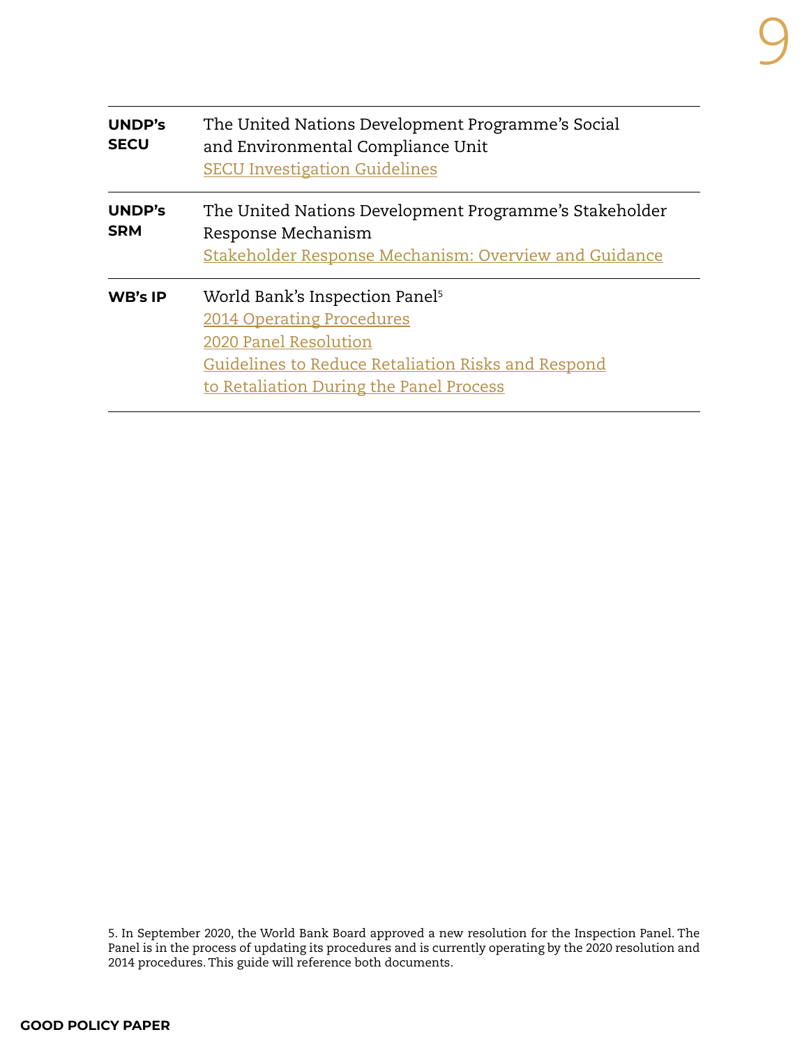| | |
|---|---|
| **UNDP's SECU** | The United Nations Development Programme's Social and Environmental Compliance Unit<br>SECU Investigation Guidelines |
| **UNDP's SRM** | The United Nations Development Programme's Stakeholder Response Mechanism<br>Stakeholder Response Mechanism: Overview and Guidance |
| **WB's IP** | World Bank's Inspection Panel[5]<br>2014 Operating Procedures<br>2020 Panel Resolution<br>Guidelines to Reduce Retaliation Risks and Respond to Retaliation During the Panel Process |

5. In September 2020, the World Bank Board approved a new resolution for the Inspection Panel. The Panel is in the process of updating its procedures and is currently operating by the 2020 resolution and 2014 procedures. This guide will reference both documents.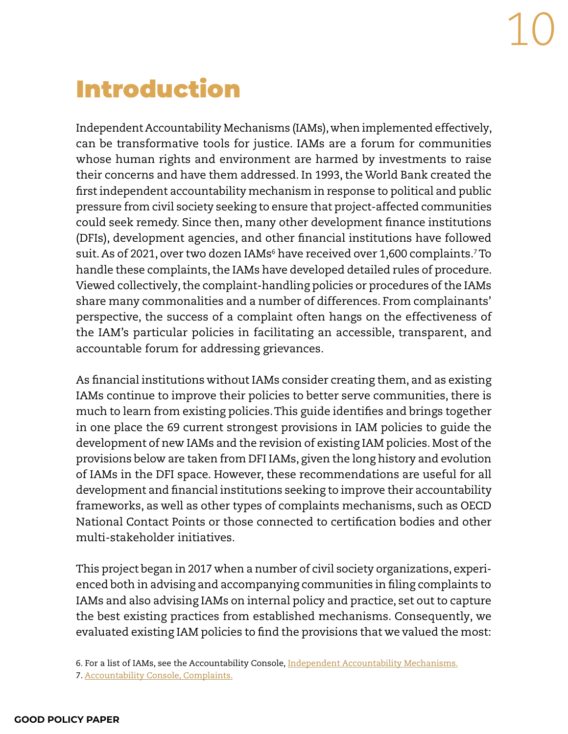# Introduction

Independent Accountability Mechanisms (IAMs), when implemented effectively, can be transformative tools for justice. IAMs are a forum for communities whose human rights and environment are harmed by investments to raise their concerns and have them addressed. In 1993, the World Bank created the first independent accountability mechanism in response to political and public pressure from civil society seeking to ensure that project-affected communities could seek remedy. Since then, many other development finance institutions (DFIs), development agencies, and other financial institutions have followed suit. As of 2021, over two dozen IAMs[6] have received over 1,600 complaints.[7] To handle these complaints, the IAMs have developed detailed rules of procedure. Viewed collectively, the complaint-handling policies or procedures of the IAMs share many commonalities and a number of differences. From complainants' perspective, the success of a complaint often hangs on the effectiveness of the IAM's particular policies in facilitating an accessible, transparent, and accountable forum for addressing grievances.

As financial institutions without IAMs consider creating them, and as existing IAMs continue to improve their policies to better serve communities, there is much to learn from existing policies. This guide identifies and brings together in one place the 69 current strongest provisions in IAM policies to guide the development of new IAMs and the revision of existing IAM policies. Most of the provisions below are taken from DFI IAMs, given the long history and evolution of IAMs in the DFI space. However, these recommendations are useful for all development and financial institutions seeking to improve their accountability frameworks, as well as other types of complaints mechanisms, such as OECD National Contact Points or those connected to certification bodies and other multi-stakeholder initiatives.

This project began in 2017 when a number of civil society organizations, experienced both in advising and accompanying communities in filing complaints to IAMs and also advising IAMs on internal policy and practice, set out to capture the best existing practices from established mechanisms. Consequently, we evaluated existing IAM policies to find the provisions that we valued the most:

6. For a list of IAMs, see the Accountability Console, Independent Accountability Mechanisms.

7. Accountability Console, Complaints.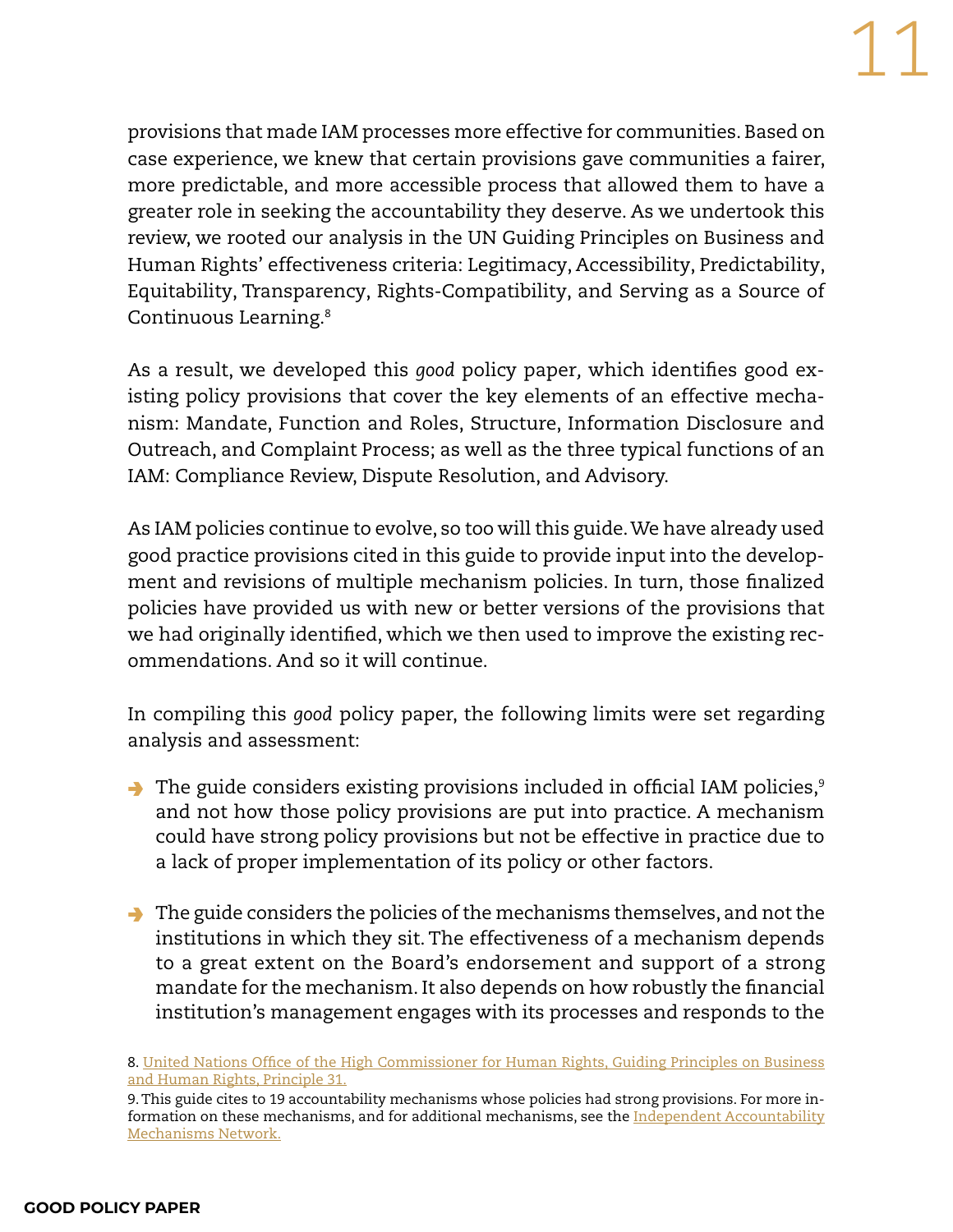provisions that made IAM processes more effective for communities. Based on case experience, we knew that certain provisions gave communities a fairer, more predictable, and more accessible process that allowed them to have a greater role in seeking the accountability they deserve. As we undertook this review, we rooted our analysis in the UN Guiding Principles on Business and Human Rights' effectiveness criteria: Legitimacy, Accessibility, Predictability, Equitability, Transparency, Rights-Compatibility, and Serving as a Source of Continuous Learning.[8]

As a result, we developed this *good* policy paper, which identifies good existing policy provisions that cover the key elements of an effective mechanism: Mandate, Function and Roles, Structure, Information Disclosure and Outreach, and Complaint Process; as well as the three typical functions of an IAM: Compliance Review, Dispute Resolution, and Advisory.

As IAM policies continue to evolve, so too will this guide. We have already used good practice provisions cited in this guide to provide input into the development and revisions of multiple mechanism policies. In turn, those finalized policies have provided us with new or better versions of the provisions that we had originally identified, which we then used to improve the existing recommendations. And so it will continue.

In compiling this *good* policy paper, the following limits were set regarding analysis and assessment:

- The guide considers existing provisions included in official IAM policies,[9] and not how those policy provisions are put into practice. A mechanism could have strong policy provisions but not be effective in practice due to a lack of proper implementation of its policy or other factors.

- The guide considers the policies of the mechanisms themselves, and not the institutions in which they sit. The effectiveness of a mechanism depends to a great extent on the Board's endorsement and support of a strong mandate for the mechanism. It also depends on how robustly the financial institution's management engages with its processes and responds to the

8. United Nations Office of the High Commissioner for Human Rights, Guiding Principles on Business and Human Rights, Principle 31.

9. This guide cites to 19 accountability mechanisms whose policies had strong provisions. For more information on these mechanisms, and for additional mechanisms, see the Independent Accountability Mechanisms Network.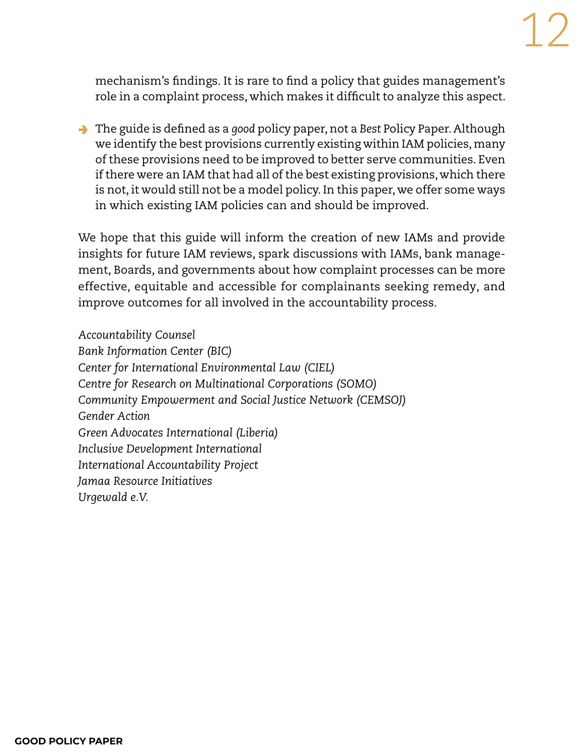mechanism's findings. It is rare to find a policy that guides management's role in a complaint process, which makes it difficult to analyze this aspect.

- The guide is defined as a *good* policy paper, not a *Best* Policy Paper. Although we identify the best provisions currently existing within IAM policies, many of these provisions need to be improved to better serve communities. Even if there were an IAM that had all of the best existing provisions, which there is not, it would still not be a model policy. In this paper, we offer some ways in which existing IAM policies can and should be improved.

We hope that this guide will inform the creation of new IAMs and provide insights for future IAM reviews, spark discussions with IAMs, bank management, Boards, and governments about how complaint processes can be more effective, equitable and accessible for complainants seeking remedy, and improve outcomes for all involved in the accountability process.

*Accountability Counsel*
*Bank Information Center (BIC)*
*Center for International Environmental Law (CIEL)*
*Centre for Research on Multinational Corporations (SOMO)*
*Community Empowerment and Social Justice Network (CEMSOJ)*
*Gender Action*
*Green Advocates International (Liberia)*
*Inclusive Development International*
*International Accountability Project*
*Jamaa Resource Initiatives*
*Urgewald e.V.*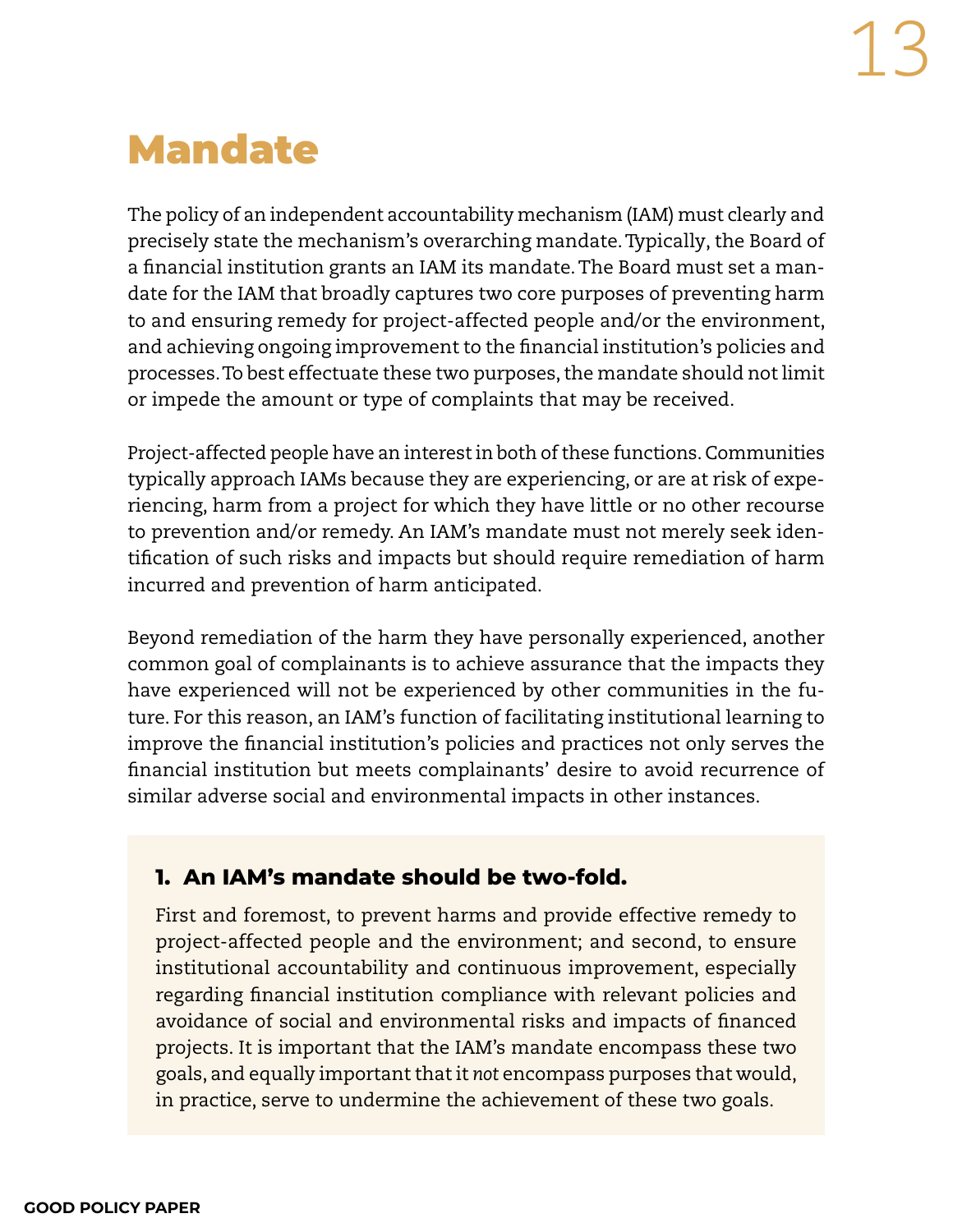# Mandate

The policy of an independent accountability mechanism (IAM) must clearly and precisely state the mechanism's overarching mandate. Typically, the Board of a financial institution grants an IAM its mandate. The Board must set a mandate for the IAM that broadly captures two core purposes of preventing harm to and ensuring remedy for project-affected people and/or the environment, and achieving ongoing improvement to the financial institution's policies and processes. To best effectuate these two purposes, the mandate should not limit or impede the amount or type of complaints that may be received.

Project-affected people have an interest in both of these functions. Communities typically approach IAMs because they are experiencing, or are at risk of experiencing, harm from a project for which they have little or no other recourse to prevention and/or remedy. An IAM's mandate must not merely seek identification of such risks and impacts but should require remediation of harm incurred and prevention of harm anticipated.

Beyond remediation of the harm they have personally experienced, another common goal of complainants is to achieve assurance that the impacts they have experienced will not be experienced by other communities in the future. For this reason, an IAM's function of facilitating institutional learning to improve the financial institution's policies and practices not only serves the financial institution but meets complainants' desire to avoid recurrence of similar adverse social and environmental impacts in other instances.

### 1. An IAM's mandate should be two-fold.

First and foremost, to prevent harms and provide effective remedy to project-affected people and the environment; and second, to ensure institutional accountability and continuous improvement, especially regarding financial institution compliance with relevant policies and avoidance of social and environmental risks and impacts of financed projects. It is important that the IAM's mandate encompass these two goals, and equally important that it *not* encompass purposes that would, in practice, serve to undermine the achievement of these two goals.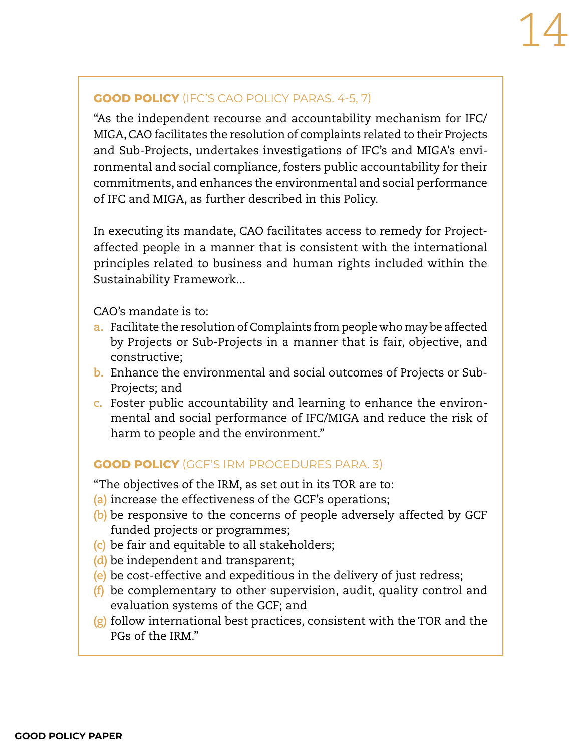**GOOD POLICY** (IFC'S CAO POLICY PARAS. 4-5, 7)

"As the independent recourse and accountability mechanism for IFC/MIGA, CAO facilitates the resolution of complaints related to their Projects and Sub-Projects, undertakes investigations of IFC's and MIGA's environmental and social compliance, fosters public accountability for their commitments, and enhances the environmental and social performance of IFC and MIGA, as further described in this Policy.

In executing its mandate, CAO facilitates access to remedy for Project-affected people in a manner that is consistent with the international principles related to business and human rights included within the Sustainability Framework...

CAO's mandate is to:

a. Facilitate the resolution of Complaints from people who may be affected by Projects or Sub-Projects in a manner that is fair, objective, and constructive;
b. Enhance the environmental and social outcomes of Projects or Sub-Projects; and
c. Foster public accountability and learning to enhance the environmental and social performance of IFC/MIGA and reduce the risk of harm to people and the environment."

**GOOD POLICY** (GCF'S IRM PROCEDURES PARA. 3)

"The objectives of the IRM, as set out in its TOR are to:

(a) increase the effectiveness of the GCF's operations;
(b) be responsive to the concerns of people adversely affected by GCF funded projects or programmes;
(c) be fair and equitable to all stakeholders;
(d) be independent and transparent;
(e) be cost-effective and expeditious in the delivery of just redress;
(f) be complementary to other supervision, audit, quality control and evaluation systems of the GCF; and
(g) follow international best practices, consistent with the TOR and the PGs of the IRM."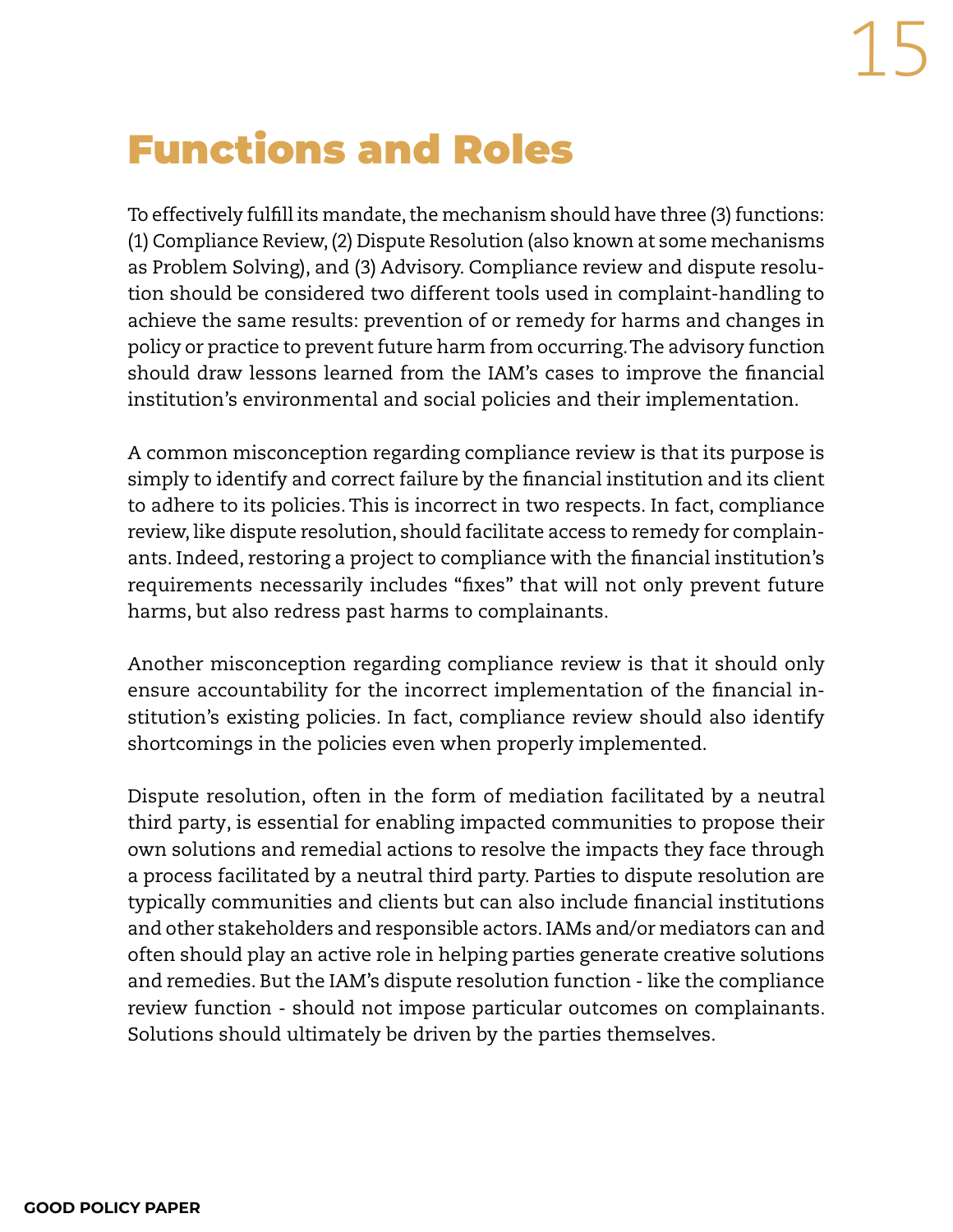# Functions and Roles

To effectively fulfill its mandate, the mechanism should have three (3) functions: (1) Compliance Review, (2) Dispute Resolution (also known at some mechanisms as Problem Solving), and (3) Advisory. Compliance review and dispute resolution should be considered two different tools used in complaint-handling to achieve the same results: prevention of or remedy for harms and changes in policy or practice to prevent future harm from occurring. The advisory function should draw lessons learned from the IAM's cases to improve the financial institution's environmental and social policies and their implementation.

A common misconception regarding compliance review is that its purpose is simply to identify and correct failure by the financial institution and its client to adhere to its policies. This is incorrect in two respects. In fact, compliance review, like dispute resolution, should facilitate access to remedy for complainants. Indeed, restoring a project to compliance with the financial institution's requirements necessarily includes "fixes" that will not only prevent future harms, but also redress past harms to complainants.

Another misconception regarding compliance review is that it should only ensure accountability for the incorrect implementation of the financial institution's existing policies. In fact, compliance review should also identify shortcomings in the policies even when properly implemented.

Dispute resolution, often in the form of mediation facilitated by a neutral third party, is essential for enabling impacted communities to propose their own solutions and remedial actions to resolve the impacts they face through a process facilitated by a neutral third party. Parties to dispute resolution are typically communities and clients but can also include financial institutions and other stakeholders and responsible actors. IAMs and/or mediators can and often should play an active role in helping parties generate creative solutions and remedies. But the IAM's dispute resolution function - like the compliance review function - should not impose particular outcomes on complainants. Solutions should ultimately be driven by the parties themselves.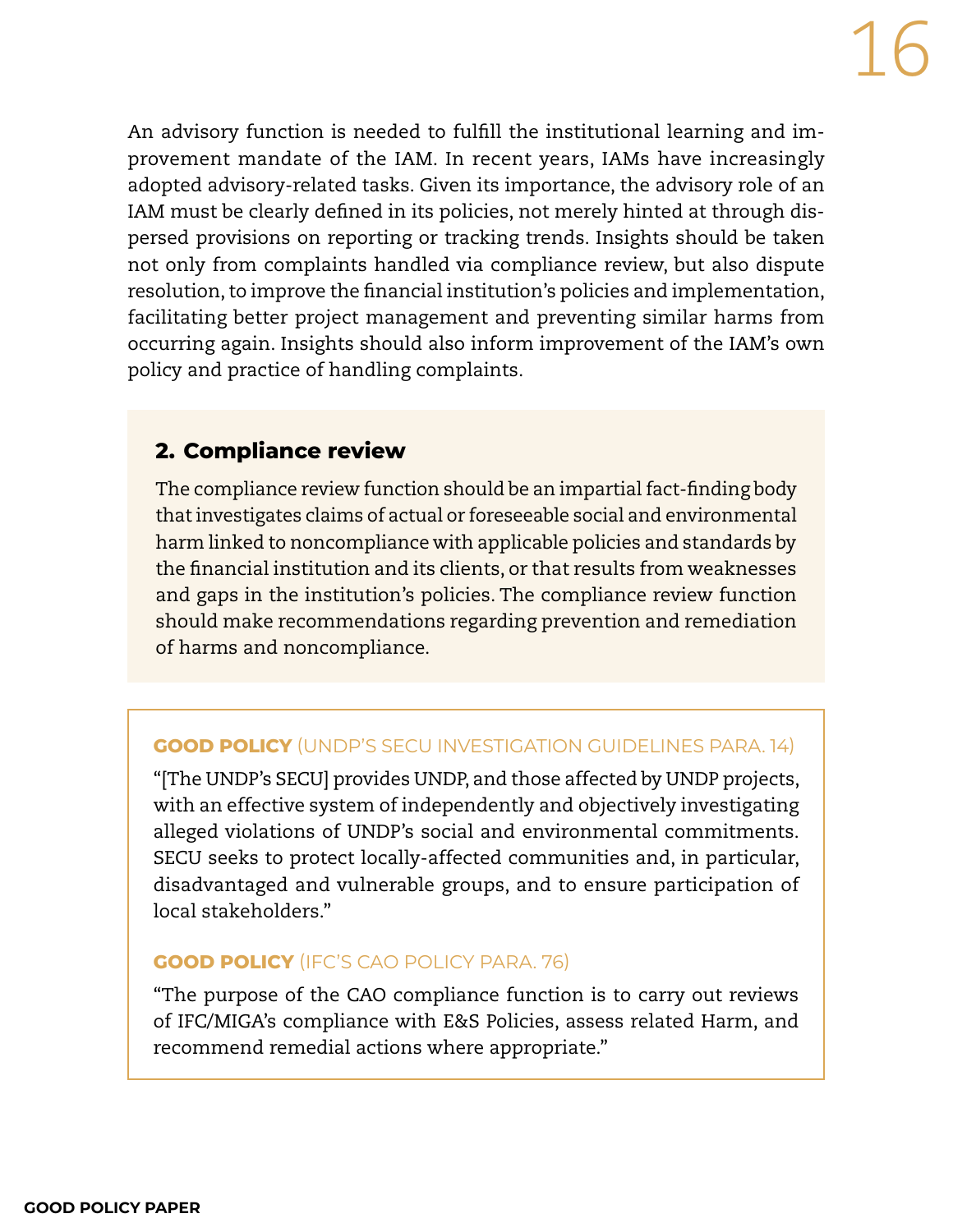An advisory function is needed to fulfill the institutional learning and improvement mandate of the IAM. In recent years, IAMs have increasingly adopted advisory-related tasks. Given its importance, the advisory role of an IAM must be clearly defined in its policies, not merely hinted at through dispersed provisions on reporting or tracking trends. Insights should be taken not only from complaints handled via compliance review, but also dispute resolution, to improve the financial institution's policies and implementation, facilitating better project management and preventing similar harms from occurring again. Insights should also inform improvement of the IAM's own policy and practice of handling complaints.

## 2. Compliance review

The compliance review function should be an impartial fact-finding body that investigates claims of actual or foreseeable social and environmental harm linked to noncompliance with applicable policies and standards by the financial institution and its clients, or that results from weaknesses and gaps in the institution's policies. The compliance review function should make recommendations regarding prevention and remediation of harms and noncompliance.

**GOOD POLICY** (UNDP'S SECU INVESTIGATION GUIDELINES PARA. 14)

"[The UNDP's SECU] provides UNDP, and those affected by UNDP projects, with an effective system of independently and objectively investigating alleged violations of UNDP's social and environmental commitments. SECU seeks to protect locally-affected communities and, in particular, disadvantaged and vulnerable groups, and to ensure participation of local stakeholders."

**GOOD POLICY** (IFC'S CAO POLICY PARA. 76)

"The purpose of the CAO compliance function is to carry out reviews of IFC/MIGA's compliance with E&S Policies, assess related Harm, and recommend remedial actions where appropriate."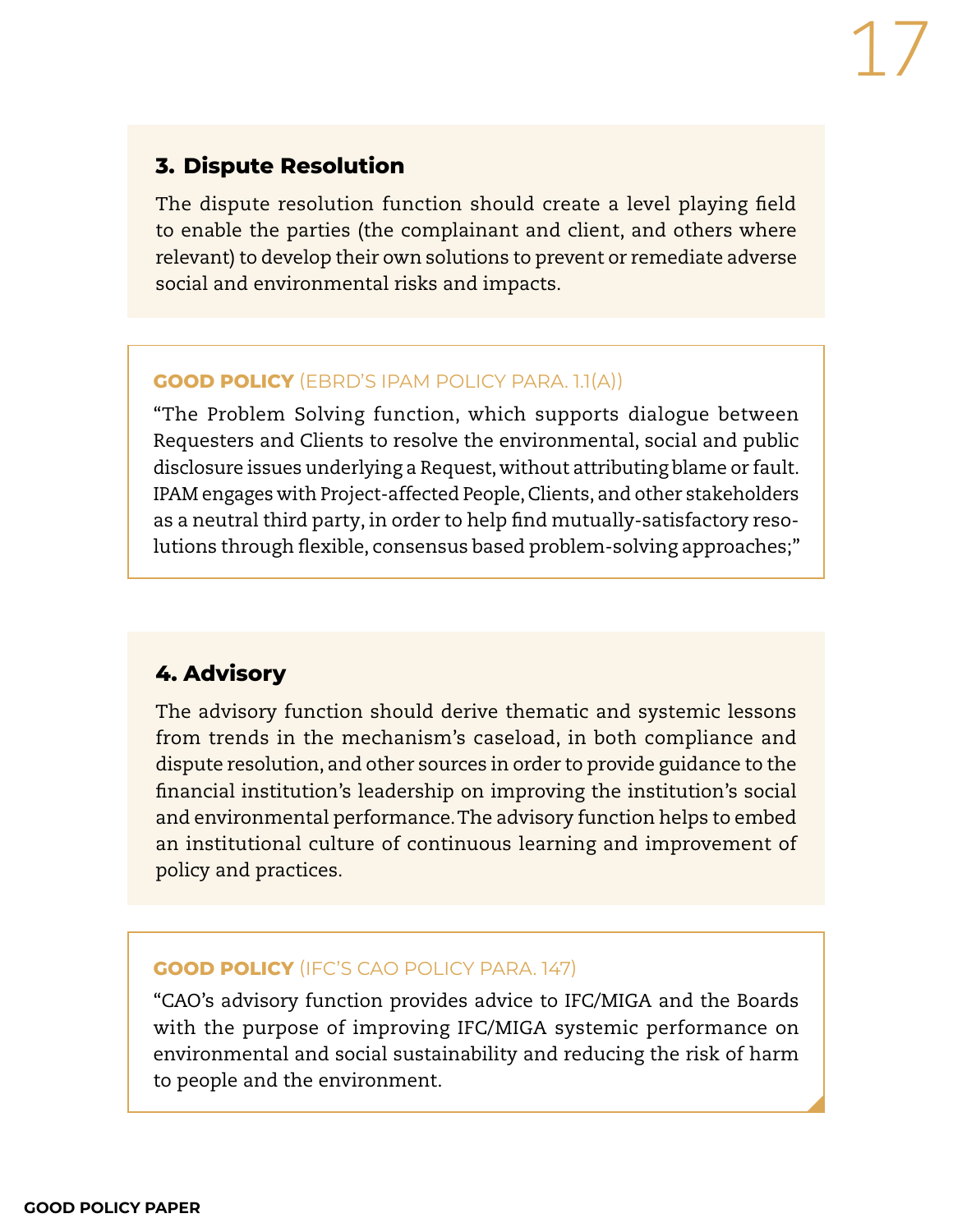### 3. Dispute Resolution

The dispute resolution function should create a level playing field to enable the parties (the complainant and client, and others where relevant) to develop their own solutions to prevent or remediate adverse social and environmental risks and impacts.

**GOOD POLICY** (EBRD'S IPAM POLICY PARA. 1.1(A))

"The Problem Solving function, which supports dialogue between Requesters and Clients to resolve the environmental, social and public disclosure issues underlying a Request, without attributing blame or fault. IPAM engages with Project-affected People, Clients, and other stakeholders as a neutral third party, in order to help find mutually-satisfactory resolutions through flexible, consensus based problem-solving approaches;"

### 4. Advisory

The advisory function should derive thematic and systemic lessons from trends in the mechanism's caseload, in both compliance and dispute resolution, and other sources in order to provide guidance to the financial institution's leadership on improving the institution's social and environmental performance. The advisory function helps to embed an institutional culture of continuous learning and improvement of policy and practices.

**GOOD POLICY** (IFC'S CAO POLICY PARA. 147)

"CAO's advisory function provides advice to IFC/MIGA and the Boards with the purpose of improving IFC/MIGA systemic performance on environmental and social sustainability and reducing the risk of harm to people and the environment.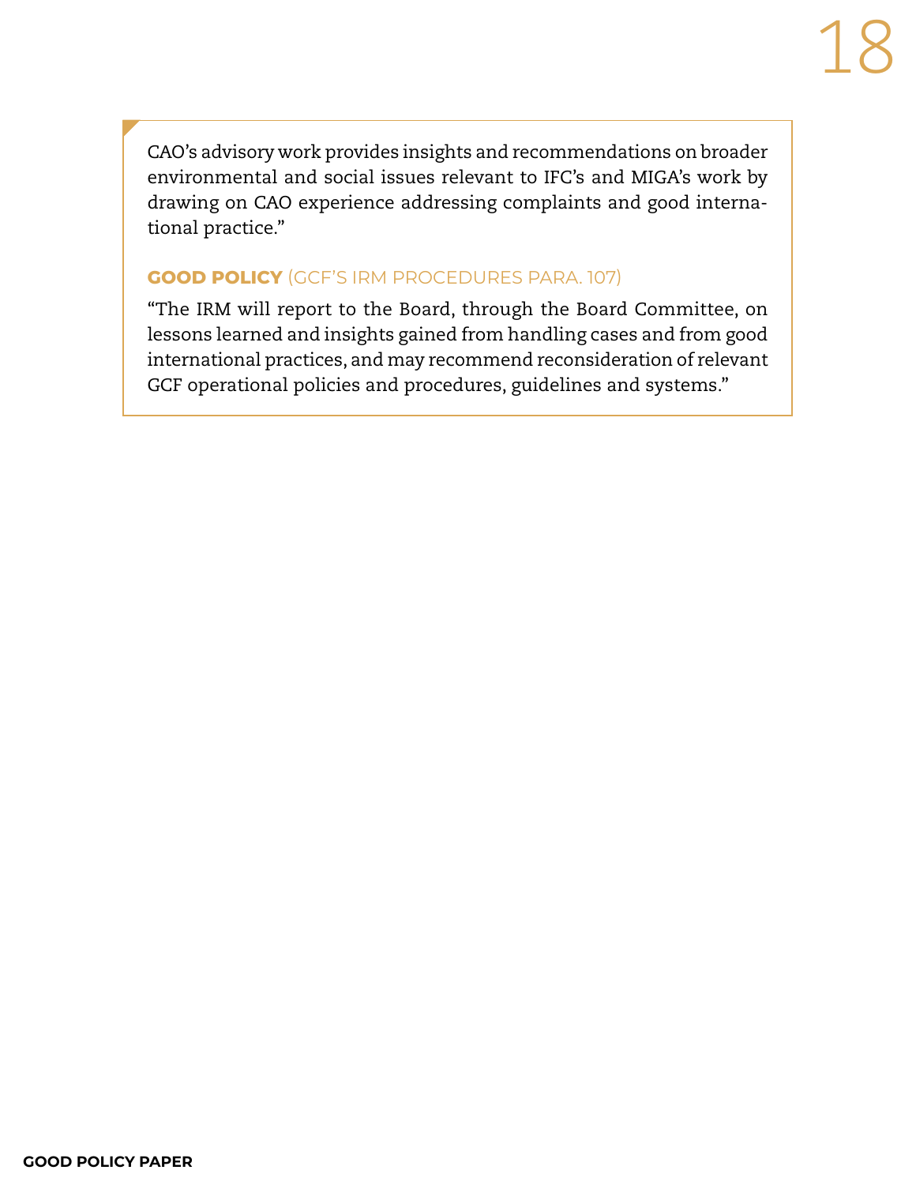CAO's advisory work provides insights and recommendations on broader environmental and social issues relevant to IFC's and MIGA's work by drawing on CAO experience addressing complaints and good international practice."

**GOOD POLICY** (GCF'S IRM PROCEDURES PARA. 107)

"The IRM will report to the Board, through the Board Committee, on lessons learned and insights gained from handling cases and from good international practices, and may recommend reconsideration of relevant GCF operational policies and procedures, guidelines and systems."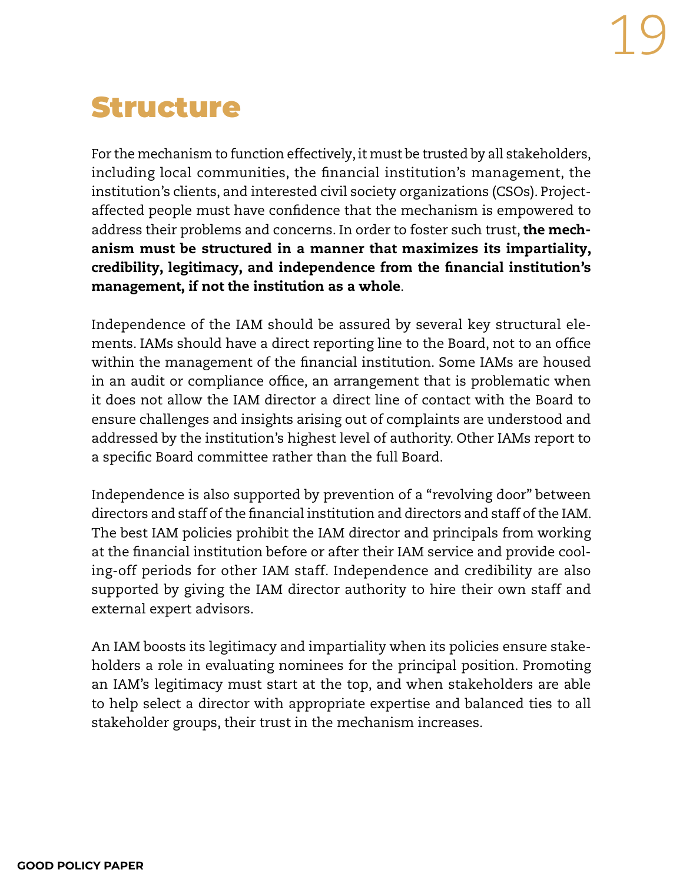# Structure

For the mechanism to function effectively, it must be trusted by all stakeholders, including local communities, the financial institution's management, the institution's clients, and interested civil society organizations (CSOs). Project-affected people must have confidence that the mechanism is empowered to address their problems and concerns. In order to foster such trust, **the mechanism must be structured in a manner that maximizes its impartiality, credibility, legitimacy, and independence from the financial institution's management, if not the institution as a whole**.

Independence of the IAM should be assured by several key structural elements. IAMs should have a direct reporting line to the Board, not to an office within the management of the financial institution. Some IAMs are housed in an audit or compliance office, an arrangement that is problematic when it does not allow the IAM director a direct line of contact with the Board to ensure challenges and insights arising out of complaints are understood and addressed by the institution's highest level of authority. Other IAMs report to a specific Board committee rather than the full Board.

Independence is also supported by prevention of a "revolving door" between directors and staff of the financial institution and directors and staff of the IAM. The best IAM policies prohibit the IAM director and principals from working at the financial institution before or after their IAM service and provide cooling-off periods for other IAM staff. Independence and credibility are also supported by giving the IAM director authority to hire their own staff and external expert advisors.

An IAM boosts its legitimacy and impartiality when its policies ensure stakeholders a role in evaluating nominees for the principal position. Promoting an IAM's legitimacy must start at the top, and when stakeholders are able to help select a director with appropriate expertise and balanced ties to all stakeholder groups, their trust in the mechanism increases.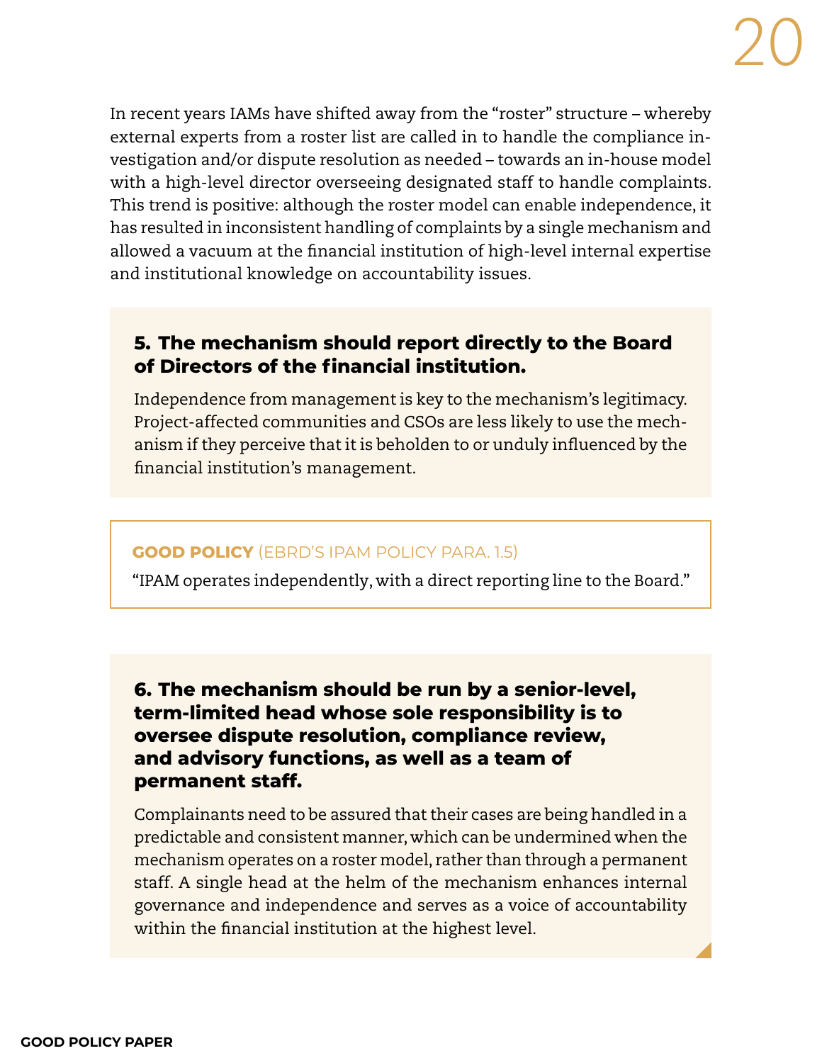In recent years IAMs have shifted away from the "roster" structure – whereby external experts from a roster list are called in to handle the compliance investigation and/or dispute resolution as needed – towards an in-house model with a high-level director overseeing designated staff to handle complaints. This trend is positive: although the roster model can enable independence, it has resulted in inconsistent handling of complaints by a single mechanism and allowed a vacuum at the financial institution of high-level internal expertise and institutional knowledge on accountability issues.

### 5. The mechanism should report directly to the Board of Directors of the financial institution.

Independence from management is key to the mechanism's legitimacy. Project-affected communities and CSOs are less likely to use the mechanism if they perceive that it is beholden to or unduly influenced by the financial institution's management.

**GOOD POLICY** (EBRD'S IPAM POLICY PARA. 1.5)

"IPAM operates independently, with a direct reporting line to the Board."

### 6. The mechanism should be run by a senior-level, term-limited head whose sole responsibility is to oversee dispute resolution, compliance review, and advisory functions, as well as a team of permanent staff.

Complainants need to be assured that their cases are being handled in a predictable and consistent manner, which can be undermined when the mechanism operates on a roster model, rather than through a permanent staff. A single head at the helm of the mechanism enhances internal governance and independence and serves as a voice of accountability within the financial institution at the highest level.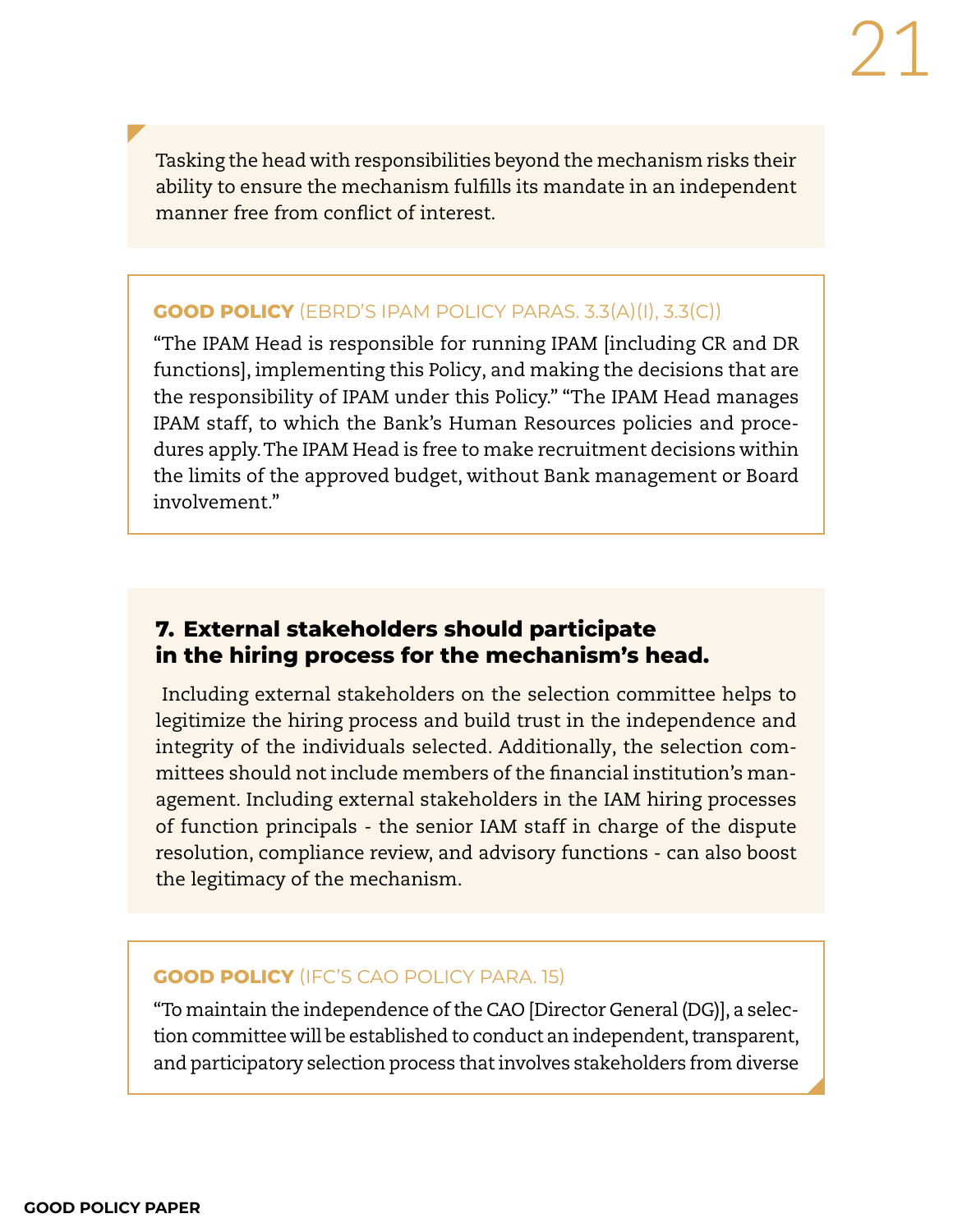Tasking the head with responsibilities beyond the mechanism risks their ability to ensure the mechanism fulfills its mandate in an independent manner free from conflict of interest.

**GOOD POLICY** (EBRD'S IPAM POLICY PARAS. 3.3(A)(I), 3.3(C))

"The IPAM Head is responsible for running IPAM [including CR and DR functions], implementing this Policy, and making the decisions that are the responsibility of IPAM under this Policy." "The IPAM Head manages IPAM staff, to which the Bank's Human Resources policies and procedures apply. The IPAM Head is free to make recruitment decisions within the limits of the approved budget, without Bank management or Board involvement."

### 7. External stakeholders should participate in the hiring process for the mechanism's head.

Including external stakeholders on the selection committee helps to legitimize the hiring process and build trust in the independence and integrity of the individuals selected. Additionally, the selection committees should not include members of the financial institution's management. Including external stakeholders in the IAM hiring processes of function principals - the senior IAM staff in charge of the dispute resolution, compliance review, and advisory functions - can also boost the legitimacy of the mechanism.

**GOOD POLICY** (IFC'S CAO POLICY PARA. 15)

"To maintain the independence of the CAO [Director General (DG)], a selection committee will be established to conduct an independent, transparent, and participatory selection process that involves stakeholders from diverse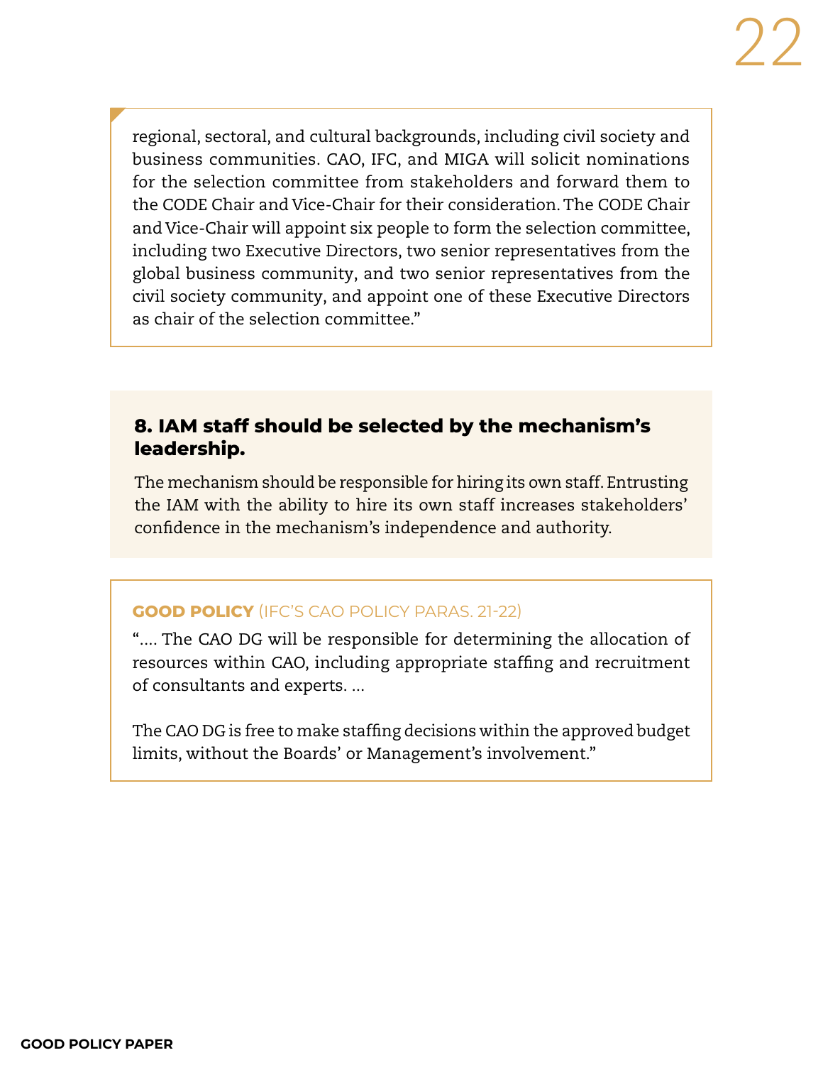regional, sectoral, and cultural backgrounds, including civil society and business communities. CAO, IFC, and MIGA will solicit nominations for the selection committee from stakeholders and forward them to the CODE Chair and Vice-Chair for their consideration. The CODE Chair and Vice-Chair will appoint six people to form the selection committee, including two Executive Directors, two senior representatives from the global business community, and two senior representatives from the civil society community, and appoint one of these Executive Directors as chair of the selection committee."

### 8. IAM staff should be selected by the mechanism's leadership.

The mechanism should be responsible for hiring its own staff. Entrusting the IAM with the ability to hire its own staff increases stakeholders' confidence in the mechanism's independence and authority.

**GOOD POLICY** (IFC'S CAO POLICY PARAS. 21-22)

".... The CAO DG will be responsible for determining the allocation of resources within CAO, including appropriate staffing and recruitment of consultants and experts. ...

The CAO DG is free to make staffing decisions within the approved budget limits, without the Boards' or Management's involvement."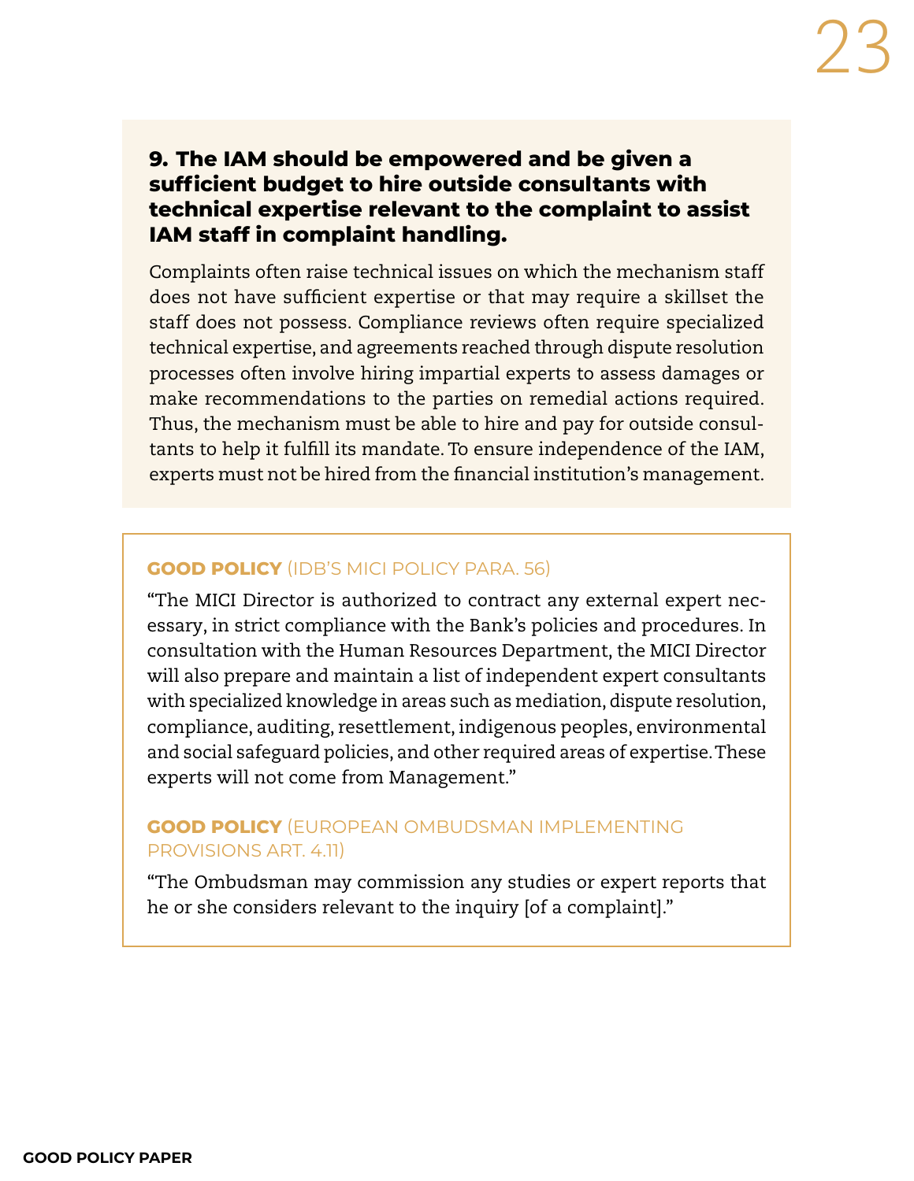### 9. The IAM should be empowered and be given a sufficient budget to hire outside consultants with technical expertise relevant to the complaint to assist IAM staff in complaint handling.

Complaints often raise technical issues on which the mechanism staff does not have sufficient expertise or that may require a skillset the staff does not possess. Compliance reviews often require specialized technical expertise, and agreements reached through dispute resolution processes often involve hiring impartial experts to assess damages or make recommendations to the parties on remedial actions required. Thus, the mechanism must be able to hire and pay for outside consultants to help it fulfill its mandate. To ensure independence of the IAM, experts must not be hired from the financial institution's management.

**GOOD POLICY** (IDB'S MICI POLICY PARA. 56)

"The MICI Director is authorized to contract any external expert necessary, in strict compliance with the Bank's policies and procedures. In consultation with the Human Resources Department, the MICI Director will also prepare and maintain a list of independent expert consultants with specialized knowledge in areas such as mediation, dispute resolution, compliance, auditing, resettlement, indigenous peoples, environmental and social safeguard policies, and other required areas of expertise. These experts will not come from Management."

**GOOD POLICY** (EUROPEAN OMBUDSMAN IMPLEMENTING PROVISIONS ART. 4.11)

"The Ombudsman may commission any studies or expert reports that he or she considers relevant to the inquiry [of a complaint]."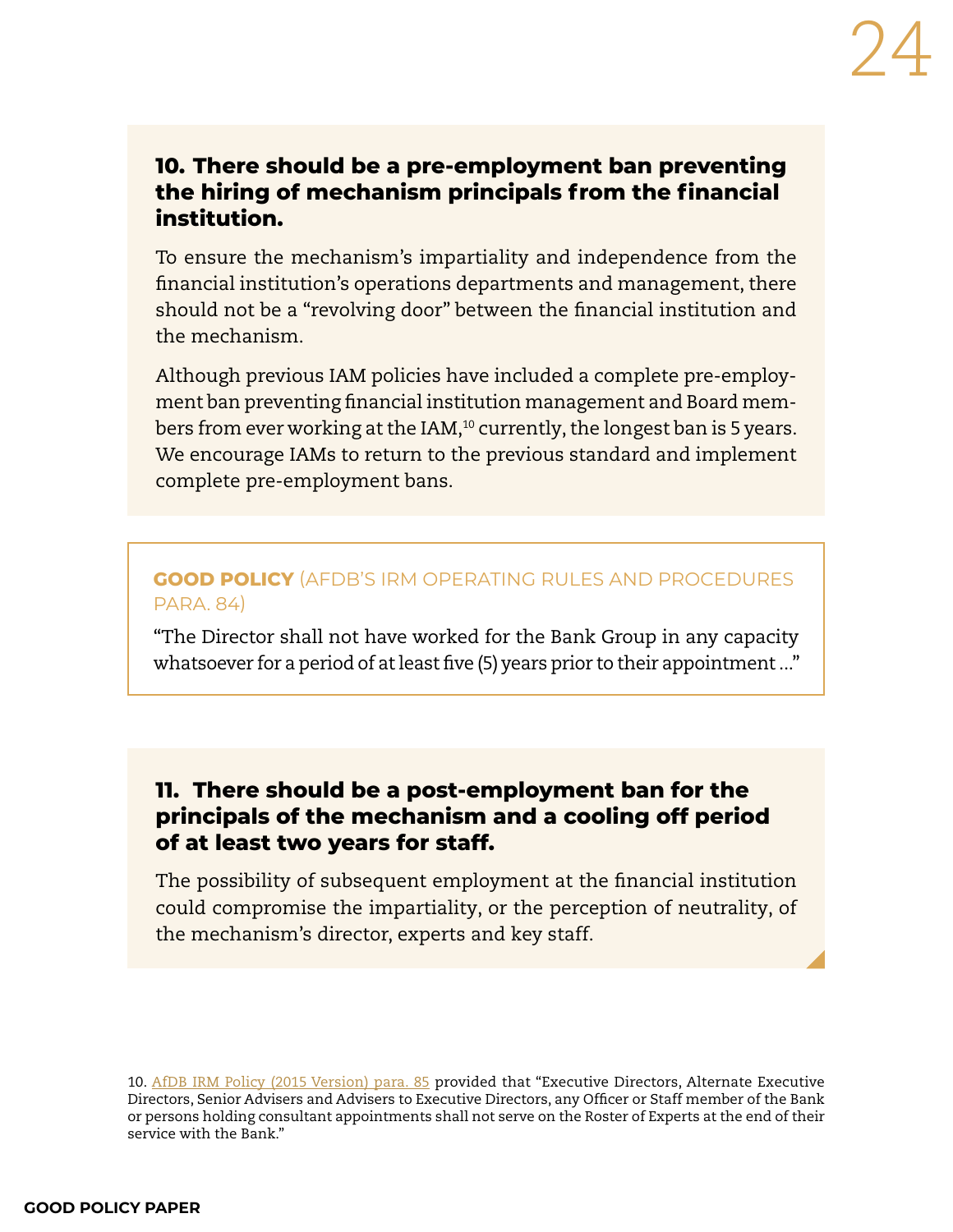### 10. There should be a pre-employment ban preventing the hiring of mechanism principals from the financial institution.

To ensure the mechanism's impartiality and independence from the financial institution's operations departments and management, there should not be a "revolving door" between the financial institution and the mechanism.

Although previous IAM policies have included a complete pre-employment ban preventing financial institution management and Board members from ever working at the IAM,[10] currently, the longest ban is 5 years. We encourage IAMs to return to the previous standard and implement complete pre-employment bans.

**GOOD POLICY** (AFDB'S IRM OPERATING RULES AND PROCEDURES PARA. 84)

"The Director shall not have worked for the Bank Group in any capacity whatsoever for a period of at least five (5) years prior to their appointment ..."

### 11. There should be a post-employment ban for the principals of the mechanism and a cooling off period of at least two years for staff.

The possibility of subsequent employment at the financial institution could compromise the impartiality, or the perception of neutrality, of the mechanism's director, experts and key staff.

10. AfDB IRM Policy (2015 Version) para. 85 provided that "Executive Directors, Alternate Executive Directors, Senior Advisers and Advisers to Executive Directors, any Officer or Staff member of the Bank or persons holding consultant appointments shall not serve on the Roster of Experts at the end of their service with the Bank."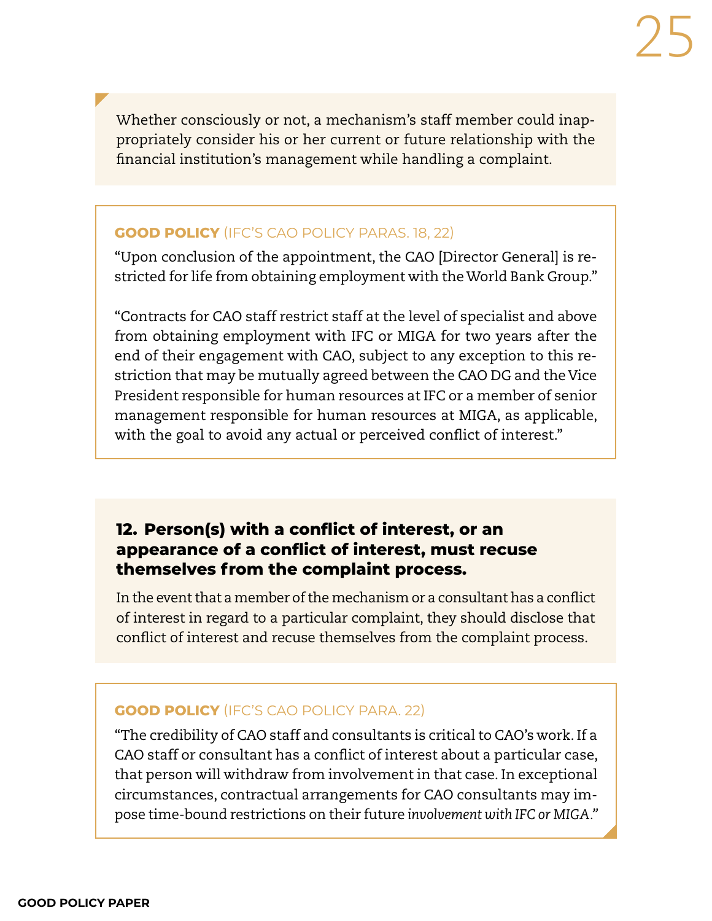Whether consciously or not, a mechanism's staff member could inappropriately consider his or her current or future relationship with the financial institution's management while handling a complaint.

**GOOD POLICY** (IFC'S CAO POLICY PARAS. 18, 22)

"Upon conclusion of the appointment, the CAO [Director General] is restricted for life from obtaining employment with the World Bank Group."

"Contracts for CAO staff restrict staff at the level of specialist and above from obtaining employment with IFC or MIGA for two years after the end of their engagement with CAO, subject to any exception to this restriction that may be mutually agreed between the CAO DG and the Vice President responsible for human resources at IFC or a member of senior management responsible for human resources at MIGA, as applicable, with the goal to avoid any actual or perceived conflict of interest."

### 12. Person(s) with a conflict of interest, or an appearance of a conflict of interest, must recuse themselves from the complaint process.

In the event that a member of the mechanism or a consultant has a conflict of interest in regard to a particular complaint, they should disclose that conflict of interest and recuse themselves from the complaint process.

**GOOD POLICY** (IFC'S CAO POLICY PARA. 22)

"The credibility of CAO staff and consultants is critical to CAO's work. If a CAO staff or consultant has a conflict of interest about a particular case, that person will withdraw from involvement in that case. In exceptional circumstances, contractual arrangements for CAO consultants may impose time-bound restrictions on their future *involvement with IFC or MIGA*."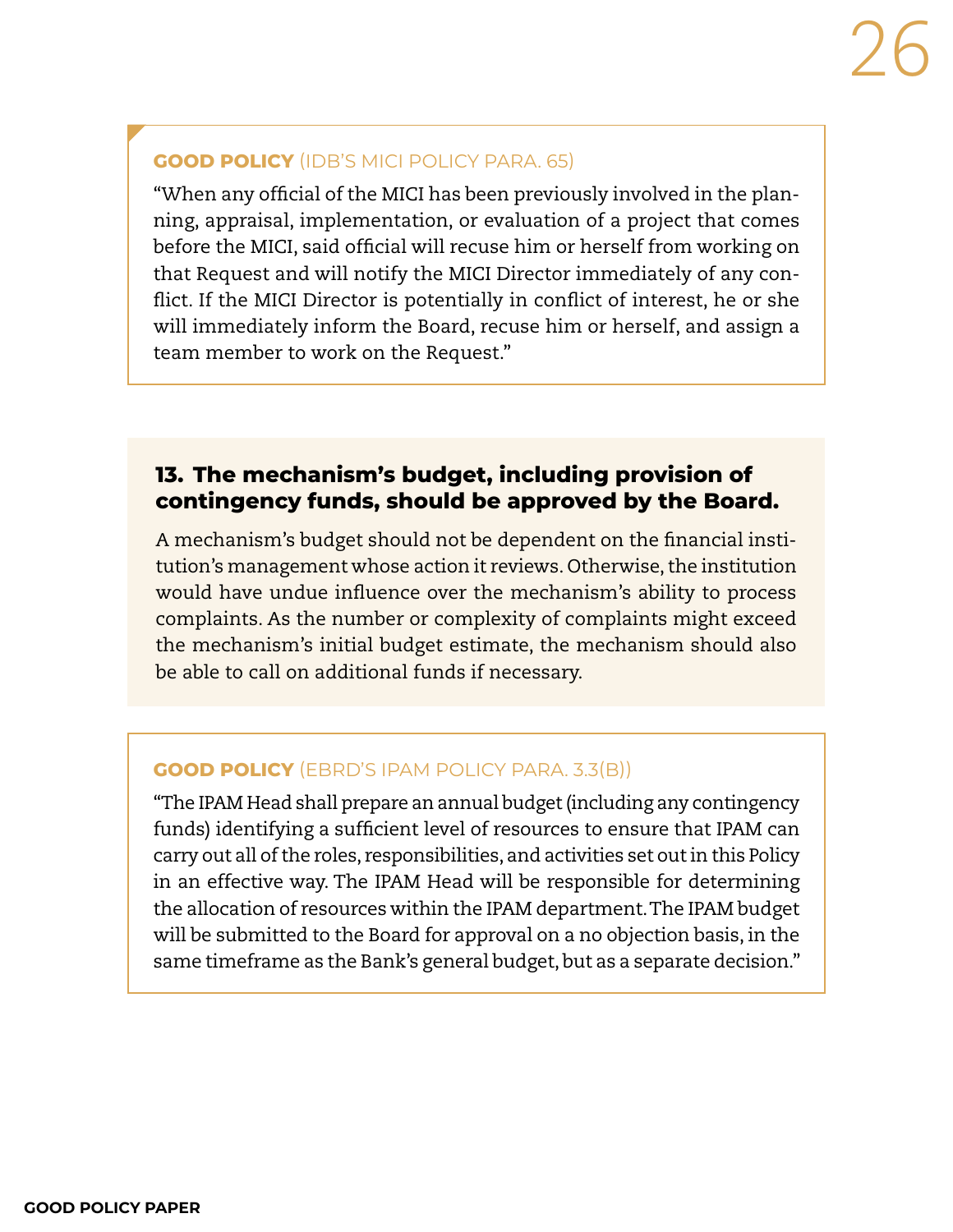**GOOD POLICY** (IDB'S MICI POLICY PARA. 65)

"When any official of the MICI has been previously involved in the planning, appraisal, implementation, or evaluation of a project that comes before the MICI, said official will recuse him or herself from working on that Request and will notify the MICI Director immediately of any conflict. If the MICI Director is potentially in conflict of interest, he or she will immediately inform the Board, recuse him or herself, and assign a team member to work on the Request."

## 13. The mechanism's budget, including provision of contingency funds, should be approved by the Board.

A mechanism's budget should not be dependent on the financial institution's management whose action it reviews. Otherwise, the institution would have undue influence over the mechanism's ability to process complaints. As the number or complexity of complaints might exceed the mechanism's initial budget estimate, the mechanism should also be able to call on additional funds if necessary.

**GOOD POLICY** (EBRD'S IPAM POLICY PARA. 3.3(B))

"The IPAM Head shall prepare an annual budget (including any contingency funds) identifying a sufficient level of resources to ensure that IPAM can carry out all of the roles, responsibilities, and activities set out in this Policy in an effective way. The IPAM Head will be responsible for determining the allocation of resources within the IPAM department. The IPAM budget will be submitted to the Board for approval on a no objection basis, in the same timeframe as the Bank's general budget, but as a separate decision."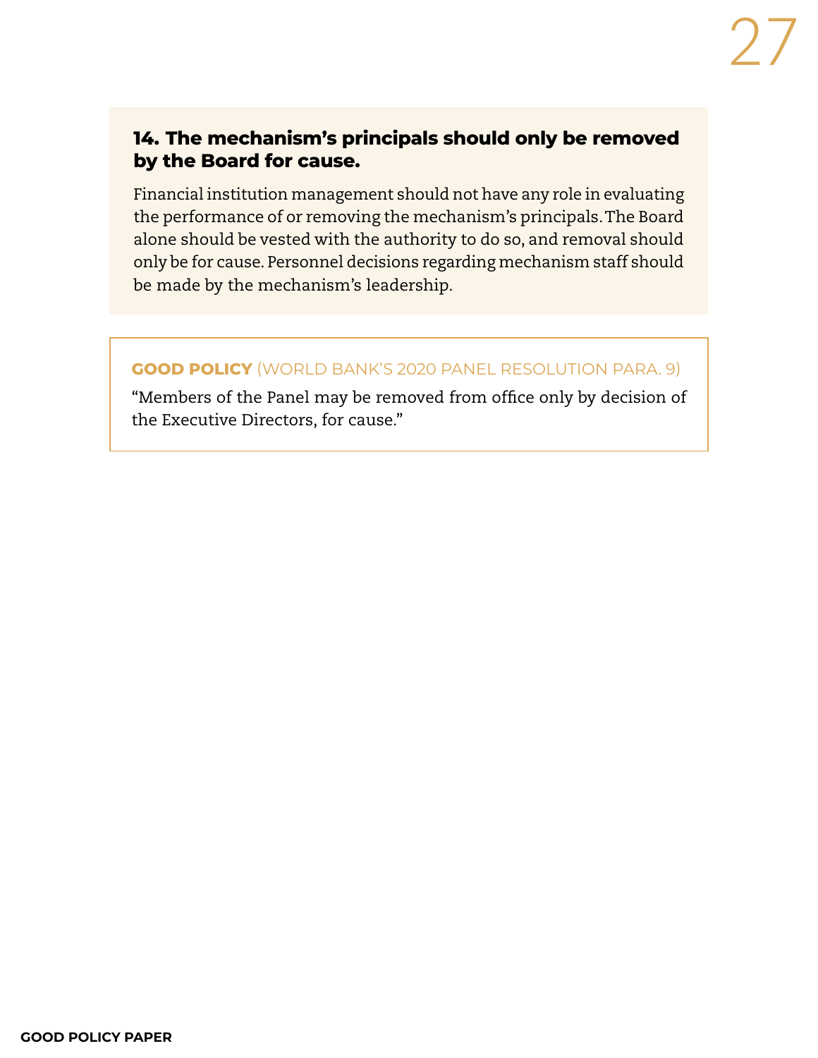### 14. The mechanism's principals should only be removed by the Board for cause.

Financial institution management should not have any role in evaluating the performance of or removing the mechanism's principals. The Board alone should be vested with the authority to do so, and removal should only be for cause. Personnel decisions regarding mechanism staff should be made by the mechanism's leadership.

**GOOD POLICY** (WORLD BANK'S 2020 PANEL RESOLUTION PARA. 9)

"Members of the Panel may be removed from office only by decision of the Executive Directors, for cause."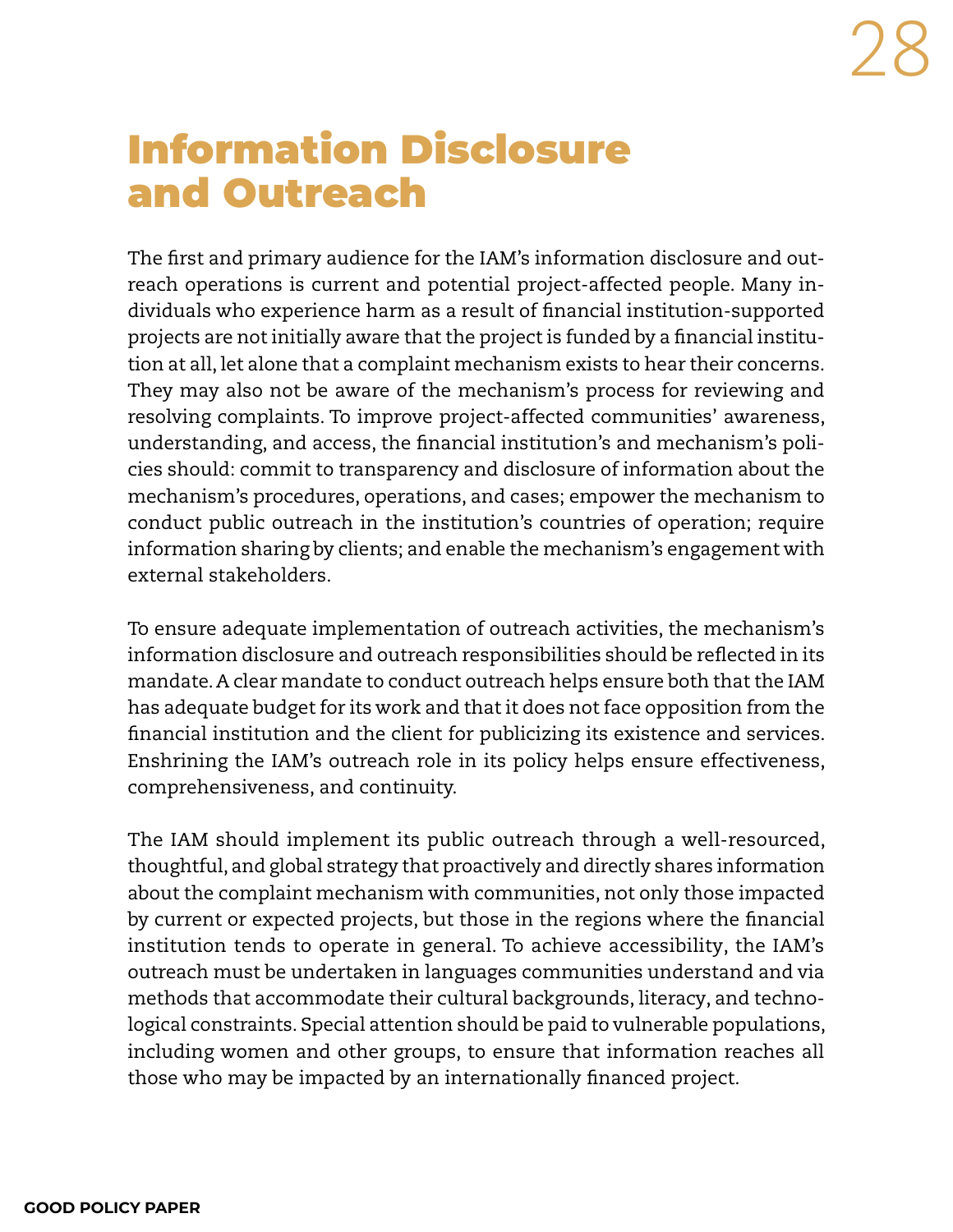# Information Disclosure and Outreach

The first and primary audience for the IAM's information disclosure and outreach operations is current and potential project-affected people. Many individuals who experience harm as a result of financial institution-supported projects are not initially aware that the project is funded by a financial institution at all, let alone that a complaint mechanism exists to hear their concerns. They may also not be aware of the mechanism's process for reviewing and resolving complaints. To improve project-affected communities' awareness, understanding, and access, the financial institution's and mechanism's policies should: commit to transparency and disclosure of information about the mechanism's procedures, operations, and cases; empower the mechanism to conduct public outreach in the institution's countries of operation; require information sharing by clients; and enable the mechanism's engagement with external stakeholders.

To ensure adequate implementation of outreach activities, the mechanism's information disclosure and outreach responsibilities should be reflected in its mandate. A clear mandate to conduct outreach helps ensure both that the IAM has adequate budget for its work and that it does not face opposition from the financial institution and the client for publicizing its existence and services. Enshrining the IAM's outreach role in its policy helps ensure effectiveness, comprehensiveness, and continuity.

The IAM should implement its public outreach through a well-resourced, thoughtful, and global strategy that proactively and directly shares information about the complaint mechanism with communities, not only those impacted by current or expected projects, but those in the regions where the financial institution tends to operate in general. To achieve accessibility, the IAM's outreach must be undertaken in languages communities understand and via methods that accommodate their cultural backgrounds, literacy, and technological constraints. Special attention should be paid to vulnerable populations, including women and other groups, to ensure that information reaches all those who may be impacted by an internationally financed project.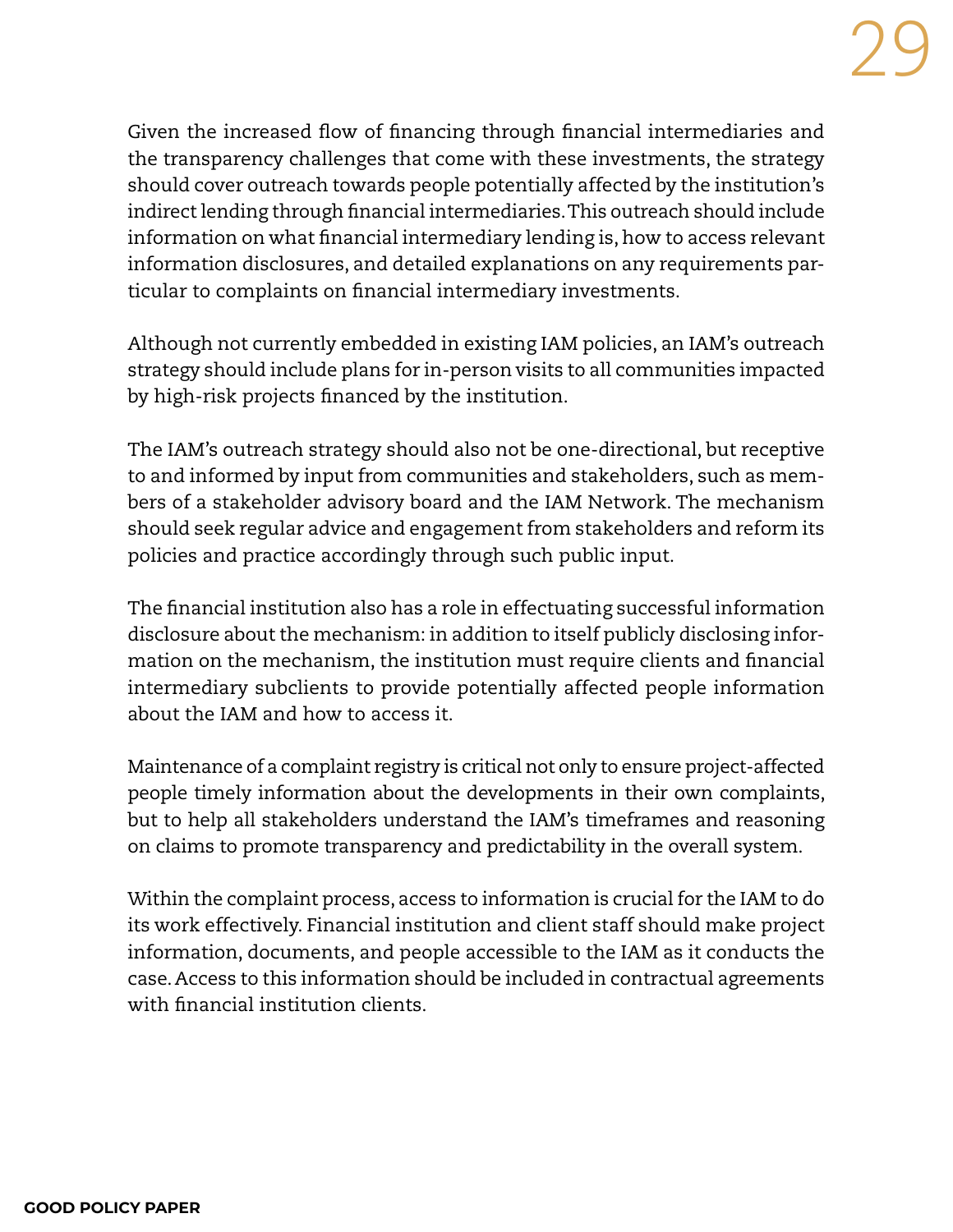Given the increased flow of financing through financial intermediaries and the transparency challenges that come with these investments, the strategy should cover outreach towards people potentially affected by the institution's indirect lending through financial intermediaries. This outreach should include information on what financial intermediary lending is, how to access relevant information disclosures, and detailed explanations on any requirements particular to complaints on financial intermediary investments.

Although not currently embedded in existing IAM policies, an IAM's outreach strategy should include plans for in-person visits to all communities impacted by high-risk projects financed by the institution.

The IAM's outreach strategy should also not be one-directional, but receptive to and informed by input from communities and stakeholders, such as members of a stakeholder advisory board and the IAM Network. The mechanism should seek regular advice and engagement from stakeholders and reform its policies and practice accordingly through such public input.

The financial institution also has a role in effectuating successful information disclosure about the mechanism: in addition to itself publicly disclosing information on the mechanism, the institution must require clients and financial intermediary subclients to provide potentially affected people information about the IAM and how to access it.

Maintenance of a complaint registry is critical not only to ensure project-affected people timely information about the developments in their own complaints, but to help all stakeholders understand the IAM's timeframes and reasoning on claims to promote transparency and predictability in the overall system.

Within the complaint process, access to information is crucial for the IAM to do its work effectively. Financial institution and client staff should make project information, documents, and people accessible to the IAM as it conducts the case. Access to this information should be included in contractual agreements with financial institution clients.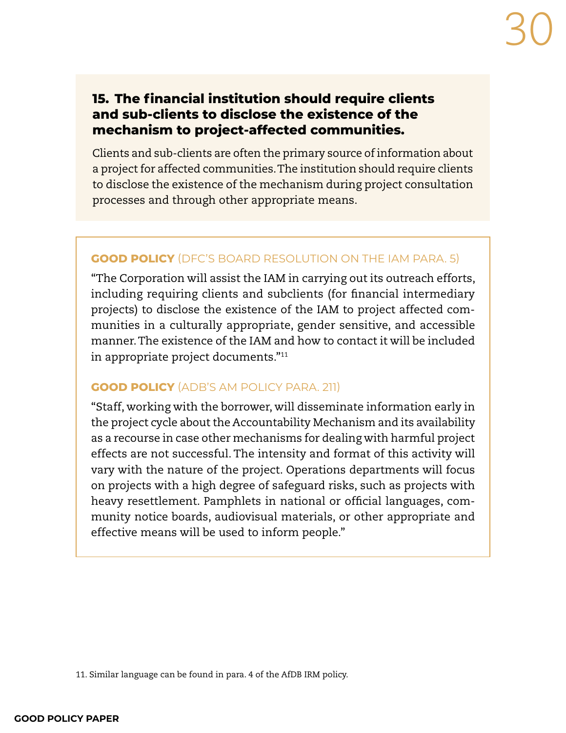### 15. The financial institution should require clients and sub-clients to disclose the existence of the mechanism to project-affected communities.

Clients and sub-clients are often the primary source of information about a project for affected communities. The institution should require clients to disclose the existence of the mechanism during project consultation processes and through other appropriate means.

**GOOD POLICY** (DFC'S BOARD RESOLUTION ON THE IAM PARA. 5)

"The Corporation will assist the IAM in carrying out its outreach efforts, including requiring clients and subclients (for financial intermediary projects) to disclose the existence of the IAM to project affected communities in a culturally appropriate, gender sensitive, and accessible manner. The existence of the IAM and how to contact it will be included in appropriate project documents."[11]

**GOOD POLICY** (ADB'S AM POLICY PARA. 211)

"Staff, working with the borrower, will disseminate information early in the project cycle about the Accountability Mechanism and its availability as a recourse in case other mechanisms for dealing with harmful project effects are not successful. The intensity and format of this activity will vary with the nature of the project. Operations departments will focus on projects with a high degree of safeguard risks, such as projects with heavy resettlement. Pamphlets in national or official languages, community notice boards, audiovisual materials, or other appropriate and effective means will be used to inform people."

11. Similar language can be found in para. 4 of the AfDB IRM policy.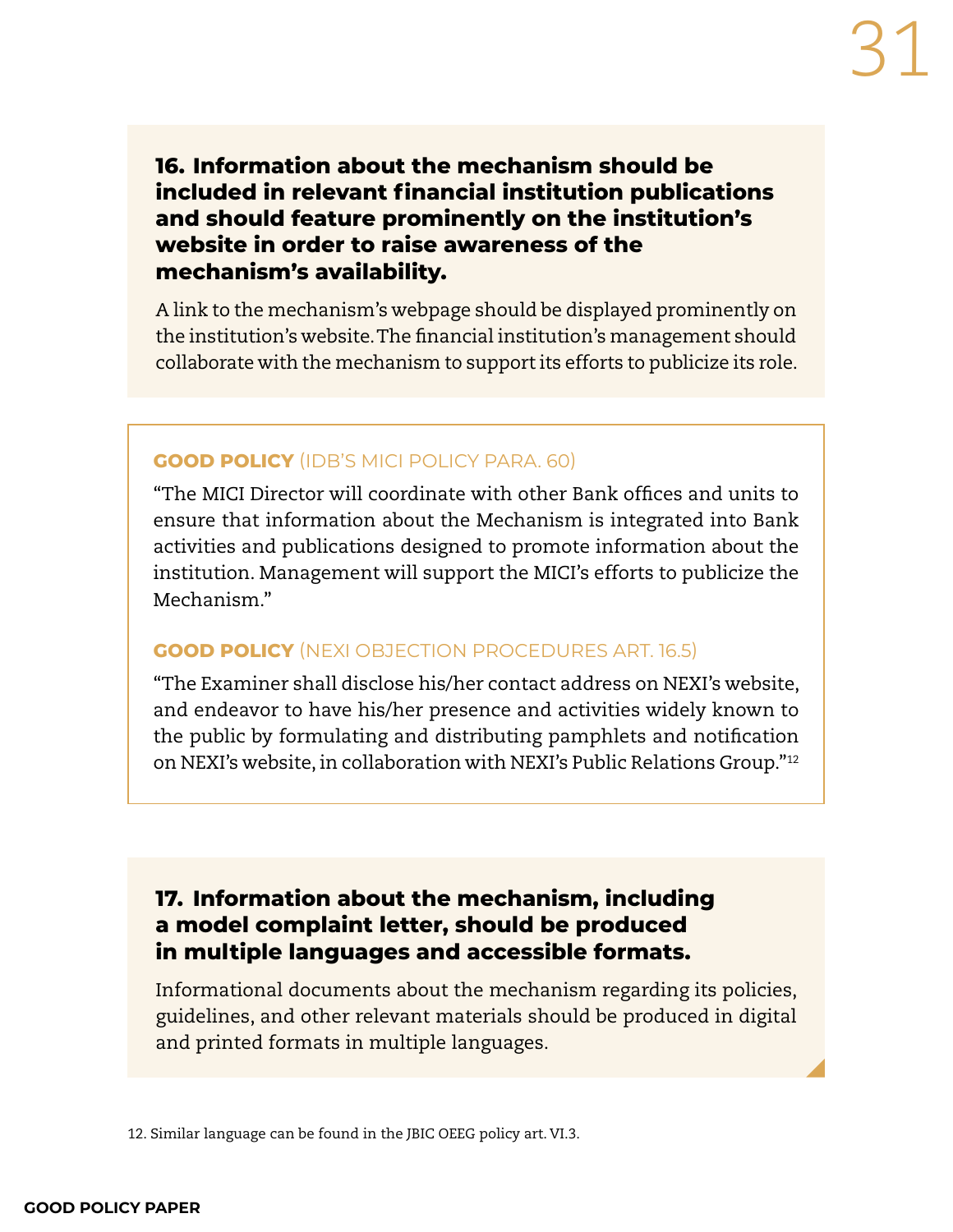### 16. Information about the mechanism should be included in relevant financial institution publications and should feature prominently on the institution's website in order to raise awareness of the mechanism's availability.

A link to the mechanism's webpage should be displayed prominently on the institution's website. The financial institution's management should collaborate with the mechanism to support its efforts to publicize its role.

**GOOD POLICY** (IDB'S MICI POLICY PARA. 60)

"The MICI Director will coordinate with other Bank offices and units to ensure that information about the Mechanism is integrated into Bank activities and publications designed to promote information about the institution. Management will support the MICI's efforts to publicize the Mechanism."

**GOOD POLICY** (NEXI OBJECTION PROCEDURES ART. 16.5)

"The Examiner shall disclose his/her contact address on NEXI's website, and endeavor to have his/her presence and activities widely known to the public by formulating and distributing pamphlets and notification on NEXI's website, in collaboration with NEXI's Public Relations Group."[12]

### 17. Information about the mechanism, including a model complaint letter, should be produced in multiple languages and accessible formats.

Informational documents about the mechanism regarding its policies, guidelines, and other relevant materials should be produced in digital and printed formats in multiple languages.

12. Similar language can be found in the JBIC OEEG policy art. VI.3.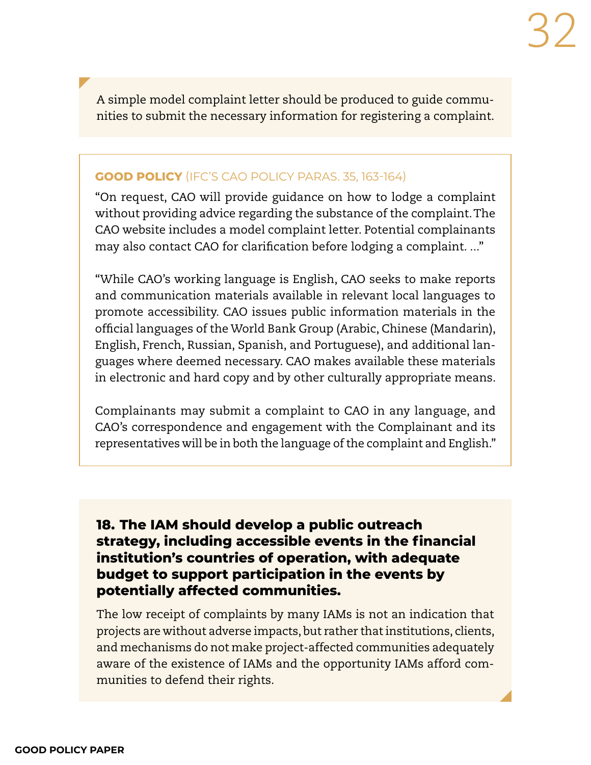A simple model complaint letter should be produced to guide communities to submit the necessary information for registering a complaint.

**GOOD POLICY** (IFC'S CAO POLICY PARAS. 35, 163-164)

"On request, CAO will provide guidance on how to lodge a complaint without providing advice regarding the substance of the complaint. The CAO website includes a model complaint letter. Potential complainants may also contact CAO for clarification before lodging a complaint. ..."

"While CAO's working language is English, CAO seeks to make reports and communication materials available in relevant local languages to promote accessibility. CAO issues public information materials in the official languages of the World Bank Group (Arabic, Chinese (Mandarin), English, French, Russian, Spanish, and Portuguese), and additional languages where deemed necessary. CAO makes available these materials in electronic and hard copy and by other culturally appropriate means.

Complainants may submit a complaint to CAO in any language, and CAO's correspondence and engagement with the Complainant and its representatives will be in both the language of the complaint and English."

### 18. The IAM should develop a public outreach strategy, including accessible events in the financial institution's countries of operation, with adequate budget to support participation in the events by potentially affected communities.

The low receipt of complaints by many IAMs is not an indication that projects are without adverse impacts, but rather that institutions, clients, and mechanisms do not make project-affected communities adequately aware of the existence of IAMs and the opportunity IAMs afford communities to defend their rights.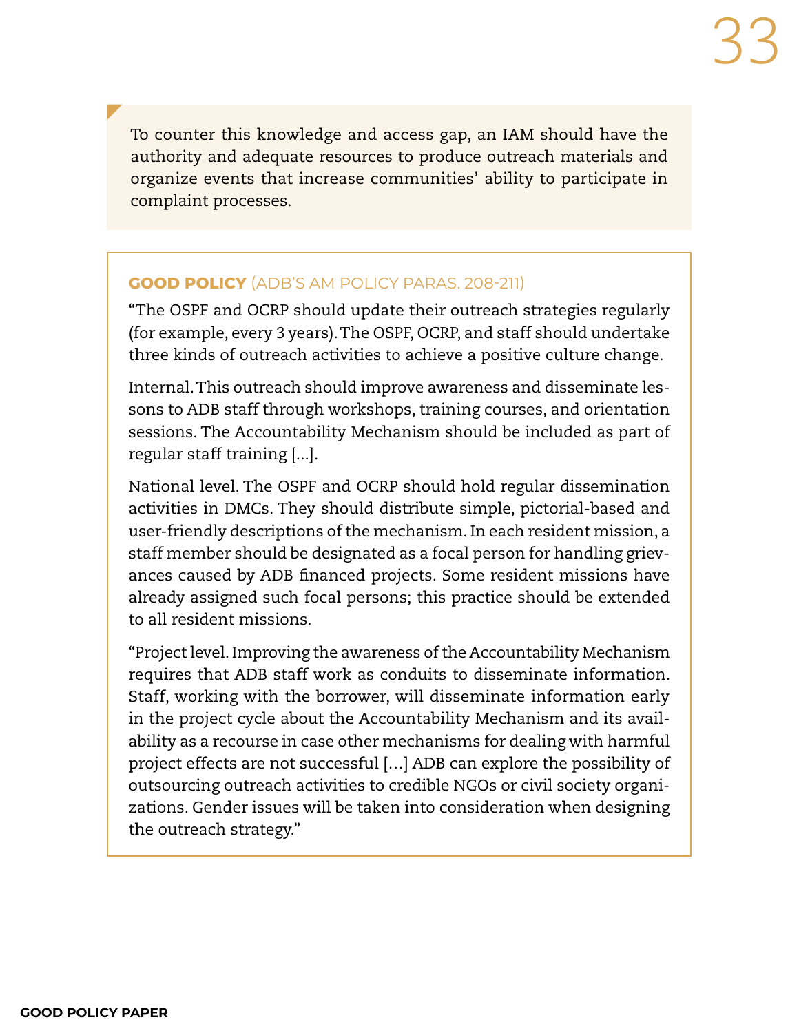To counter this knowledge and access gap, an IAM should have the authority and adequate resources to produce outreach materials and organize events that increase communities' ability to participate in complaint processes.

**GOOD POLICY** (ADB'S AM POLICY PARAS. 208-211)

"The OSPF and OCRP should update their outreach strategies regularly (for example, every 3 years). The OSPF, OCRP, and staff should undertake three kinds of outreach activities to achieve a positive culture change.

Internal. This outreach should improve awareness and disseminate lessons to ADB staff through workshops, training courses, and orientation sessions. The Accountability Mechanism should be included as part of regular staff training [...].

National level. The OSPF and OCRP should hold regular dissemination activities in DMCs. They should distribute simple, pictorial-based and user-friendly descriptions of the mechanism. In each resident mission, a staff member should be designated as a focal person for handling grievances caused by ADB financed projects. Some resident missions have already assigned such focal persons; this practice should be extended to all resident missions.

"Project level. Improving the awareness of the Accountability Mechanism requires that ADB staff work as conduits to disseminate information. Staff, working with the borrower, will disseminate information early in the project cycle about the Accountability Mechanism and its availability as a recourse in case other mechanisms for dealing with harmful project effects are not successful [...] ADB can explore the possibility of outsourcing outreach activities to credible NGOs or civil society organizations. Gender issues will be taken into consideration when designing the outreach strategy."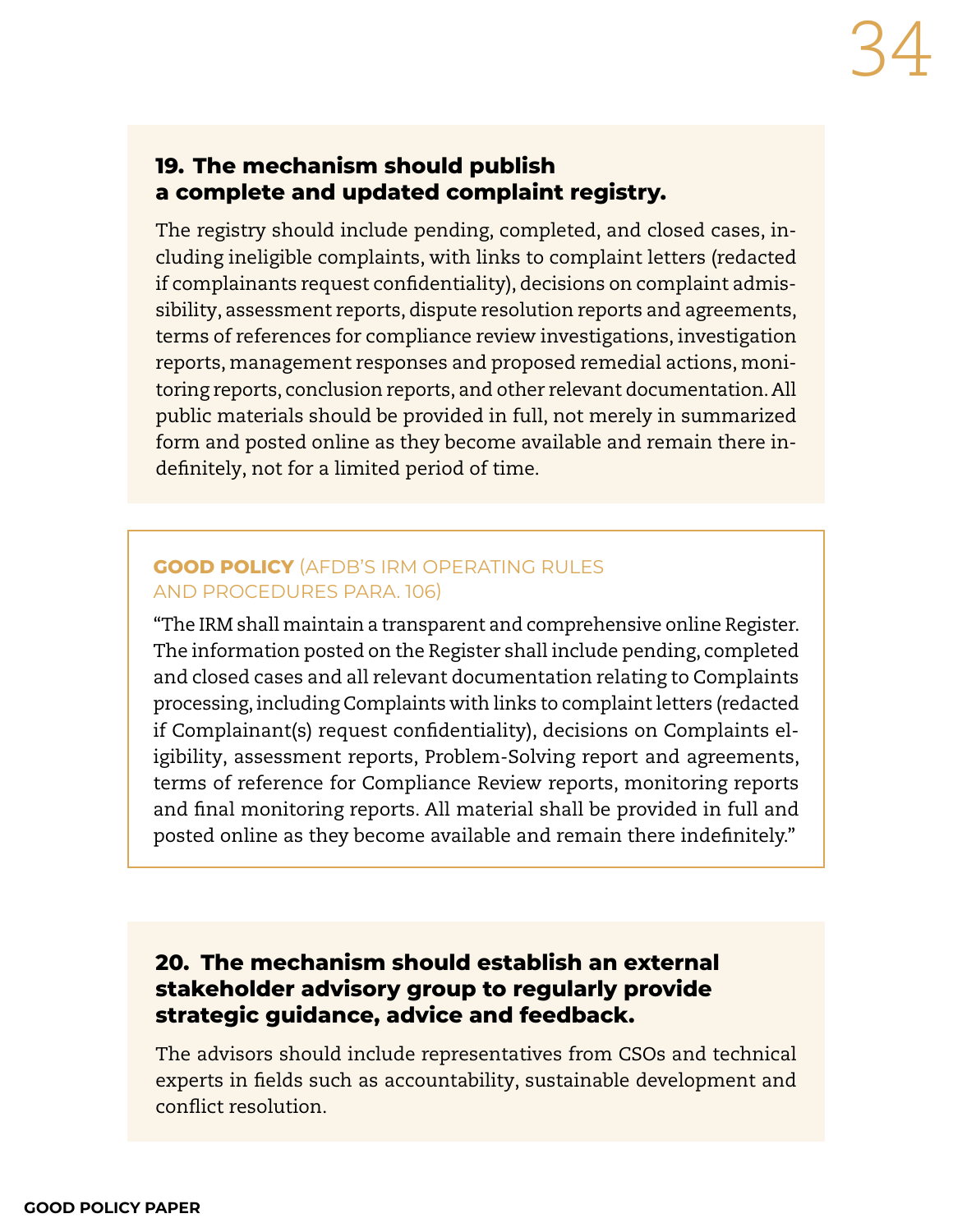### 19. The mechanism should publish a complete and updated complaint registry.

The registry should include pending, completed, and closed cases, including ineligible complaints, with links to complaint letters (redacted if complainants request confidentiality), decisions on complaint admissibility, assessment reports, dispute resolution reports and agreements, terms of references for compliance review investigations, investigation reports, management responses and proposed remedial actions, monitoring reports, conclusion reports, and other relevant documentation. All public materials should be provided in full, not merely in summarized form and posted online as they become available and remain there indefinitely, not for a limited period of time.

**GOOD POLICY** (AFDB'S IRM OPERATING RULES AND PROCEDURES PARA. 106)

"The IRM shall maintain a transparent and comprehensive online Register. The information posted on the Register shall include pending, completed and closed cases and all relevant documentation relating to Complaints processing, including Complaints with links to complaint letters (redacted if Complainant(s) request confidentiality), decisions on Complaints eligibility, assessment reports, Problem-Solving report and agreements, terms of reference for Compliance Review reports, monitoring reports and final monitoring reports. All material shall be provided in full and posted online as they become available and remain there indefinitely."

### 20. The mechanism should establish an external stakeholder advisory group to regularly provide strategic guidance, advice and feedback.

The advisors should include representatives from CSOs and technical experts in fields such as accountability, sustainable development and conflict resolution.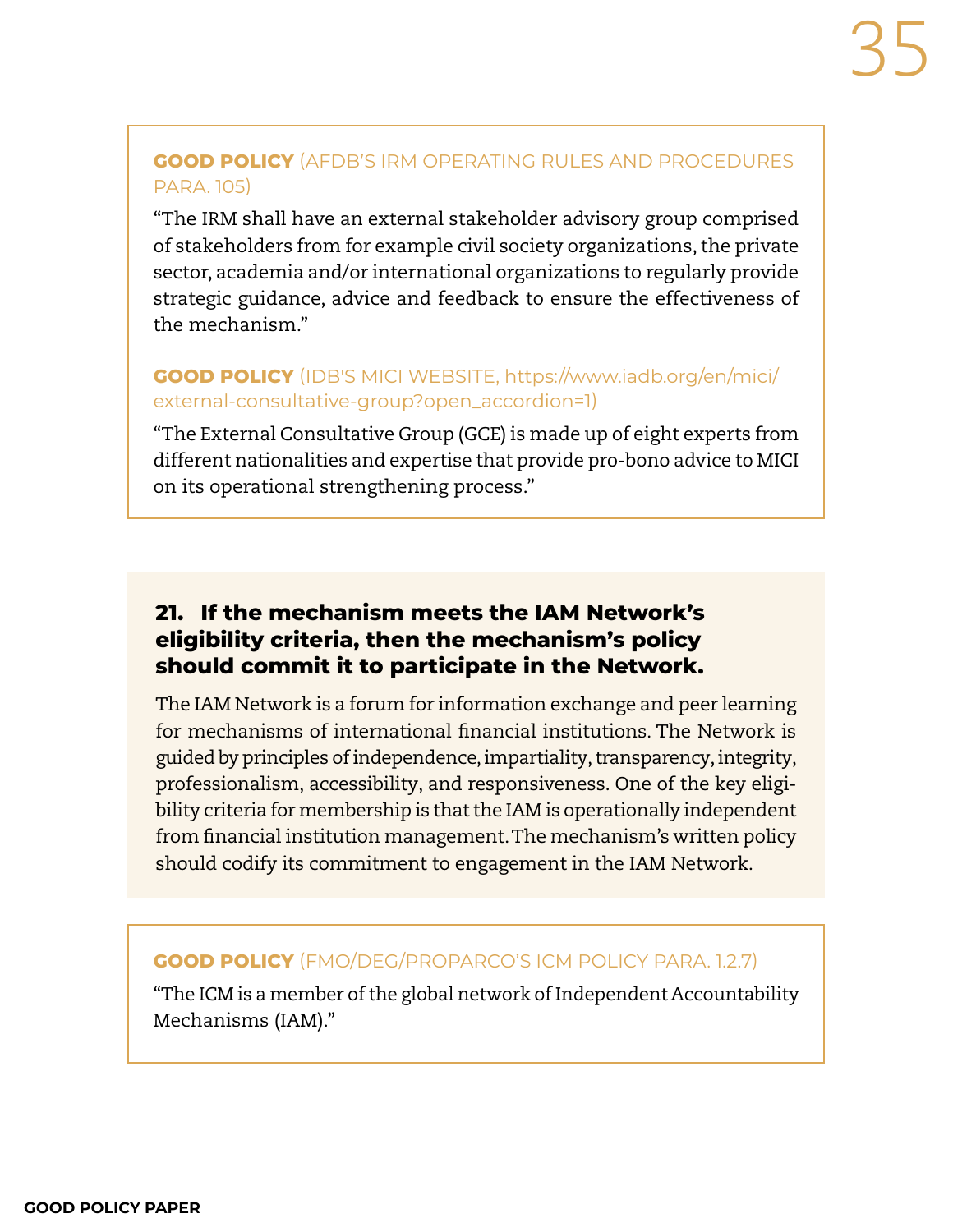**GOOD POLICY** (AFDB'S IRM OPERATING RULES AND PROCEDURES PARA. 105)

"The IRM shall have an external stakeholder advisory group comprised of stakeholders from for example civil society organizations, the private sector, academia and/or international organizations to regularly provide strategic guidance, advice and feedback to ensure the effectiveness of the mechanism."

**GOOD POLICY** (IDB'S MICI WEBSITE, https://www.iadb.org/en/mici/external-consultative-group?open_accordion=1)

"The External Consultative Group (GCE) is made up of eight experts from different nationalities and expertise that provide pro-bono advice to MICI on its operational strengthening process."

### 21. If the mechanism meets the IAM Network's eligibility criteria, then the mechanism's policy should commit it to participate in the Network.

The IAM Network is a forum for information exchange and peer learning for mechanisms of international financial institutions. The Network is guided by principles of independence, impartiality, transparency, integrity, professionalism, accessibility, and responsiveness. One of the key eligibility criteria for membership is that the IAM is operationally independent from financial institution management. The mechanism's written policy should codify its commitment to engagement in the IAM Network.

**GOOD POLICY** (FMO/DEG/PROPARCO'S ICM POLICY PARA. 1.2.7)

"The ICM is a member of the global network of Independent Accountability Mechanisms (IAM)."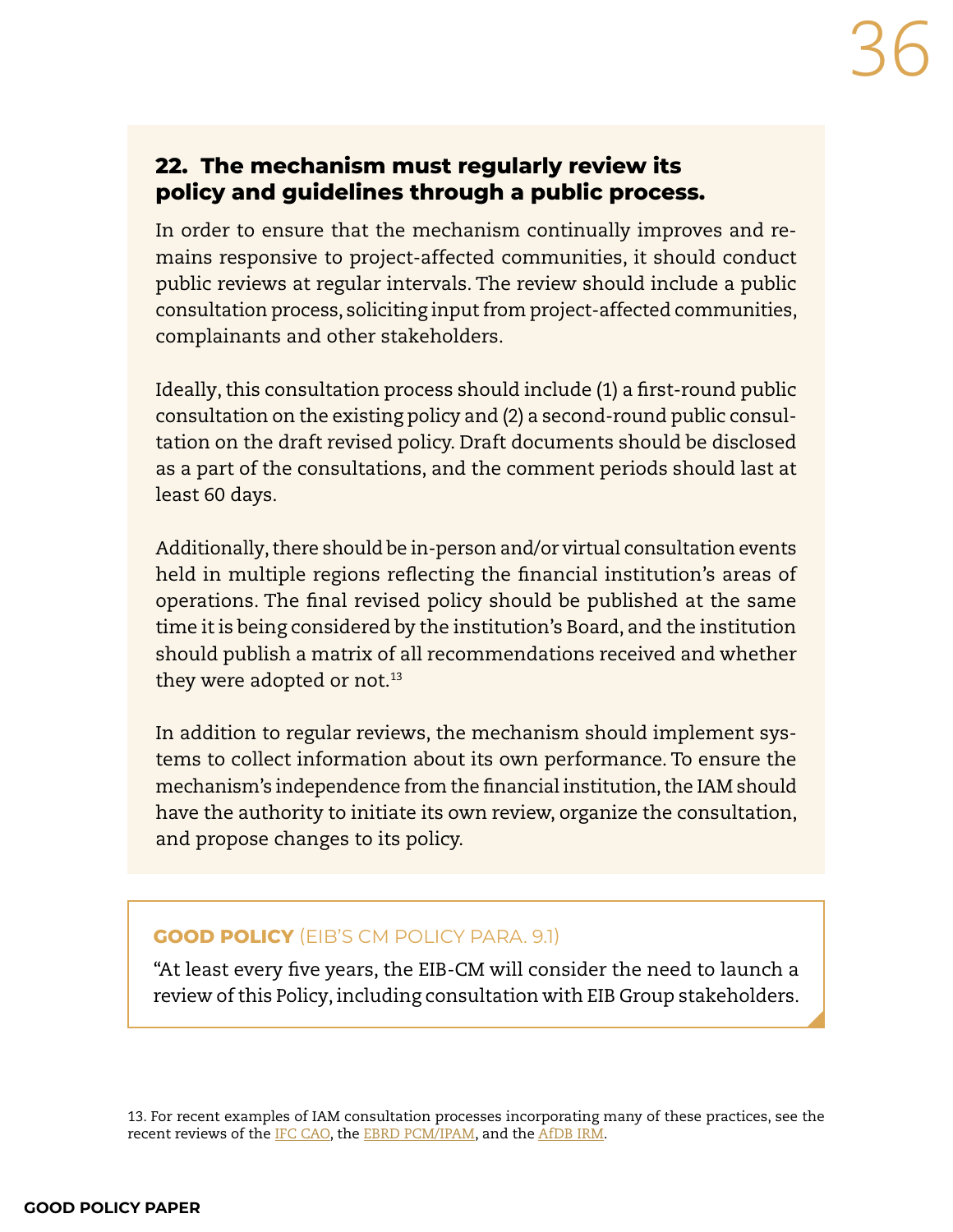## 22. The mechanism must regularly review its policy and guidelines through a public process.

In order to ensure that the mechanism continually improves and remains responsive to project-affected communities, it should conduct public reviews at regular intervals. The review should include a public consultation process, soliciting input from project-affected communities, complainants and other stakeholders.

Ideally, this consultation process should include (1) a first-round public consultation on the existing policy and (2) a second-round public consultation on the draft revised policy. Draft documents should be disclosed as a part of the consultations, and the comment periods should last at least 60 days.

Additionally, there should be in-person and/or virtual consultation events held in multiple regions reflecting the financial institution's areas of operations. The final revised policy should be published at the same time it is being considered by the institution's Board, and the institution should publish a matrix of all recommendations received and whether they were adopted or not.[13]

In addition to regular reviews, the mechanism should implement systems to collect information about its own performance. To ensure the mechanism's independence from the financial institution, the IAM should have the authority to initiate its own review, organize the consultation, and propose changes to its policy.

**GOOD POLICY** (EIB'S CM POLICY PARA. 9.1)

"At least every five years, the EIB-CM will consider the need to launch a review of this Policy, including consultation with EIB Group stakeholders.

13. For recent examples of IAM consultation processes incorporating many of these practices, see the recent reviews of the IFC CAO, the EBRD PCM/IPAM, and the AfDB IRM.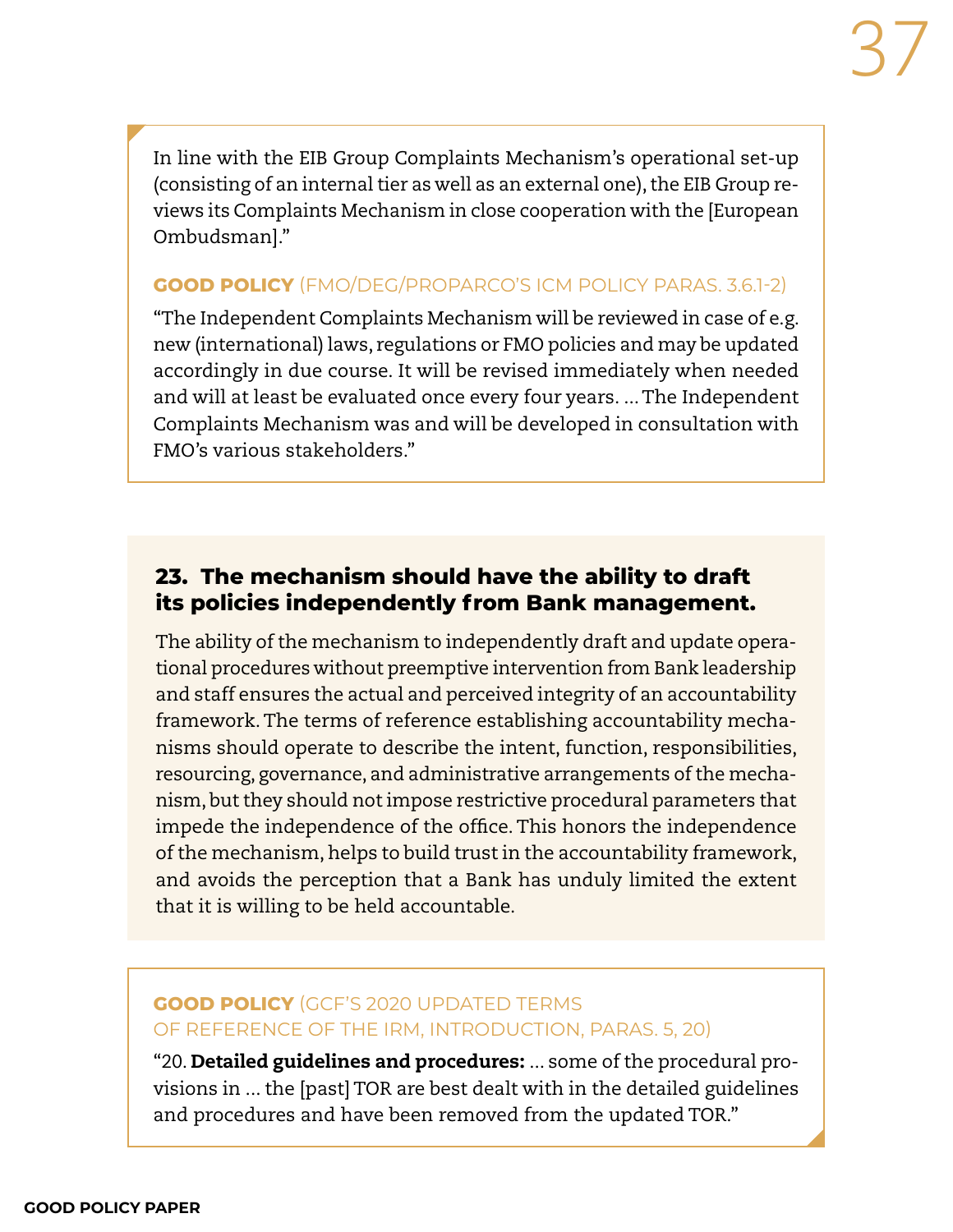In line with the EIB Group Complaints Mechanism's operational set-up (consisting of an internal tier as well as an external one), the EIB Group reviews its Complaints Mechanism in close cooperation with the [European Ombudsman]."

**GOOD POLICY** (FMO/DEG/PROPARCO'S ICM POLICY PARAS. 3.6.1-2)

"The Independent Complaints Mechanism will be reviewed in case of e.g. new (international) laws, regulations or FMO policies and may be updated accordingly in due course. It will be revised immediately when needed and will at least be evaluated once every four years. … The Independent Complaints Mechanism was and will be developed in consultation with FMO's various stakeholders."

### 23. The mechanism should have the ability to draft its policies independently from Bank management.

The ability of the mechanism to independently draft and update operational procedures without preemptive intervention from Bank leadership and staff ensures the actual and perceived integrity of an accountability framework. The terms of reference establishing accountability mechanisms should operate to describe the intent, function, responsibilities, resourcing, governance, and administrative arrangements of the mechanism, but they should not impose restrictive procedural parameters that impede the independence of the office. This honors the independence of the mechanism, helps to build trust in the accountability framework, and avoids the perception that a Bank has unduly limited the extent that it is willing to be held accountable.

**GOOD POLICY** (GCF'S 2020 UPDATED TERMS OF REFERENCE OF THE IRM, INTRODUCTION, PARAS. 5, 20)

"20. **Detailed guidelines and procedures:** … some of the procedural provisions in … the [past] TOR are best dealt with in the detailed guidelines and procedures and have been removed from the updated TOR."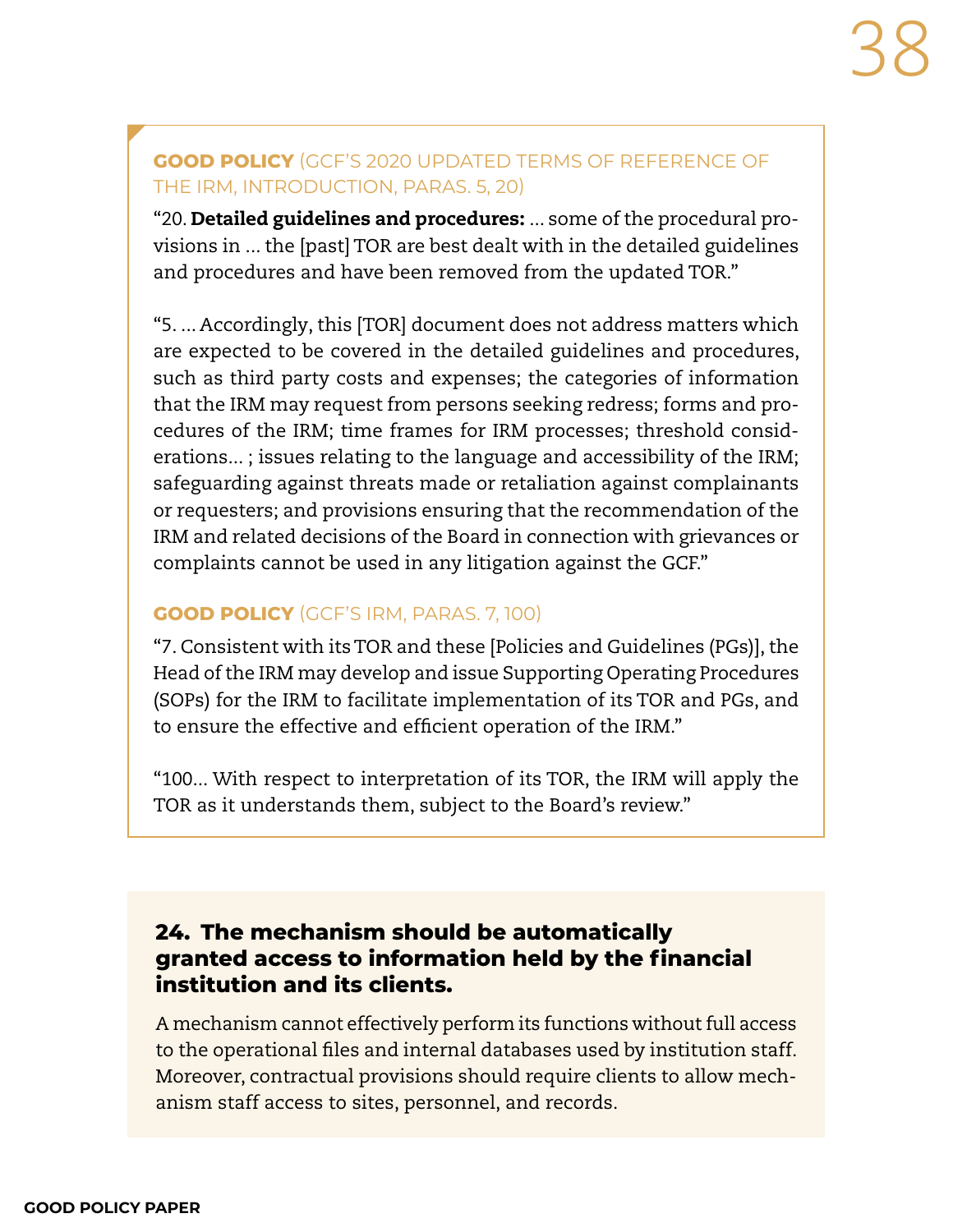**GOOD POLICY** (GCF'S 2020 UPDATED TERMS OF REFERENCE OF THE IRM, INTRODUCTION, PARAS. 5, 20)

"20. **Detailed guidelines and procedures:** ... some of the procedural provisions in ... the [past] TOR are best dealt with in the detailed guidelines and procedures and have been removed from the updated TOR."

"5. ... Accordingly, this [TOR] document does not address matters which are expected to be covered in the detailed guidelines and procedures, such as third party costs and expenses; the categories of information that the IRM may request from persons seeking redress; forms and procedures of the IRM; time frames for IRM processes; threshold considerations... ; issues relating to the language and accessibility of the IRM; safeguarding against threats made or retaliation against complainants or requesters; and provisions ensuring that the recommendation of the IRM and related decisions of the Board in connection with grievances or complaints cannot be used in any litigation against the GCF."

**GOOD POLICY** (GCF'S IRM, PARAS. 7, 100)

"7. Consistent with its TOR and these [Policies and Guidelines (PGs)], the Head of the IRM may develop and issue Supporting Operating Procedures (SOPs) for the IRM to facilitate implementation of its TOR and PGs, and to ensure the effective and efficient operation of the IRM."

"100... With respect to interpretation of its TOR, the IRM will apply the TOR as it understands them, subject to the Board's review."

### 24. The mechanism should be automatically granted access to information held by the financial institution and its clients.

A mechanism cannot effectively perform its functions without full access to the operational files and internal databases used by institution staff. Moreover, contractual provisions should require clients to allow mechanism staff access to sites, personnel, and records.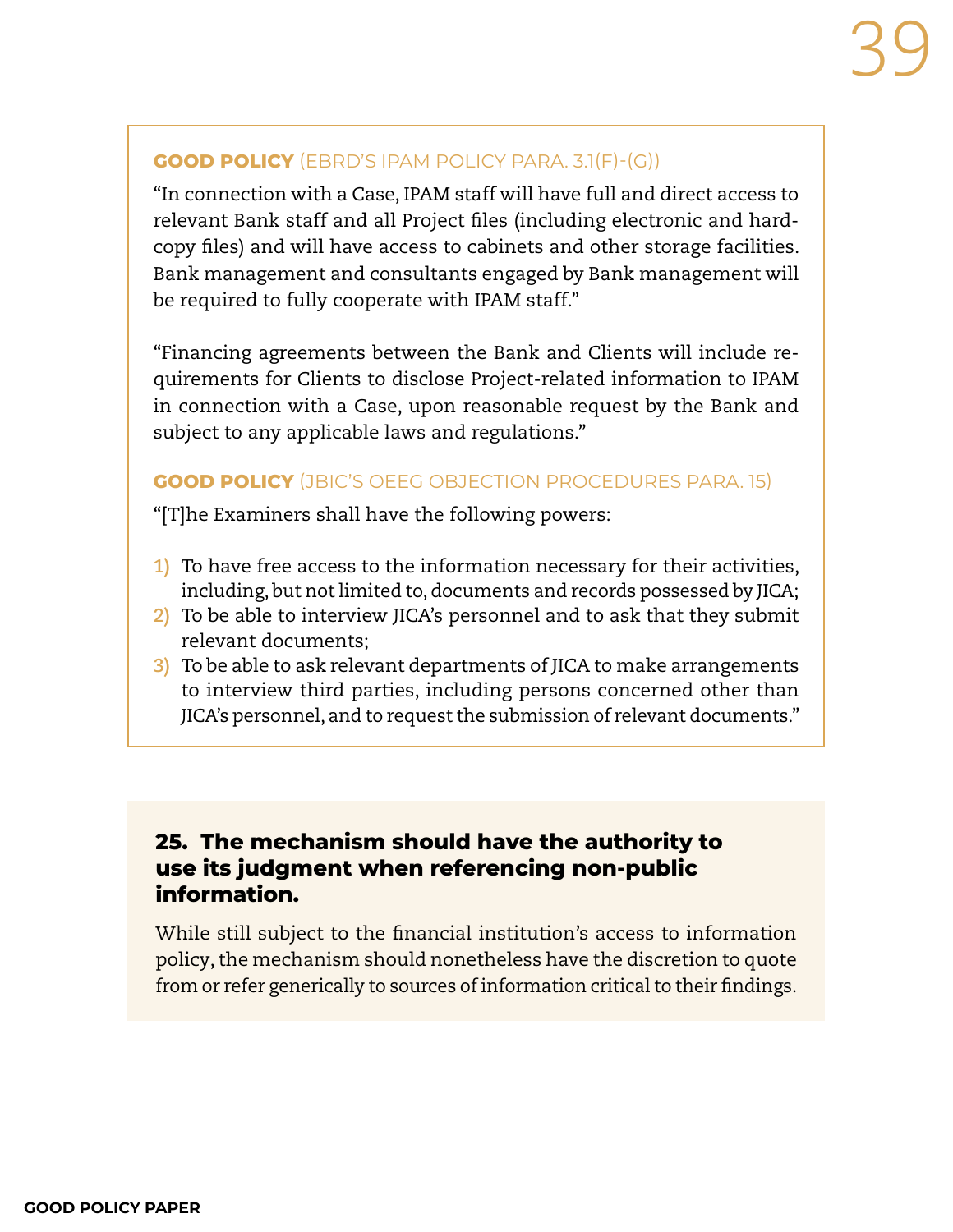**GOOD POLICY** (EBRD'S IPAM POLICY PARA. 3.1(F)-(G))

"In connection with a Case, IPAM staff will have full and direct access to relevant Bank staff and all Project files (including electronic and hard-copy files) and will have access to cabinets and other storage facilities. Bank management and consultants engaged by Bank management will be required to fully cooperate with IPAM staff."

"Financing agreements between the Bank and Clients will include requirements for Clients to disclose Project-related information to IPAM in connection with a Case, upon reasonable request by the Bank and subject to any applicable laws and regulations."

**GOOD POLICY** (JBIC'S OEEG OBJECTION PROCEDURES PARA. 15)

"[T]he Examiners shall have the following powers:

1) To have free access to the information necessary for their activities, including, but not limited to, documents and records possessed by JICA;
2) To be able to interview JICA's personnel and to ask that they submit relevant documents;
3) To be able to ask relevant departments of JICA to make arrangements to interview third parties, including persons concerned other than JICA's personnel, and to request the submission of relevant documents."

## 25. The mechanism should have the authority to use its judgment when referencing non-public information.

While still subject to the financial institution's access to information policy, the mechanism should nonetheless have the discretion to quote from or refer generically to sources of information critical to their findings.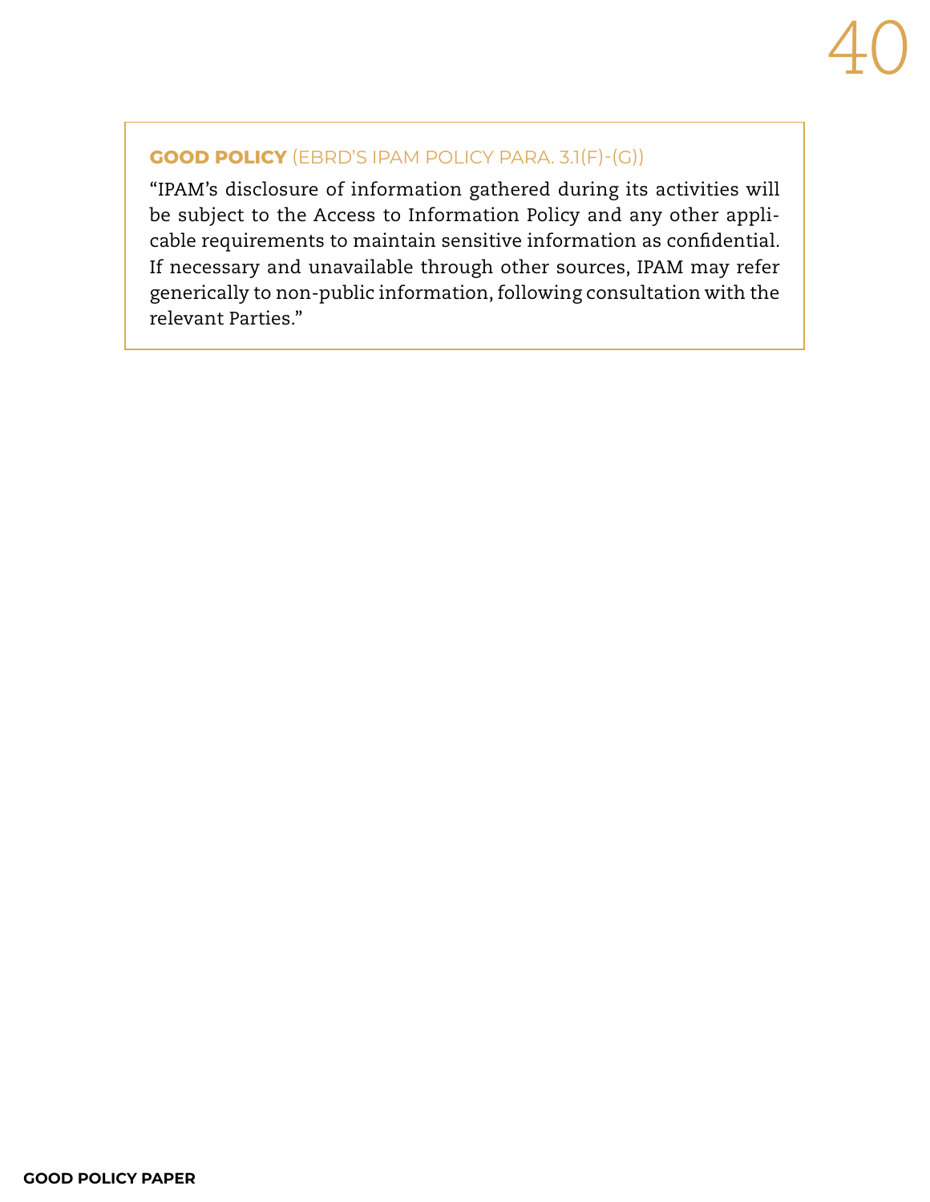**GOOD POLICY** (EBRD'S IPAM POLICY PARA. 3.1(F)-(G))

"IPAM's disclosure of information gathered during its activities will be subject to the Access to Information Policy and any other applicable requirements to maintain sensitive information as confidential. If necessary and unavailable through other sources, IPAM may refer generically to non-public information, following consultation with the relevant Parties."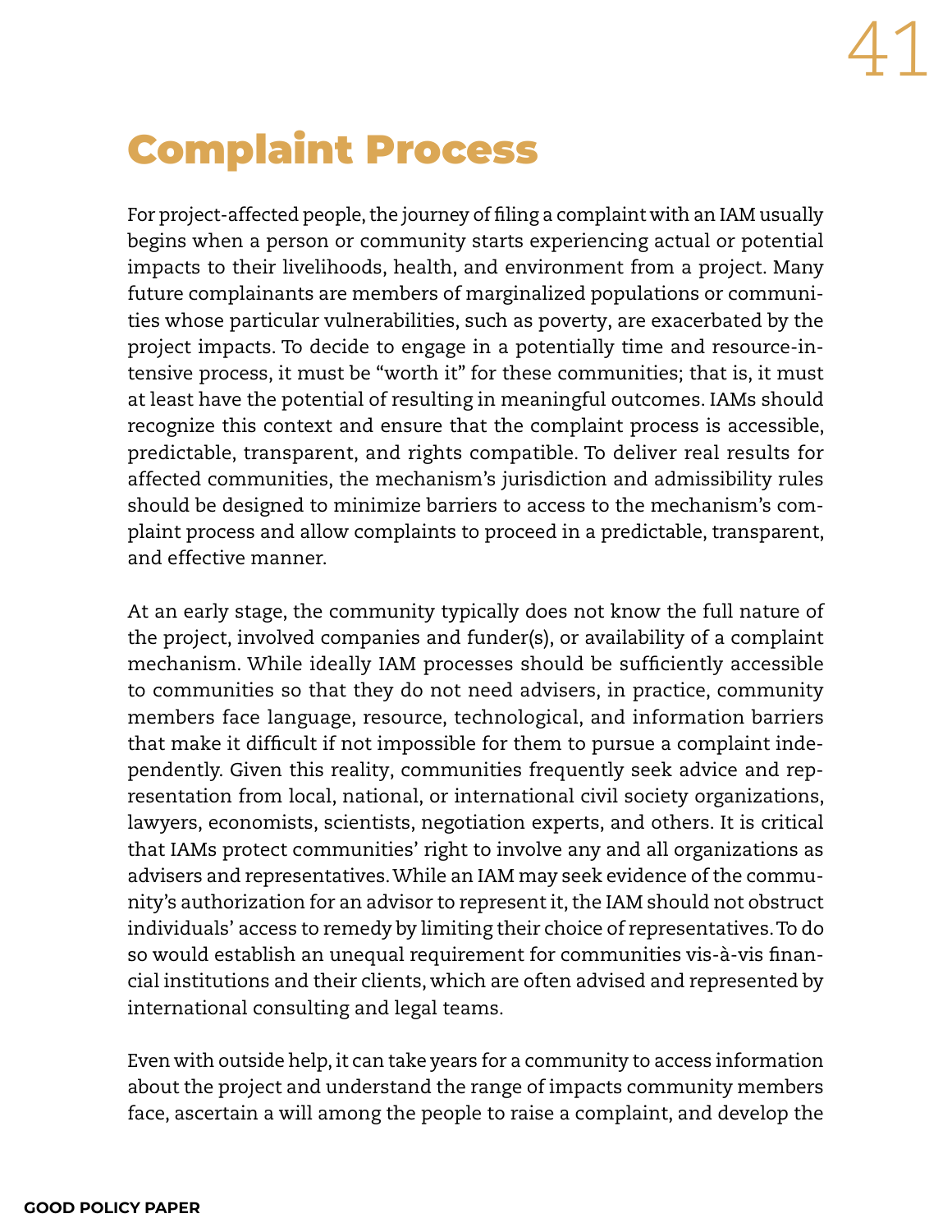# Complaint Process

For project-affected people, the journey of filing a complaint with an IAM usually begins when a person or community starts experiencing actual or potential impacts to their livelihoods, health, and environment from a project. Many future complainants are members of marginalized populations or communities whose particular vulnerabilities, such as poverty, are exacerbated by the project impacts. To decide to engage in a potentially time and resource-intensive process, it must be "worth it" for these communities; that is, it must at least have the potential of resulting in meaningful outcomes. IAMs should recognize this context and ensure that the complaint process is accessible, predictable, transparent, and rights compatible. To deliver real results for affected communities, the mechanism's jurisdiction and admissibility rules should be designed to minimize barriers to access to the mechanism's complaint process and allow complaints to proceed in a predictable, transparent, and effective manner.

At an early stage, the community typically does not know the full nature of the project, involved companies and funder(s), or availability of a complaint mechanism. While ideally IAM processes should be sufficiently accessible to communities so that they do not need advisers, in practice, community members face language, resource, technological, and information barriers that make it difficult if not impossible for them to pursue a complaint independently. Given this reality, communities frequently seek advice and representation from local, national, or international civil society organizations, lawyers, economists, scientists, negotiation experts, and others. It is critical that IAMs protect communities' right to involve any and all organizations as advisers and representatives. While an IAM may seek evidence of the community's authorization for an advisor to represent it, the IAM should not obstruct individuals' access to remedy by limiting their choice of representatives. To do so would establish an unequal requirement for communities vis-à-vis financial institutions and their clients, which are often advised and represented by international consulting and legal teams.

Even with outside help, it can take years for a community to access information about the project and understand the range of impacts community members face, ascertain a will among the people to raise a complaint, and develop the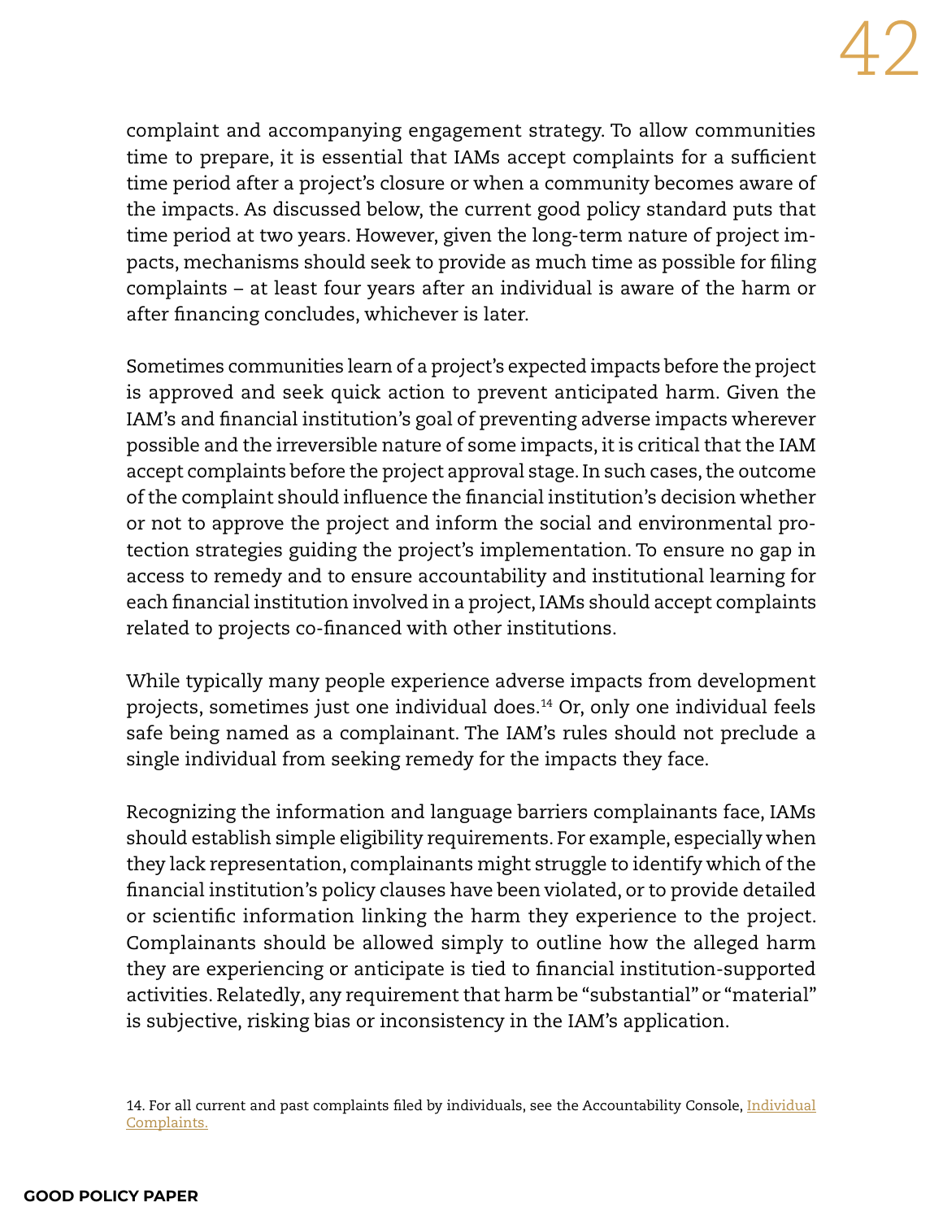complaint and accompanying engagement strategy. To allow communities time to prepare, it is essential that IAMs accept complaints for a sufficient time period after a project's closure or when a community becomes aware of the impacts. As discussed below, the current good policy standard puts that time period at two years. However, given the long-term nature of project impacts, mechanisms should seek to provide as much time as possible for filing complaints – at least four years after an individual is aware of the harm or after financing concludes, whichever is later.

Sometimes communities learn of a project's expected impacts before the project is approved and seek quick action to prevent anticipated harm. Given the IAM's and financial institution's goal of preventing adverse impacts wherever possible and the irreversible nature of some impacts, it is critical that the IAM accept complaints before the project approval stage. In such cases, the outcome of the complaint should influence the financial institution's decision whether or not to approve the project and inform the social and environmental protection strategies guiding the project's implementation. To ensure no gap in access to remedy and to ensure accountability and institutional learning for each financial institution involved in a project, IAMs should accept complaints related to projects co-financed with other institutions.

While typically many people experience adverse impacts from development projects, sometimes just one individual does.[14] Or, only one individual feels safe being named as a complainant. The IAM's rules should not preclude a single individual from seeking remedy for the impacts they face.

Recognizing the information and language barriers complainants face, IAMs should establish simple eligibility requirements. For example, especially when they lack representation, complainants might struggle to identify which of the financial institution's policy clauses have been violated, or to provide detailed or scientific information linking the harm they experience to the project. Complainants should be allowed simply to outline how the alleged harm they are experiencing or anticipate is tied to financial institution-supported activities. Relatedly, any requirement that harm be "substantial" or "material" is subjective, risking bias or inconsistency in the IAM's application.

14. For all current and past complaints filed by individuals, see the Accountability Console, [Individual Complaints.]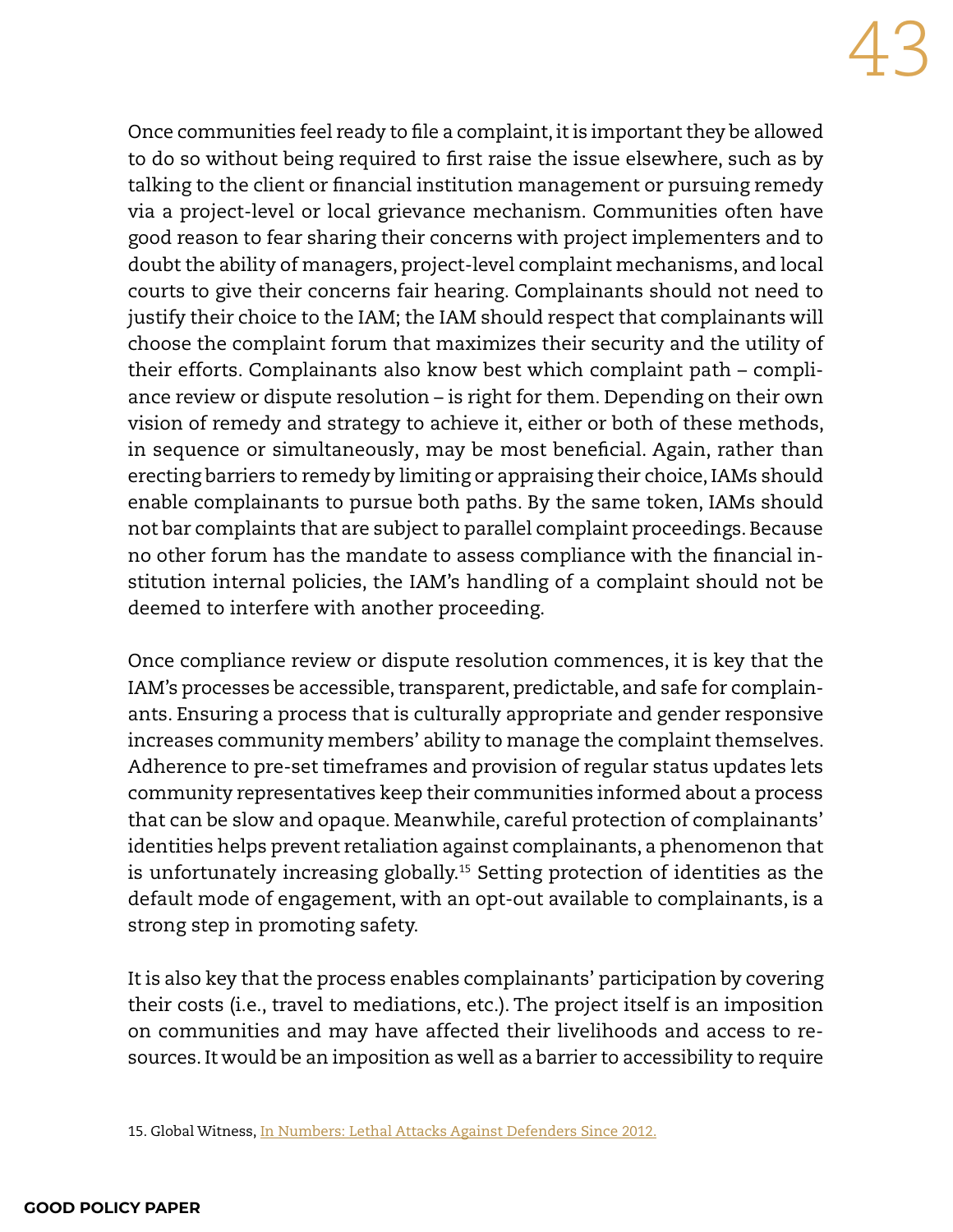Once communities feel ready to file a complaint, it is important they be allowed to do so without being required to first raise the issue elsewhere, such as by talking to the client or financial institution management or pursuing remedy via a project-level or local grievance mechanism. Communities often have good reason to fear sharing their concerns with project implementers and to doubt the ability of managers, project-level complaint mechanisms, and local courts to give their concerns fair hearing. Complainants should not need to justify their choice to the IAM; the IAM should respect that complainants will choose the complaint forum that maximizes their security and the utility of their efforts. Complainants also know best which complaint path – compliance review or dispute resolution – is right for them. Depending on their own vision of remedy and strategy to achieve it, either or both of these methods, in sequence or simultaneously, may be most beneficial. Again, rather than erecting barriers to remedy by limiting or appraising their choice, IAMs should enable complainants to pursue both paths. By the same token, IAMs should not bar complaints that are subject to parallel complaint proceedings. Because no other forum has the mandate to assess compliance with the financial institution internal policies, the IAM's handling of a complaint should not be deemed to interfere with another proceeding.

Once compliance review or dispute resolution commences, it is key that the IAM's processes be accessible, transparent, predictable, and safe for complainants. Ensuring a process that is culturally appropriate and gender responsive increases community members' ability to manage the complaint themselves. Adherence to pre-set timeframes and provision of regular status updates lets community representatives keep their communities informed about a process that can be slow and opaque. Meanwhile, careful protection of complainants' identities helps prevent retaliation against complainants, a phenomenon that is unfortunately increasing globally.[15] Setting protection of identities as the default mode of engagement, with an opt-out available to complainants, is a strong step in promoting safety.

It is also key that the process enables complainants' participation by covering their costs (i.e., travel to mediations, etc.). The project itself is an imposition on communities and may have affected their livelihoods and access to resources. It would be an imposition as well as a barrier to accessibility to require

15. Global Witness, In Numbers: Lethal Attacks Against Defenders Since 2012.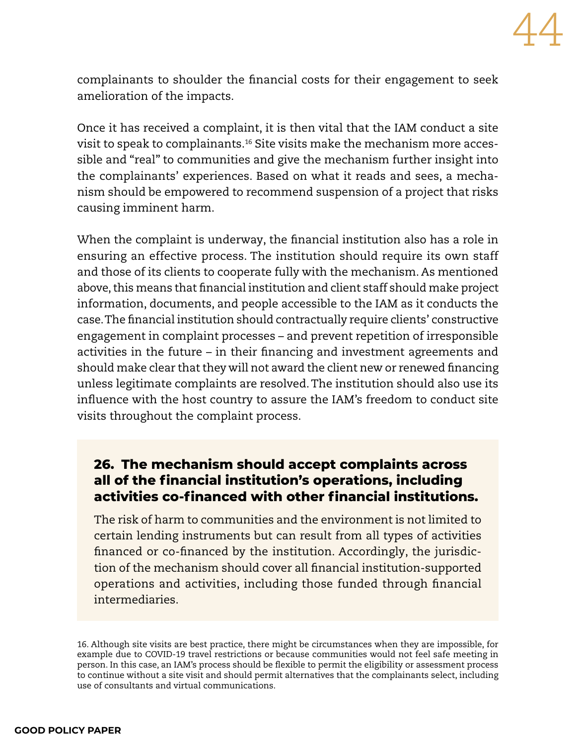complainants to shoulder the financial costs for their engagement to seek amelioration of the impacts.

Once it has received a complaint, it is then vital that the IAM conduct a site visit to speak to complainants.[16] Site visits make the mechanism more accessible and "real" to communities and give the mechanism further insight into the complainants' experiences. Based on what it reads and sees, a mechanism should be empowered to recommend suspension of a project that risks causing imminent harm.

When the complaint is underway, the financial institution also has a role in ensuring an effective process. The institution should require its own staff and those of its clients to cooperate fully with the mechanism. As mentioned above, this means that financial institution and client staff should make project information, documents, and people accessible to the IAM as it conducts the case. The financial institution should contractually require clients' constructive engagement in complaint processes – and prevent repetition of irresponsible activities in the future – in their financing and investment agreements and should make clear that they will not award the client new or renewed financing unless legitimate complaints are resolved. The institution should also use its influence with the host country to assure the IAM's freedom to conduct site visits throughout the complaint process.

### 26. The mechanism should accept complaints across all of the financial institution's operations, including activities co-financed with other financial institutions.

The risk of harm to communities and the environment is not limited to certain lending instruments but can result from all types of activities financed or co-financed by the institution. Accordingly, the jurisdiction of the mechanism should cover all financial institution-supported operations and activities, including those funded through financial intermediaries.

16. Although site visits are best practice, there might be circumstances when they are impossible, for example due to COVID-19 travel restrictions or because communities would not feel safe meeting in person. In this case, an IAM's process should be flexible to permit the eligibility or assessment process to continue without a site visit and should permit alternatives that the complainants select, including use of consultants and virtual communications.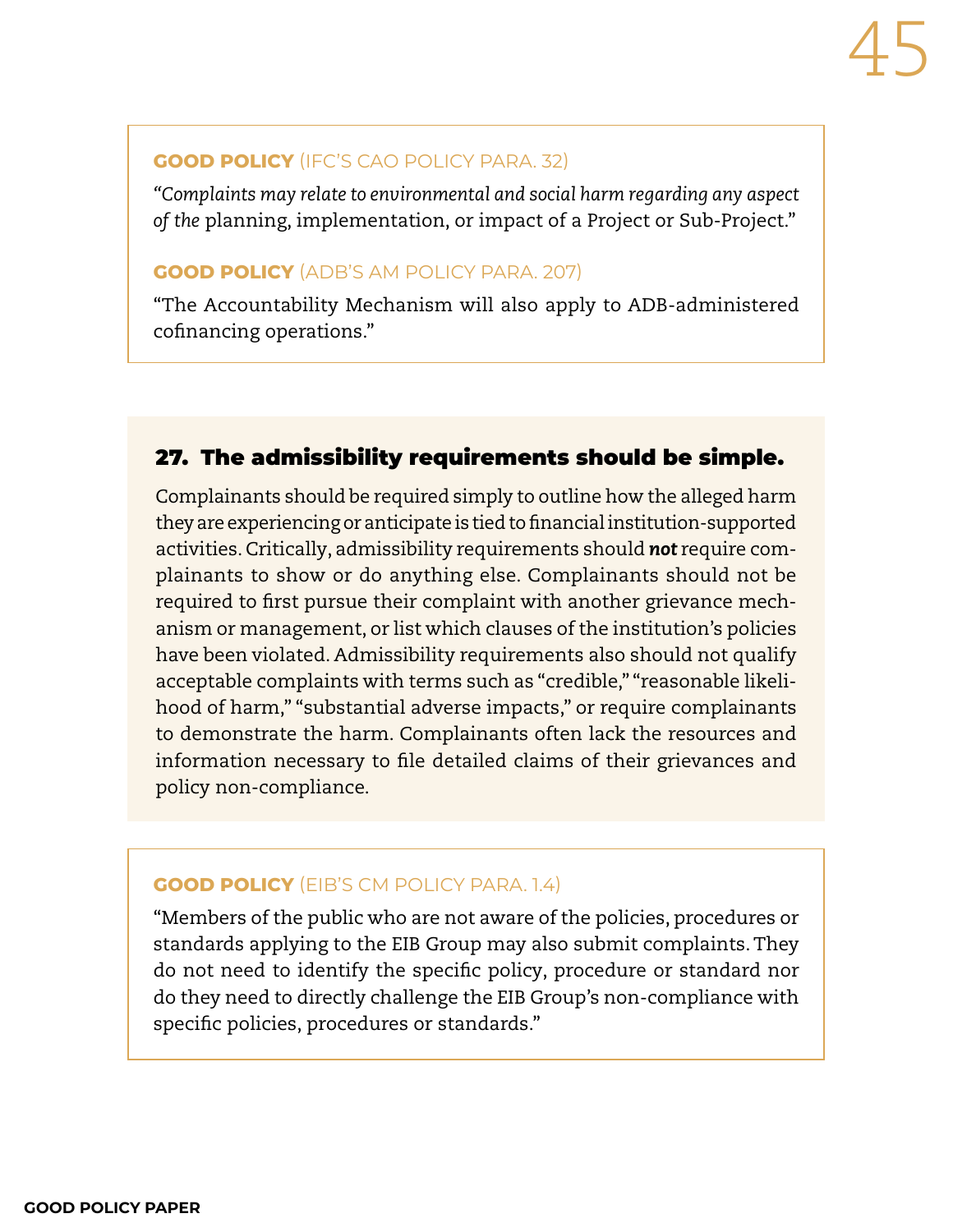**GOOD POLICY** (IFC'S CAO POLICY PARA. 32)

*"Complaints may relate to environmental and social harm regarding any aspect of the* planning, implementation, or impact of a Project or Sub-Project."

**GOOD POLICY** (ADB'S AM POLICY PARA. 207)

"The Accountability Mechanism will also apply to ADB-administered cofinancing operations."

## 27. The admissibility requirements should be simple.

Complainants should be required simply to outline how the alleged harm they are experiencing or anticipate is tied to financial institution-supported activities. Critically, admissibility requirements should ***not*** require complainants to show or do anything else. Complainants should not be required to first pursue their complaint with another grievance mechanism or management, or list which clauses of the institution's policies have been violated. Admissibility requirements also should not qualify acceptable complaints with terms such as "credible," "reasonable likelihood of harm," "substantial adverse impacts," or require complainants to demonstrate the harm. Complainants often lack the resources and information necessary to file detailed claims of their grievances and policy non-compliance.

**GOOD POLICY** (EIB'S CM POLICY PARA. 1.4)

"Members of the public who are not aware of the policies, procedures or standards applying to the EIB Group may also submit complaints. They do not need to identify the specific policy, procedure or standard nor do they need to directly challenge the EIB Group's non-compliance with specific policies, procedures or standards."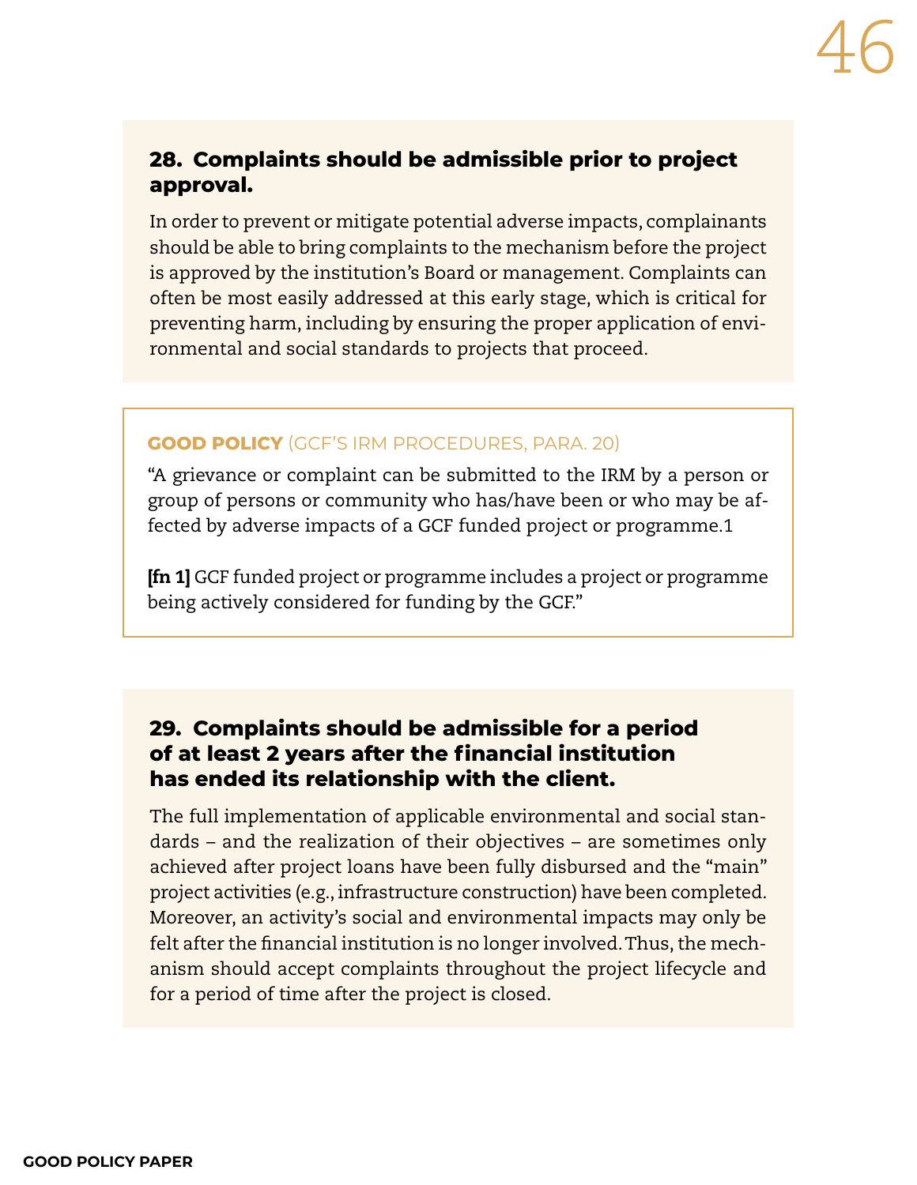### 28. Complaints should be admissible prior to project approval.

In order to prevent or mitigate potential adverse impacts, complainants should be able to bring complaints to the mechanism before the project is approved by the institution's Board or management. Complaints can often be most easily addressed at this early stage, which is critical for preventing harm, including by ensuring the proper application of environmental and social standards to projects that proceed.

**GOOD POLICY** (GCF'S IRM PROCEDURES, PARA. 20)

"A grievance or complaint can be submitted to the IRM by a person or group of persons or community who has/have been or who may be affected by adverse impacts of a GCF funded project or programme.1

**[fn 1]** GCF funded project or programme includes a project or programme being actively considered for funding by the GCF."

### 29. Complaints should be admissible for a period of at least 2 years after the financial institution has ended its relationship with the client.

The full implementation of applicable environmental and social standards – and the realization of their objectives – are sometimes only achieved after project loans have been fully disbursed and the "main" project activities (e.g., infrastructure construction) have been completed. Moreover, an activity's social and environmental impacts may only be felt after the financial institution is no longer involved. Thus, the mechanism should accept complaints throughout the project lifecycle and for a period of time after the project is closed.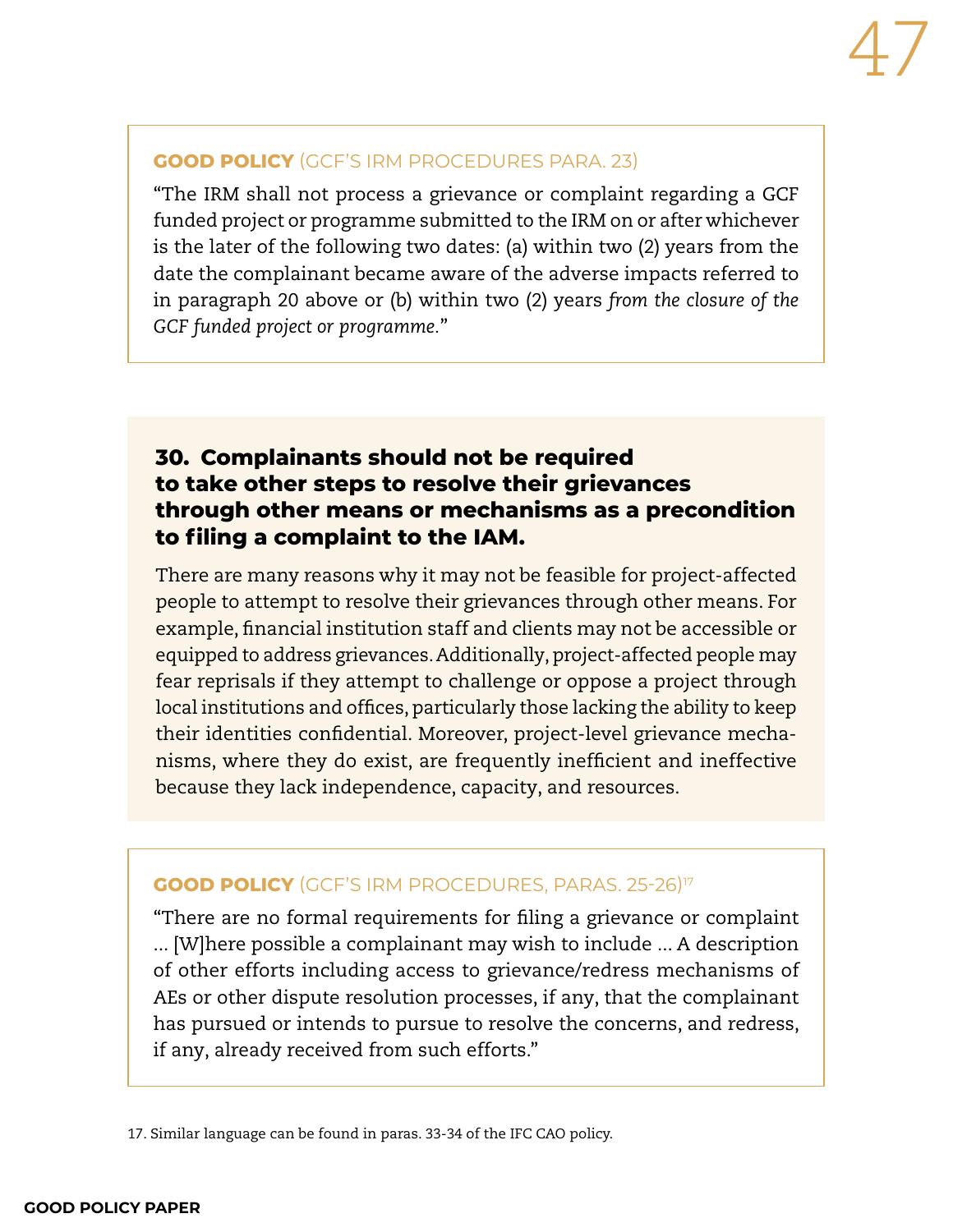**GOOD POLICY** (GCF'S IRM PROCEDURES PARA. 23)

"The IRM shall not process a grievance or complaint regarding a GCF funded project or programme submitted to the IRM on or after whichever is the later of the following two dates: (a) within two (2) years from the date the complainant became aware of the adverse impacts referred to in paragraph 20 above or (b) within two (2) years *from the closure of the GCF funded project or programme*."

## 30. Complainants should not be required to take other steps to resolve their grievances through other means or mechanisms as a precondition to filing a complaint to the IAM.

There are many reasons why it may not be feasible for project-affected people to attempt to resolve their grievances through other means. For example, financial institution staff and clients may not be accessible or equipped to address grievances. Additionally, project-affected people may fear reprisals if they attempt to challenge or oppose a project through local institutions and offices, particularly those lacking the ability to keep their identities confidential. Moreover, project-level grievance mechanisms, where they do exist, are frequently inefficient and ineffective because they lack independence, capacity, and resources.

**GOOD POLICY** (GCF'S IRM PROCEDURES, PARAS. 25-26)[17]

"There are no formal requirements for filing a grievance or complaint ... [W]here possible a complainant may wish to include ... A description of other efforts including access to grievance/redress mechanisms of AEs or other dispute resolution processes, if any, that the complainant has pursued or intends to pursue to resolve the concerns, and redress, if any, already received from such efforts."

17. Similar language can be found in paras. 33-34 of the IFC CAO policy.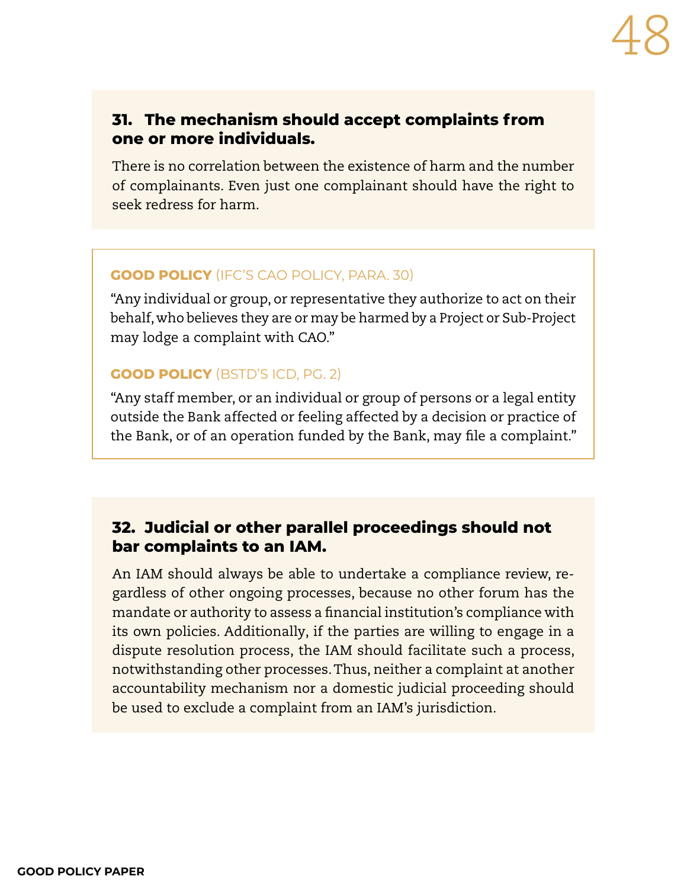### 31. The mechanism should accept complaints from one or more individuals.

There is no correlation between the existence of harm and the number of complainants. Even just one complainant should have the right to seek redress for harm.

**GOOD POLICY** (IFC'S CAO POLICY, PARA. 30)

"Any individual or group, or representative they authorize to act on their behalf, who believes they are or may be harmed by a Project or Sub-Project may lodge a complaint with CAO."

**GOOD POLICY** (BSTD'S ICD, PG. 2)

"Any staff member, or an individual or group of persons or a legal entity outside the Bank affected or feeling affected by a decision or practice of the Bank, or of an operation funded by the Bank, may file a complaint."

### 32. Judicial or other parallel proceedings should not bar complaints to an IAM.

An IAM should always be able to undertake a compliance review, regardless of other ongoing processes, because no other forum has the mandate or authority to assess a financial institution's compliance with its own policies. Additionally, if the parties are willing to engage in a dispute resolution process, the IAM should facilitate such a process, notwithstanding other processes. Thus, neither a complaint at another accountability mechanism nor a domestic judicial proceeding should be used to exclude a complaint from an IAM's jurisdiction.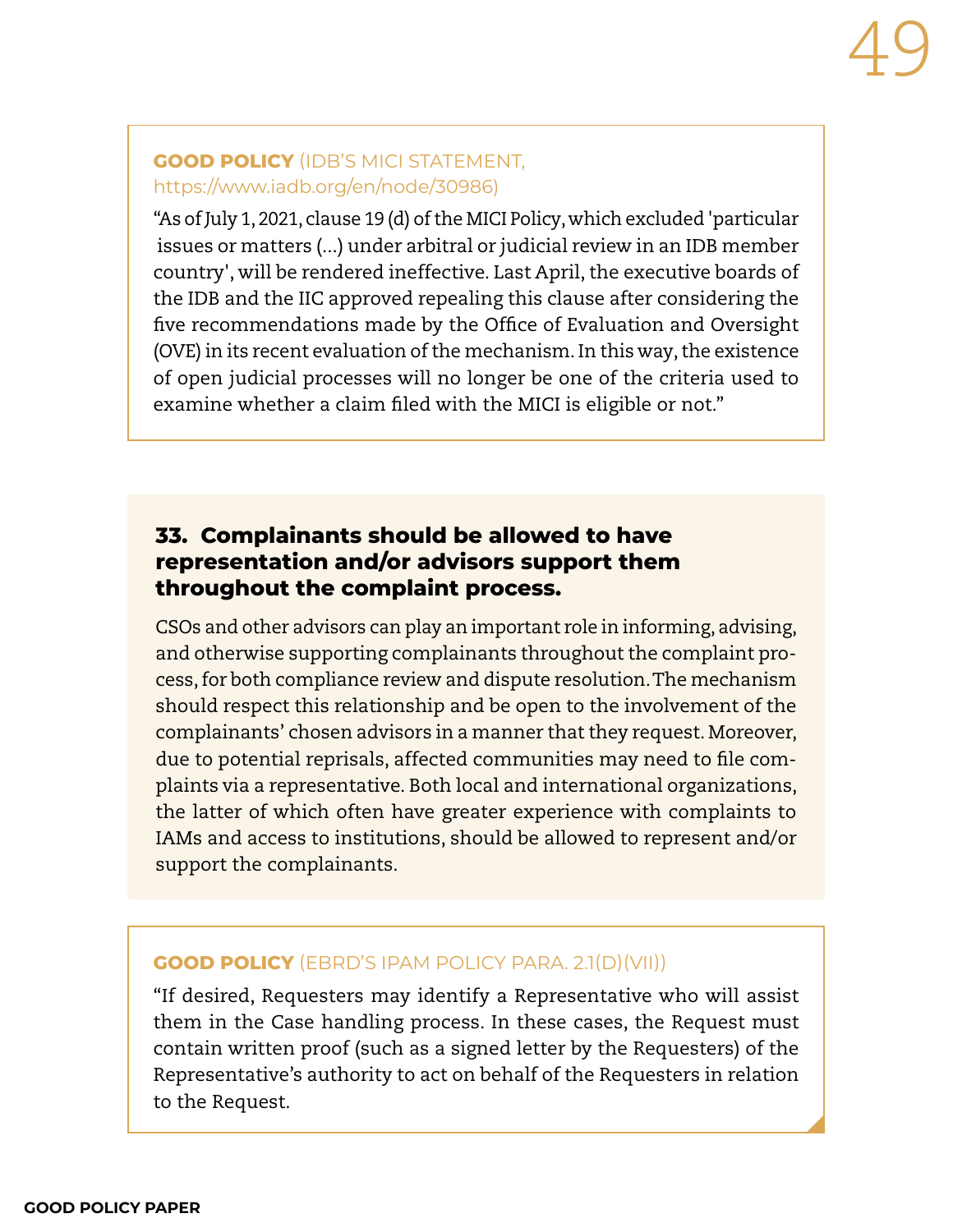**GOOD POLICY** (IDB'S MICI STATEMENT, https://www.iadb.org/en/node/30986)

"As of July 1, 2021, clause 19 (d) of the MICI Policy, which excluded 'particular issues or matters (...) under arbitral or judicial review in an IDB member country', will be rendered ineffective. Last April, the executive boards of the IDB and the IIC approved repealing this clause after considering the five recommendations made by the Office of Evaluation and Oversight (OVE) in its recent evaluation of the mechanism. In this way, the existence of open judicial processes will no longer be one of the criteria used to examine whether a claim filed with the MICI is eligible or not."

### 33. Complainants should be allowed to have representation and/or advisors support them throughout the complaint process.

CSOs and other advisors can play an important role in informing, advising, and otherwise supporting complainants throughout the complaint process, for both compliance review and dispute resolution. The mechanism should respect this relationship and be open to the involvement of the complainants' chosen advisors in a manner that they request. Moreover, due to potential reprisals, affected communities may need to file complaints via a representative. Both local and international organizations, the latter of which often have greater experience with complaints to IAMs and access to institutions, should be allowed to represent and/or support the complainants.

**GOOD POLICY** (EBRD'S IPAM POLICY PARA. 2.1(D)(VII))

"If desired, Requesters may identify a Representative who will assist them in the Case handling process. In these cases, the Request must contain written proof (such as a signed letter by the Requesters) of the Representative's authority to act on behalf of the Requesters in relation to the Request.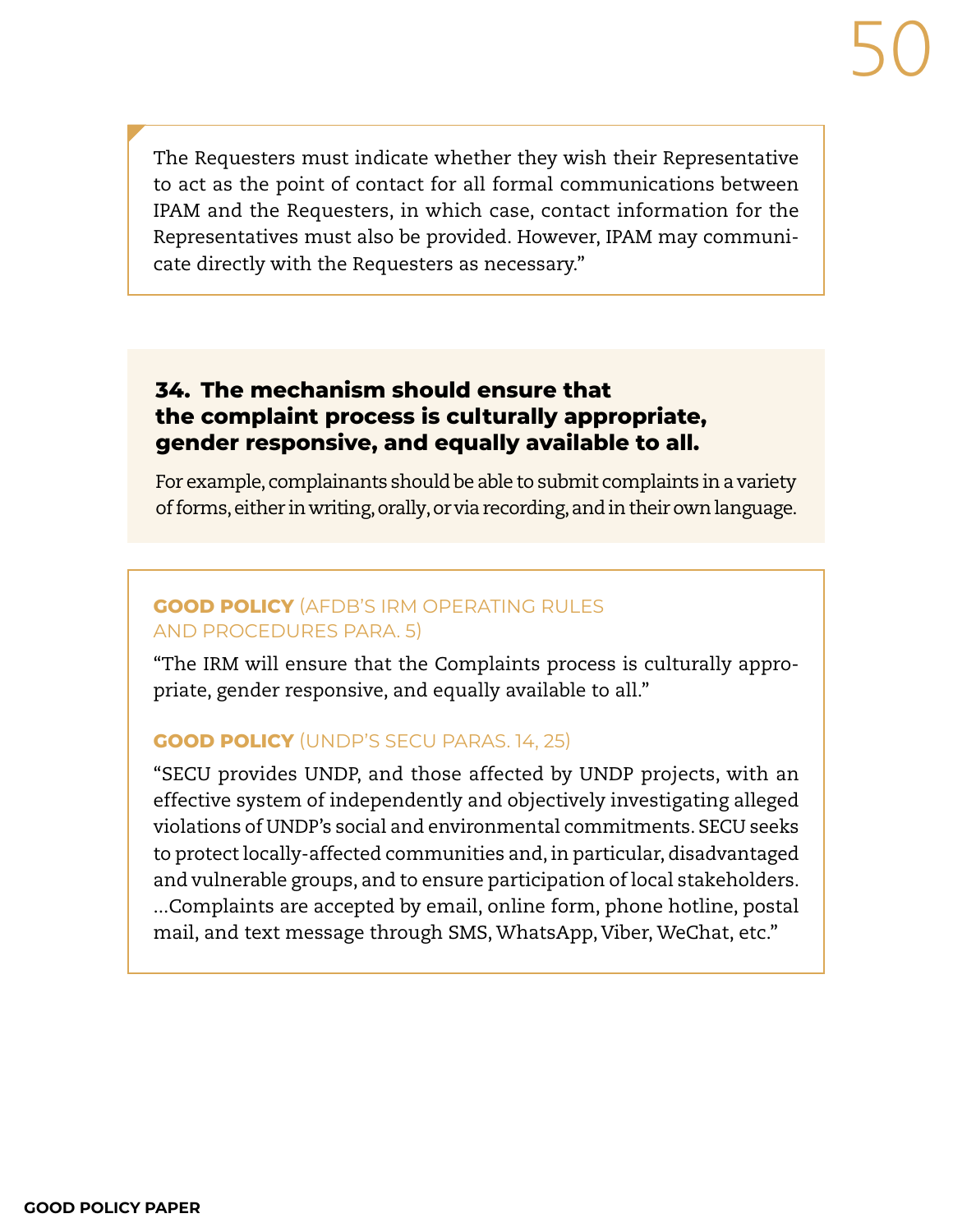The Requesters must indicate whether they wish their Representative to act as the point of contact for all formal communications between IPAM and the Requesters, in which case, contact information for the Representatives must also be provided. However, IPAM may communicate directly with the Requesters as necessary."

### 34. The mechanism should ensure that the complaint process is culturally appropriate, gender responsive, and equally available to all.

For example, complainants should be able to submit complaints in a variety of forms, either in writing, orally, or via recording, and in their own language.

**GOOD POLICY** (AFDB'S IRM OPERATING RULES AND PROCEDURES PARA. 5)

"The IRM will ensure that the Complaints process is culturally appropriate, gender responsive, and equally available to all."

**GOOD POLICY** (UNDP'S SECU PARAS. 14, 25)

"SECU provides UNDP, and those affected by UNDP projects, with an effective system of independently and objectively investigating alleged violations of UNDP's social and environmental commitments. SECU seeks to protect locally-affected communities and, in particular, disadvantaged and vulnerable groups, and to ensure participation of local stakeholders. ...Complaints are accepted by email, online form, phone hotline, postal mail, and text message through SMS, WhatsApp, Viber, WeChat, etc."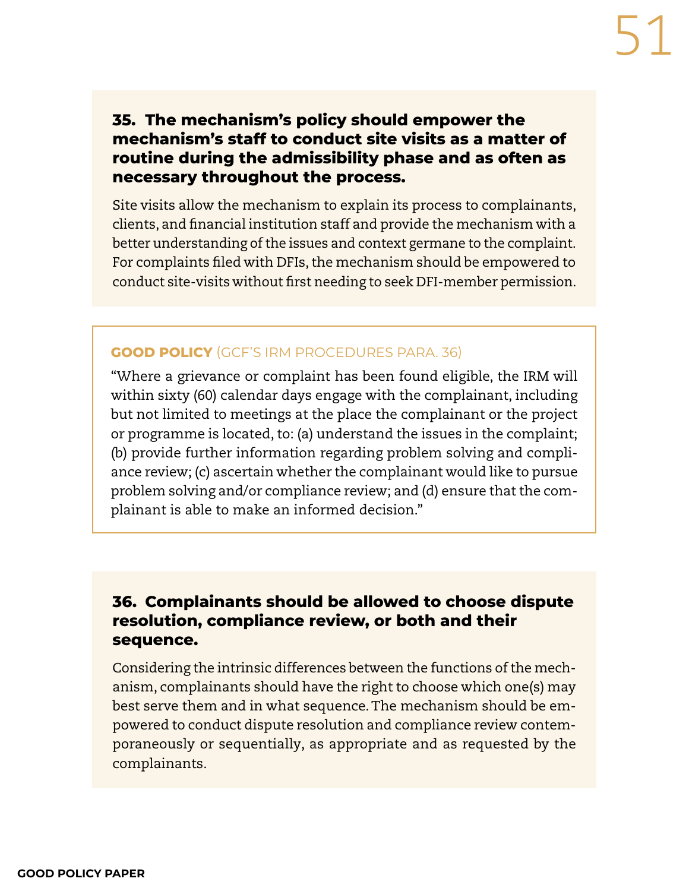### 35. The mechanism's policy should empower the mechanism's staff to conduct site visits as a matter of routine during the admissibility phase and as often as necessary throughout the process.

Site visits allow the mechanism to explain its process to complainants, clients, and financial institution staff and provide the mechanism with a better understanding of the issues and context germane to the complaint. For complaints filed with DFIs, the mechanism should be empowered to conduct site-visits without first needing to seek DFI-member permission.

**GOOD POLICY** (GCF'S IRM PROCEDURES PARA. 36)

"Where a grievance or complaint has been found eligible, the IRM will within sixty (60) calendar days engage with the complainant, including but not limited to meetings at the place the complainant or the project or programme is located, to: (a) understand the issues in the complaint; (b) provide further information regarding problem solving and compliance review; (c) ascertain whether the complainant would like to pursue problem solving and/or compliance review; and (d) ensure that the complainant is able to make an informed decision."

### 36. Complainants should be allowed to choose dispute resolution, compliance review, or both and their sequence.

Considering the intrinsic differences between the functions of the mechanism, complainants should have the right to choose which one(s) may best serve them and in what sequence. The mechanism should be empowered to conduct dispute resolution and compliance review contemporaneously or sequentially, as appropriate and as requested by the complainants.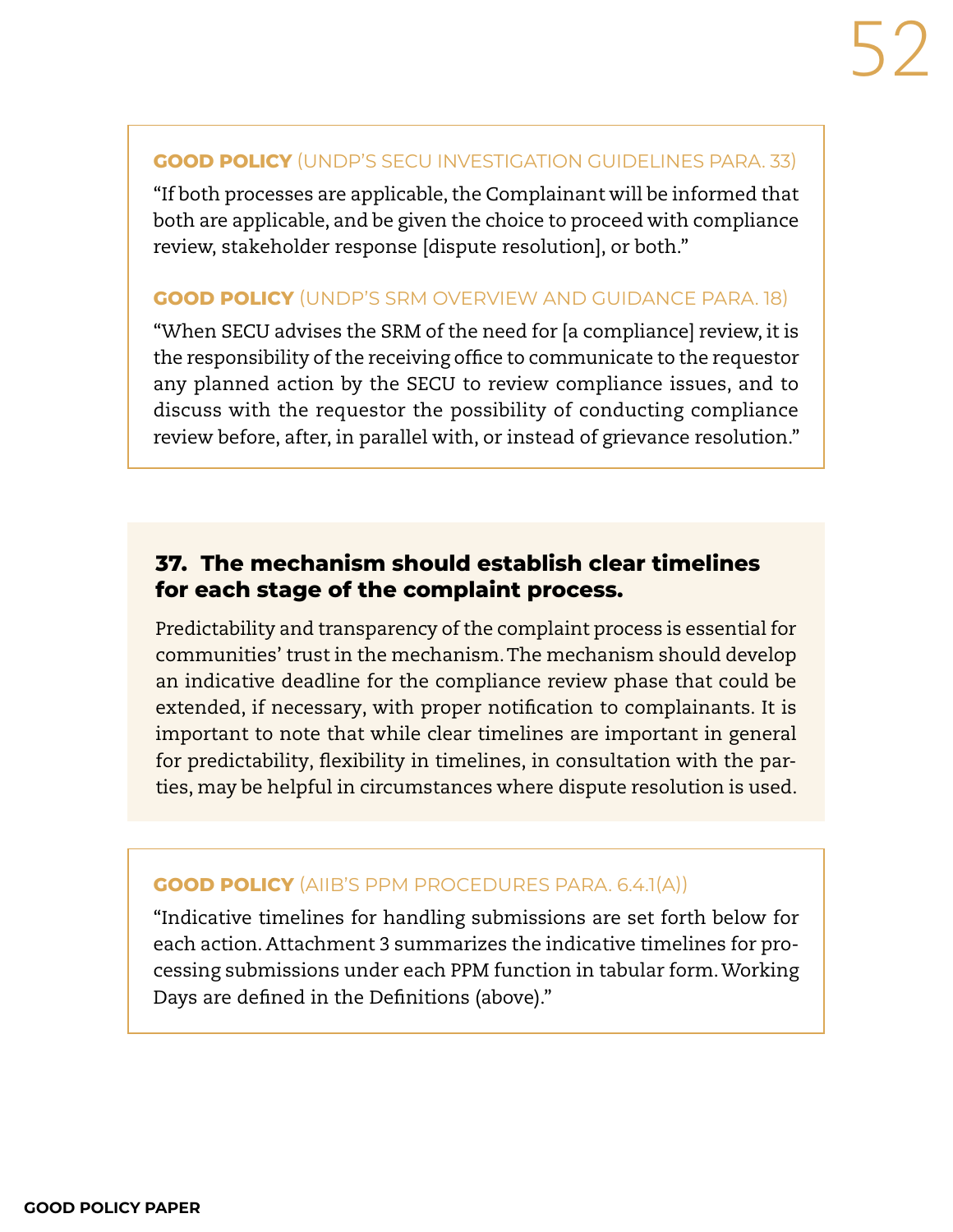**GOOD POLICY** (UNDP'S SECU INVESTIGATION GUIDELINES PARA. 33)

"If both processes are applicable, the Complainant will be informed that both are applicable, and be given the choice to proceed with compliance review, stakeholder response [dispute resolution], or both."

**GOOD POLICY** (UNDP'S SRM OVERVIEW AND GUIDANCE PARA. 18)

"When SECU advises the SRM of the need for [a compliance] review, it is the responsibility of the receiving office to communicate to the requestor any planned action by the SECU to review compliance issues, and to discuss with the requestor the possibility of conducting compliance review before, after, in parallel with, or instead of grievance resolution."

### 37. The mechanism should establish clear timelines for each stage of the complaint process.

Predictability and transparency of the complaint process is essential for communities' trust in the mechanism. The mechanism should develop an indicative deadline for the compliance review phase that could be extended, if necessary, with proper notification to complainants. It is important to note that while clear timelines are important in general for predictability, flexibility in timelines, in consultation with the parties, may be helpful in circumstances where dispute resolution is used.

**GOOD POLICY** (AIIB'S PPM PROCEDURES PARA. 6.4.1(A))

"Indicative timelines for handling submissions are set forth below for each action. Attachment 3 summarizes the indicative timelines for processing submissions under each PPM function in tabular form. Working Days are defined in the Definitions (above)."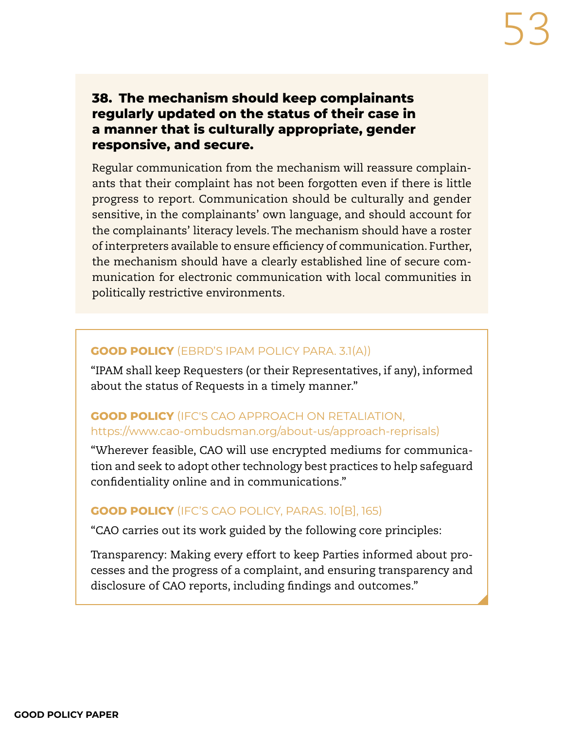### 38. The mechanism should keep complainants regularly updated on the status of their case in a manner that is culturally appropriate, gender responsive, and secure.

Regular communication from the mechanism will reassure complainants that their complaint has not been forgotten even if there is little progress to report. Communication should be culturally and gender sensitive, in the complainants' own language, and should account for the complainants' literacy levels. The mechanism should have a roster of interpreters available to ensure efficiency of communication. Further, the mechanism should have a clearly established line of secure communication for electronic communication with local communities in politically restrictive environments.

**GOOD POLICY** (EBRD'S IPAM POLICY PARA. 3.1(A))

"IPAM shall keep Requesters (or their Representatives, if any), informed about the status of Requests in a timely manner."

**GOOD POLICY** (IFC'S CAO APPROACH ON RETALIATION, https://www.cao-ombudsman.org/about-us/approach-reprisals)

"Wherever feasible, CAO will use encrypted mediums for communication and seek to adopt other technology best practices to help safeguard confidentiality online and in communications."

**GOOD POLICY** (IFC'S CAO POLICY, PARAS. 10[B], 165)

"CAO carries out its work guided by the following core principles:

Transparency: Making every effort to keep Parties informed about processes and the progress of a complaint, and ensuring transparency and disclosure of CAO reports, including findings and outcomes."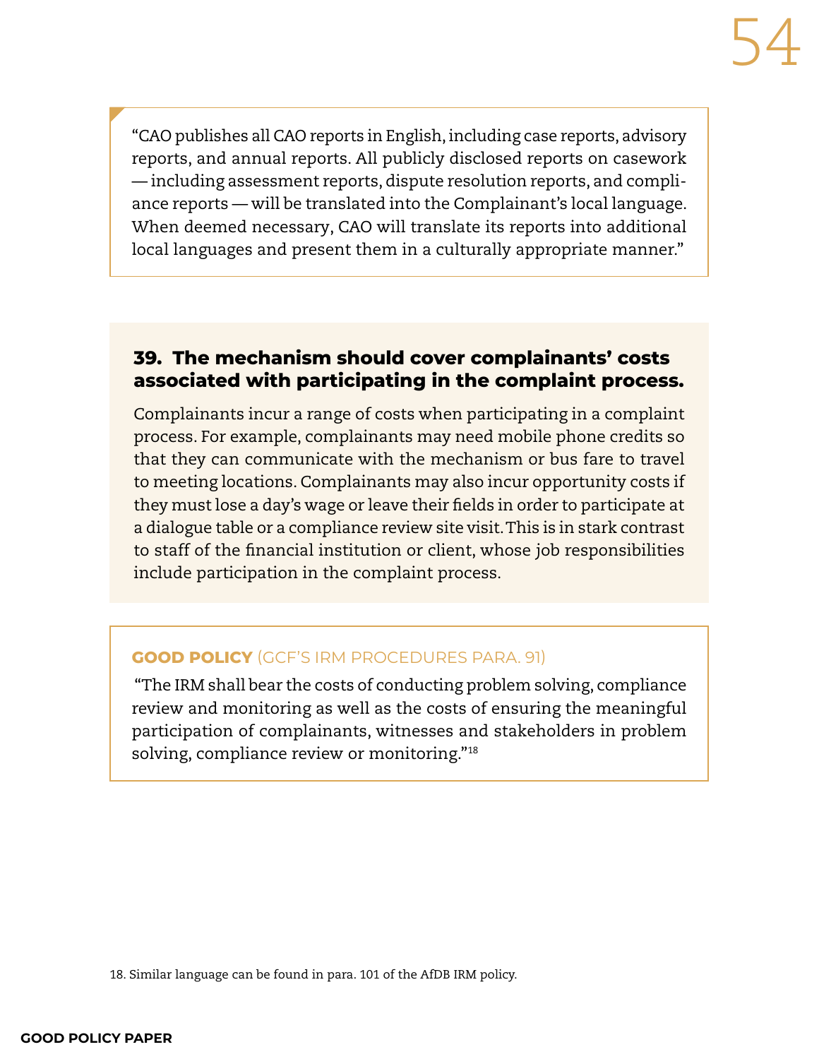> "CAO publishes all CAO reports in English, including case reports, advisory reports, and annual reports. All publicly disclosed reports on casework — including assessment reports, dispute resolution reports, and compliance reports — will be translated into the Complainant's local language. When deemed necessary, CAO will translate its reports into additional local languages and present them in a culturally appropriate manner."

### 39. The mechanism should cover complainants' costs associated with participating in the complaint process.

Complainants incur a range of costs when participating in a complaint process. For example, complainants may need mobile phone credits so that they can communicate with the mechanism or bus fare to travel to meeting locations. Complainants may also incur opportunity costs if they must lose a day's wage or leave their fields in order to participate at a dialogue table or a compliance review site visit. This is in stark contrast to staff of the financial institution or client, whose job responsibilities include participation in the complaint process.

**GOOD POLICY** (GCF'S IRM PROCEDURES PARA. 91)

> "The IRM shall bear the costs of conducting problem solving, compliance review and monitoring as well as the costs of ensuring the meaningful participation of complainants, witnesses and stakeholders in problem solving, compliance review or monitoring."[18]

18. Similar language can be found in para. 101 of the AfDB IRM policy.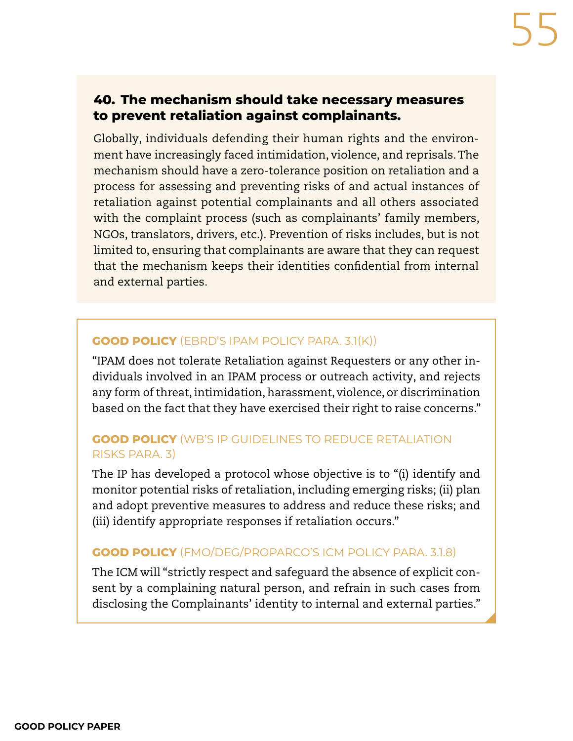### 40. The mechanism should take necessary measures to prevent retaliation against complainants.

Globally, individuals defending their human rights and the environment have increasingly faced intimidation, violence, and reprisals. The mechanism should have a zero-tolerance position on retaliation and a process for assessing and preventing risks of and actual instances of retaliation against potential complainants and all others associated with the complaint process (such as complainants' family members, NGOs, translators, drivers, etc.). Prevention of risks includes, but is not limited to, ensuring that complainants are aware that they can request that the mechanism keeps their identities confidential from internal and external parties.

**GOOD POLICY** (EBRD'S IPAM POLICY PARA. 3.1(K))

"IPAM does not tolerate Retaliation against Requesters or any other individuals involved in an IPAM process or outreach activity, and rejects any form of threat, intimidation, harassment, violence, or discrimination based on the fact that they have exercised their right to raise concerns."

**GOOD POLICY** (WB'S IP GUIDELINES TO REDUCE RETALIATION RISKS PARA. 3)

The IP has developed a protocol whose objective is to "(i) identify and monitor potential risks of retaliation, including emerging risks; (ii) plan and adopt preventive measures to address and reduce these risks; and (iii) identify appropriate responses if retaliation occurs."

**GOOD POLICY** (FMO/DEG/PROPARCO'S ICM POLICY PARA. 3.1.8)

The ICM will "strictly respect and safeguard the absence of explicit consent by a complaining natural person, and refrain in such cases from disclosing the Complainants' identity to internal and external parties."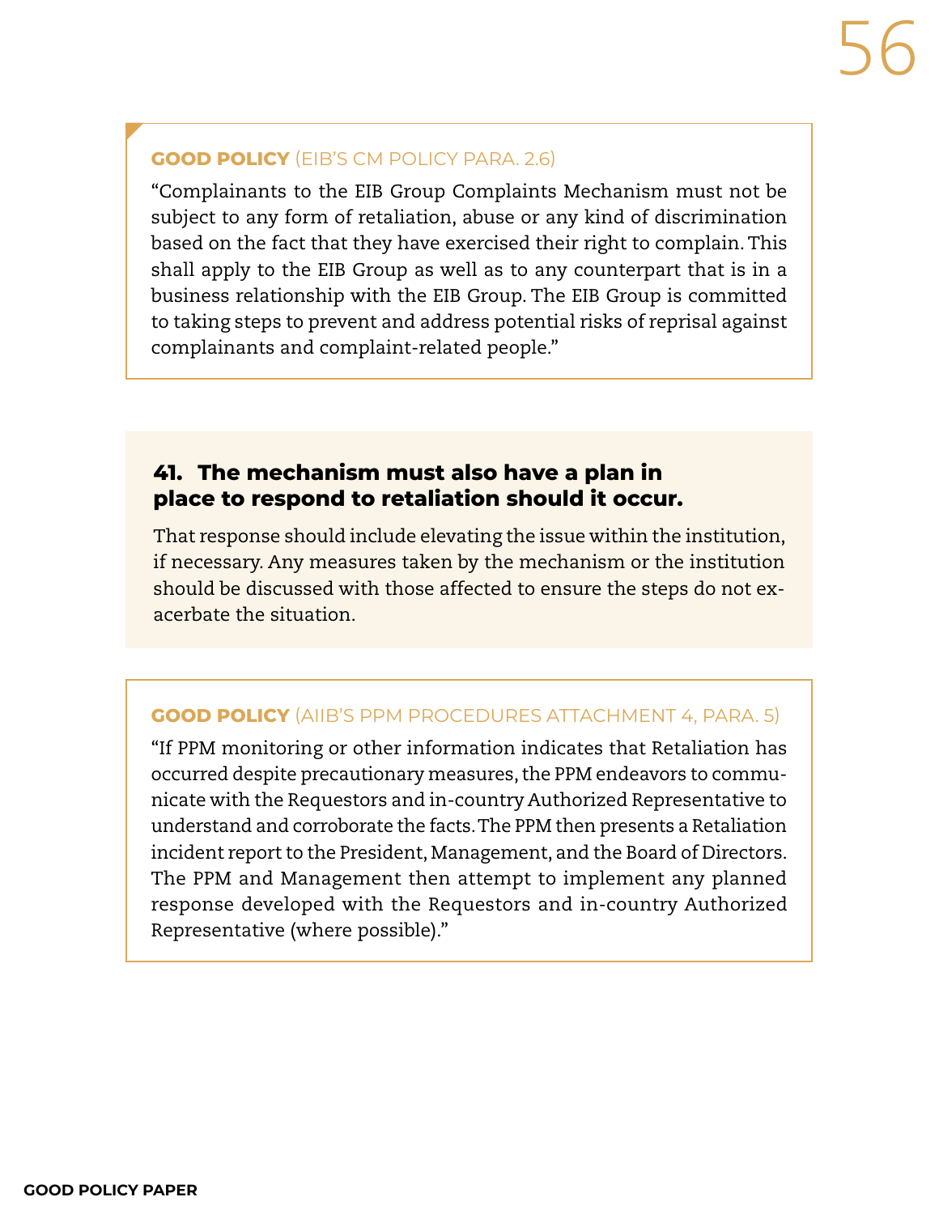**GOOD POLICY** (EIB'S CM POLICY PARA. 2.6)

"Complainants to the EIB Group Complaints Mechanism must not be subject to any form of retaliation, abuse or any kind of discrimination based on the fact that they have exercised their right to complain. This shall apply to the EIB Group as well as to any counterpart that is in a business relationship with the EIB Group. The EIB Group is committed to taking steps to prevent and address potential risks of reprisal against complainants and complaint-related people."

### 41. The mechanism must also have a plan in place to respond to retaliation should it occur.

That response should include elevating the issue within the institution, if necessary. Any measures taken by the mechanism or the institution should be discussed with those affected to ensure the steps do not exacerbate the situation.

**GOOD POLICY** (AIIB'S PPM PROCEDURES ATTACHMENT 4, PARA. 5)

"If PPM monitoring or other information indicates that Retaliation has occurred despite precautionary measures, the PPM endeavors to communicate with the Requestors and in-country Authorized Representative to understand and corroborate the facts. The PPM then presents a Retaliation incident report to the President, Management, and the Board of Directors. The PPM and Management then attempt to implement any planned response developed with the Requestors and in-country Authorized Representative (where possible)."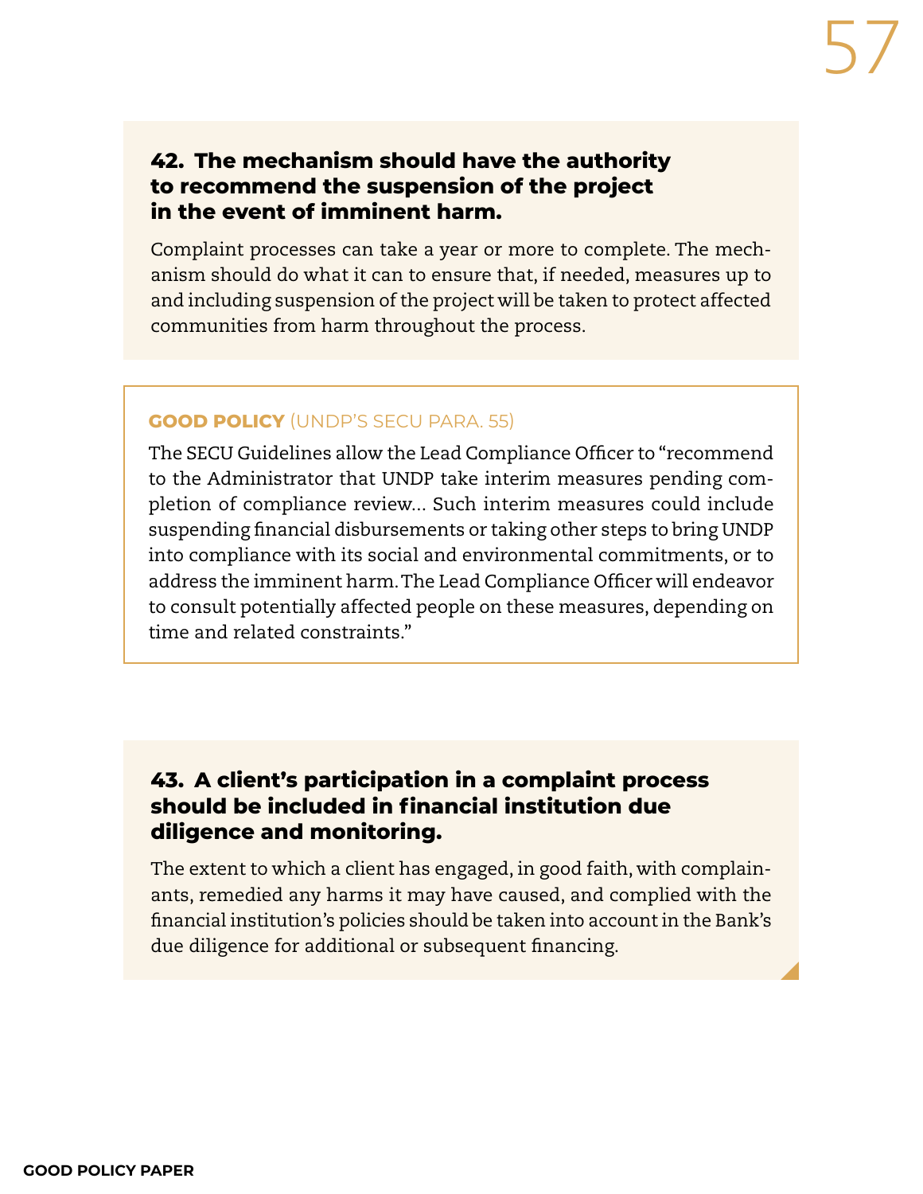### 42. The mechanism should have the authority to recommend the suspension of the project in the event of imminent harm.

Complaint processes can take a year or more to complete. The mechanism should do what it can to ensure that, if needed, measures up to and including suspension of the project will be taken to protect affected communities from harm throughout the process.

**GOOD POLICY** (UNDP'S SECU PARA. 55)

The SECU Guidelines allow the Lead Compliance Officer to "recommend to the Administrator that UNDP take interim measures pending completion of compliance review... Such interim measures could include suspending financial disbursements or taking other steps to bring UNDP into compliance with its social and environmental commitments, or to address the imminent harm. The Lead Compliance Officer will endeavor to consult potentially affected people on these measures, depending on time and related constraints."

### 43. A client's participation in a complaint process should be included in financial institution due diligence and monitoring.

The extent to which a client has engaged, in good faith, with complainants, remedied any harms it may have caused, and complied with the financial institution's policies should be taken into account in the Bank's due diligence for additional or subsequent financing.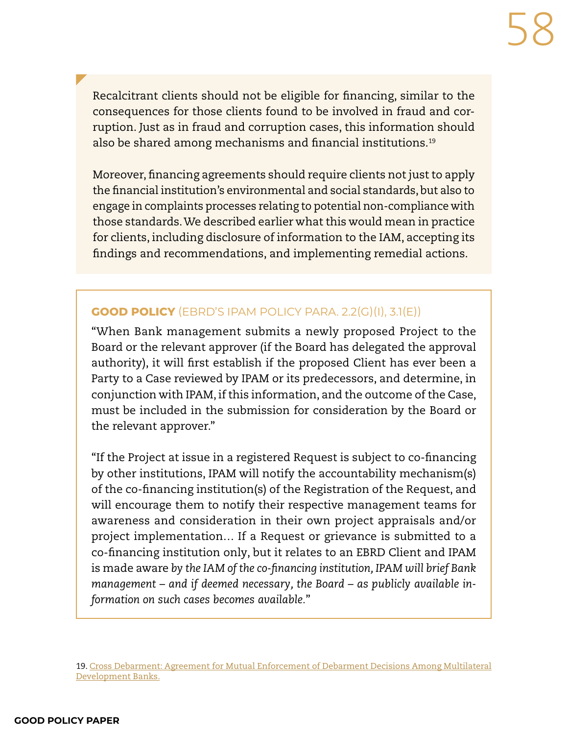Recalcitrant clients should not be eligible for financing, similar to the consequences for those clients found to be involved in fraud and corruption. Just as in fraud and corruption cases, this information should also be shared among mechanisms and financial institutions.[19]

Moreover, financing agreements should require clients not just to apply the financial institution's environmental and social standards, but also to engage in complaints processes relating to potential non-compliance with those standards. We described earlier what this would mean in practice for clients, including disclosure of information to the IAM, accepting its findings and recommendations, and implementing remedial actions.

**GOOD POLICY** (EBRD'S IPAM POLICY PARA. 2.2(G)(I), 3.1(E))

"When Bank management submits a newly proposed Project to the Board or the relevant approver (if the Board has delegated the approval authority), it will first establish if the proposed Client has ever been a Party to a Case reviewed by IPAM or its predecessors, and determine, in conjunction with IPAM, if this information, and the outcome of the Case, must be included in the submission for consideration by the Board or the relevant approver."

"If the Project at issue in a registered Request is subject to co-financing by other institutions, IPAM will notify the accountability mechanism(s) of the co-financing institution(s) of the Registration of the Request, and will encourage them to notify their respective management teams for awareness and consideration in their own project appraisals and/or project implementation… If a Request or grievance is submitted to a co-financing institution only, but it relates to an EBRD Client and IPAM is made aware *by the IAM of the co-financing institution, IPAM will brief Bank management – and if deemed necessary, the Board – as publicly available information on such cases becomes available.*"

19. [Cross Debarment: Agreement for Mutual Enforcement of Debarment Decisions Among Multilateral Development Banks.]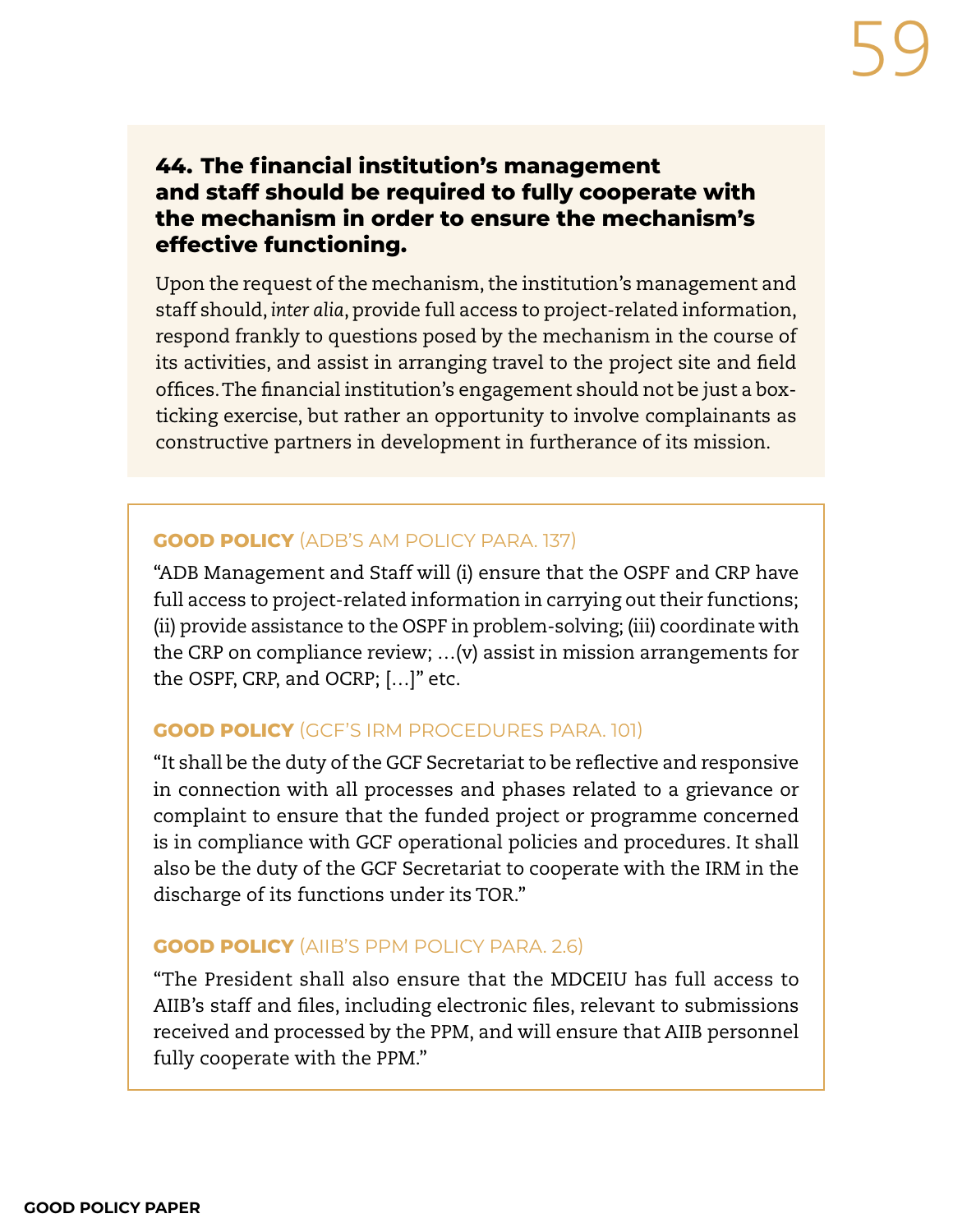### 44. The financial institution's management and staff should be required to fully cooperate with the mechanism in order to ensure the mechanism's effective functioning.

Upon the request of the mechanism, the institution's management and staff should, *inter alia*, provide full access to project-related information, respond frankly to questions posed by the mechanism in the course of its activities, and assist in arranging travel to the project site and field offices. The financial institution's engagement should not be just a box-ticking exercise, but rather an opportunity to involve complainants as constructive partners in development in furtherance of its mission.

**GOOD POLICY** (ADB'S AM POLICY PARA. 137)

"ADB Management and Staff will (i) ensure that the OSPF and CRP have full access to project-related information in carrying out their functions; (ii) provide assistance to the OSPF in problem-solving; (iii) coordinate with the CRP on compliance review; …(v) assist in mission arrangements for the OSPF, CRP, and OCRP; […]" etc.

**GOOD POLICY** (GCF'S IRM PROCEDURES PARA. 101)

"It shall be the duty of the GCF Secretariat to be reflective and responsive in connection with all processes and phases related to a grievance or complaint to ensure that the funded project or programme concerned is in compliance with GCF operational policies and procedures. It shall also be the duty of the GCF Secretariat to cooperate with the IRM in the discharge of its functions under its TOR."

**GOOD POLICY** (AIIB'S PPM POLICY PARA. 2.6)

"The President shall also ensure that the MDCEIU has full access to AIIB's staff and files, including electronic files, relevant to submissions received and processed by the PPM, and will ensure that AIIB personnel fully cooperate with the PPM."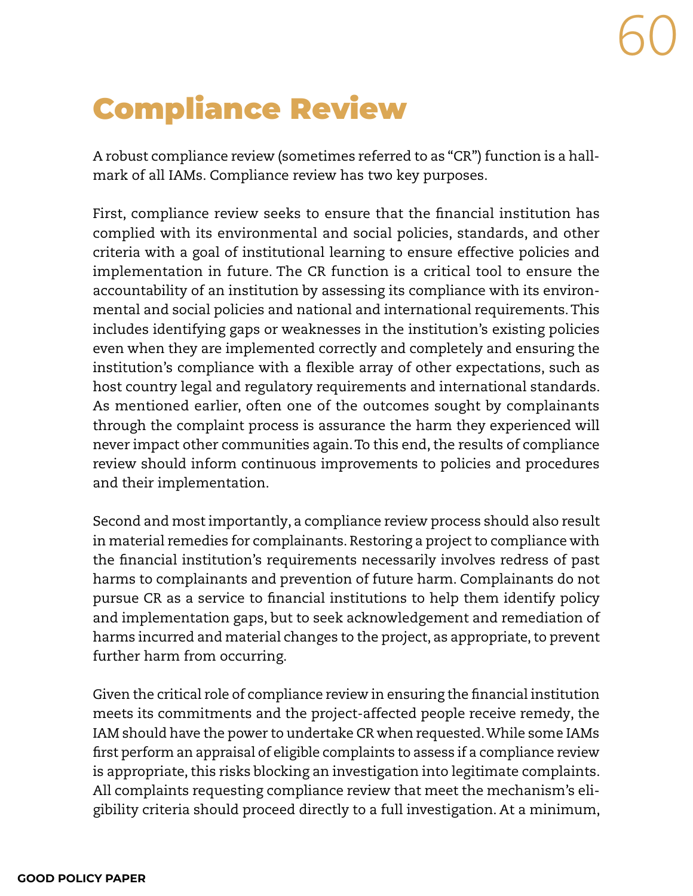# Compliance Review

A robust compliance review (sometimes referred to as "CR") function is a hallmark of all IAMs. Compliance review has two key purposes.

First, compliance review seeks to ensure that the financial institution has complied with its environmental and social policies, standards, and other criteria with a goal of institutional learning to ensure effective policies and implementation in future. The CR function is a critical tool to ensure the accountability of an institution by assessing its compliance with its environmental and social policies and national and international requirements. This includes identifying gaps or weaknesses in the institution's existing policies even when they are implemented correctly and completely and ensuring the institution's compliance with a flexible array of other expectations, such as host country legal and regulatory requirements and international standards. As mentioned earlier, often one of the outcomes sought by complainants through the complaint process is assurance the harm they experienced will never impact other communities again. To this end, the results of compliance review should inform continuous improvements to policies and procedures and their implementation.

Second and most importantly, a compliance review process should also result in material remedies for complainants. Restoring a project to compliance with the financial institution's requirements necessarily involves redress of past harms to complainants and prevention of future harm. Complainants do not pursue CR as a service to financial institutions to help them identify policy and implementation gaps, but to seek acknowledgement and remediation of harms incurred and material changes to the project, as appropriate, to prevent further harm from occurring.

Given the critical role of compliance review in ensuring the financial institution meets its commitments and the project-affected people receive remedy, the IAM should have the power to undertake CR when requested. While some IAMs first perform an appraisal of eligible complaints to assess if a compliance review is appropriate, this risks blocking an investigation into legitimate complaints. All complaints requesting compliance review that meet the mechanism's eligibility criteria should proceed directly to a full investigation. At a minimum,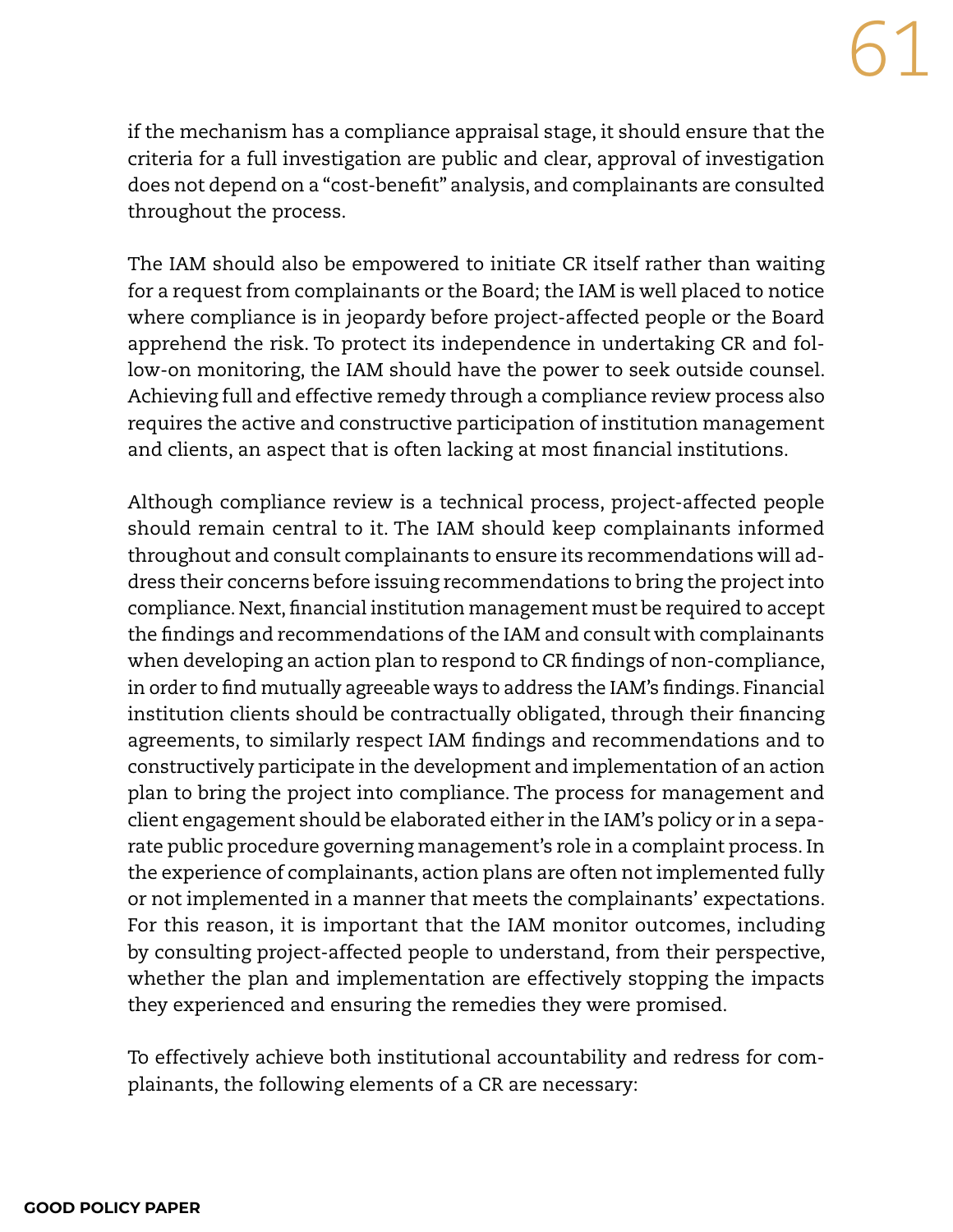if the mechanism has a compliance appraisal stage, it should ensure that the criteria for a full investigation are public and clear, approval of investigation does not depend on a "cost-benefit" analysis, and complainants are consulted throughout the process.

The IAM should also be empowered to initiate CR itself rather than waiting for a request from complainants or the Board; the IAM is well placed to notice where compliance is in jeopardy before project-affected people or the Board apprehend the risk. To protect its independence in undertaking CR and follow-on monitoring, the IAM should have the power to seek outside counsel. Achieving full and effective remedy through a compliance review process also requires the active and constructive participation of institution management and clients, an aspect that is often lacking at most financial institutions.

Although compliance review is a technical process, project-affected people should remain central to it. The IAM should keep complainants informed throughout and consult complainants to ensure its recommendations will address their concerns before issuing recommendations to bring the project into compliance. Next, financial institution management must be required to accept the findings and recommendations of the IAM and consult with complainants when developing an action plan to respond to CR findings of non-compliance, in order to find mutually agreeable ways to address the IAM's findings. Financial institution clients should be contractually obligated, through their financing agreements, to similarly respect IAM findings and recommendations and to constructively participate in the development and implementation of an action plan to bring the project into compliance. The process for management and client engagement should be elaborated either in the IAM's policy or in a separate public procedure governing management's role in a complaint process. In the experience of complainants, action plans are often not implemented fully or not implemented in a manner that meets the complainants' expectations. For this reason, it is important that the IAM monitor outcomes, including by consulting project-affected people to understand, from their perspective, whether the plan and implementation are effectively stopping the impacts they experienced and ensuring the remedies they were promised.

To effectively achieve both institutional accountability and redress for complainants, the following elements of a CR are necessary: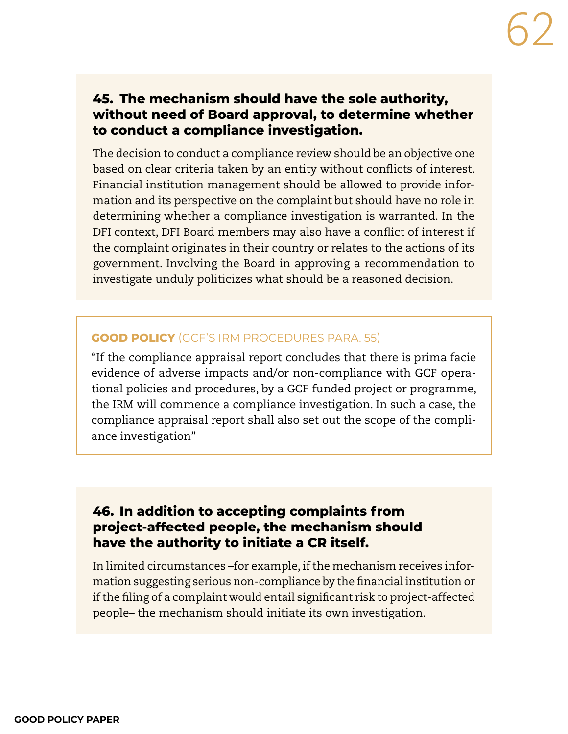### 45. The mechanism should have the sole authority, without need of Board approval, to determine whether to conduct a compliance investigation.

The decision to conduct a compliance review should be an objective one based on clear criteria taken by an entity without conflicts of interest. Financial institution management should be allowed to provide information and its perspective on the complaint but should have no role in determining whether a compliance investigation is warranted. In the DFI context, DFI Board members may also have a conflict of interest if the complaint originates in their country or relates to the actions of its government. Involving the Board in approving a recommendation to investigate unduly politicizes what should be a reasoned decision.

**GOOD POLICY** (GCF'S IRM PROCEDURES PARA. 55)

"If the compliance appraisal report concludes that there is prima facie evidence of adverse impacts and/or non-compliance with GCF operational policies and procedures, by a GCF funded project or programme, the IRM will commence a compliance investigation. In such a case, the compliance appraisal report shall also set out the scope of the compliance investigation"

### 46. In addition to accepting complaints from project-affected people, the mechanism should have the authority to initiate a CR itself.

In limited circumstances –for example, if the mechanism receives information suggesting serious non-compliance by the financial institution or if the filing of a complaint would entail significant risk to project-affected people– the mechanism should initiate its own investigation.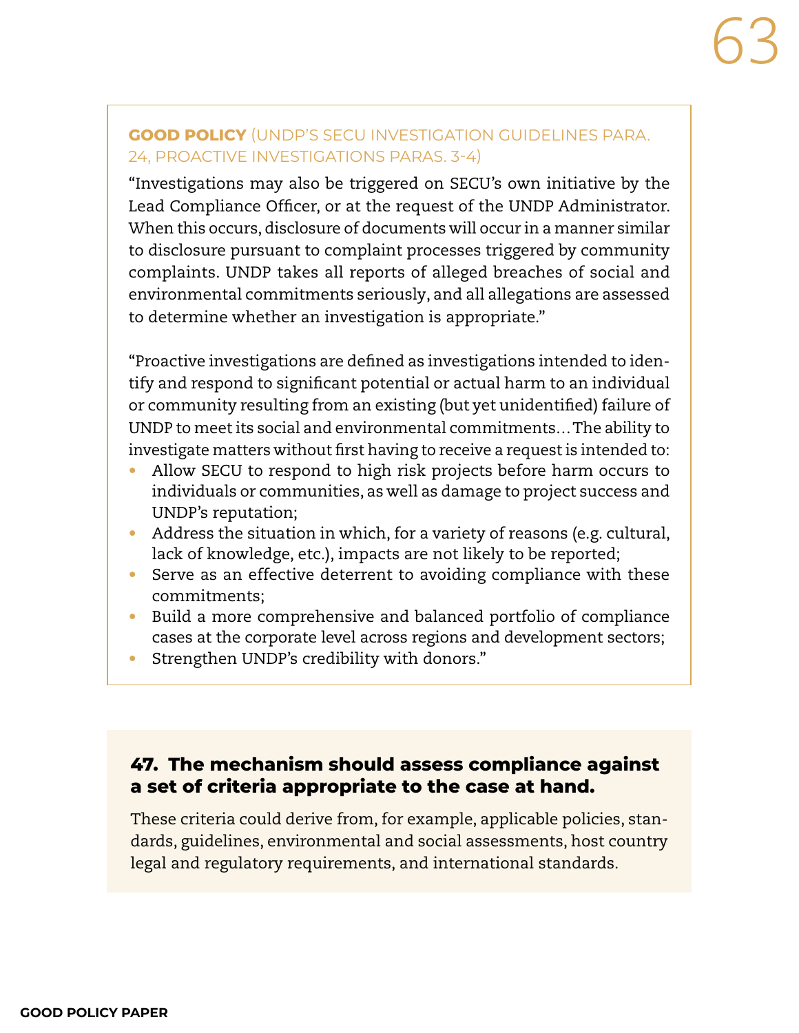**GOOD POLICY** (UNDP'S SECU INVESTIGATION GUIDELINES PARA. 24, PROACTIVE INVESTIGATIONS PARAS. 3-4)

"Investigations may also be triggered on SECU's own initiative by the Lead Compliance Officer, or at the request of the UNDP Administrator. When this occurs, disclosure of documents will occur in a manner similar to disclosure pursuant to complaint processes triggered by community complaints. UNDP takes all reports of alleged breaches of social and environmental commitments seriously, and all allegations are assessed to determine whether an investigation is appropriate."

"Proactive investigations are defined as investigations intended to identify and respond to significant potential or actual harm to an individual or community resulting from an existing (but yet unidentified) failure of UNDP to meet its social and environmental commitments… The ability to investigate matters without first having to receive a request is intended to:

- Allow SECU to respond to high risk projects before harm occurs to individuals or communities, as well as damage to project success and UNDP's reputation;
- Address the situation in which, for a variety of reasons (e.g. cultural, lack of knowledge, etc.), impacts are not likely to be reported;
- Serve as an effective deterrent to avoiding compliance with these commitments;
- Build a more comprehensive and balanced portfolio of compliance cases at the corporate level across regions and development sectors;
- Strengthen UNDP's credibility with donors."

### 47. The mechanism should assess compliance against a set of criteria appropriate to the case at hand.

These criteria could derive from, for example, applicable policies, standards, guidelines, environmental and social assessments, host country legal and regulatory requirements, and international standards.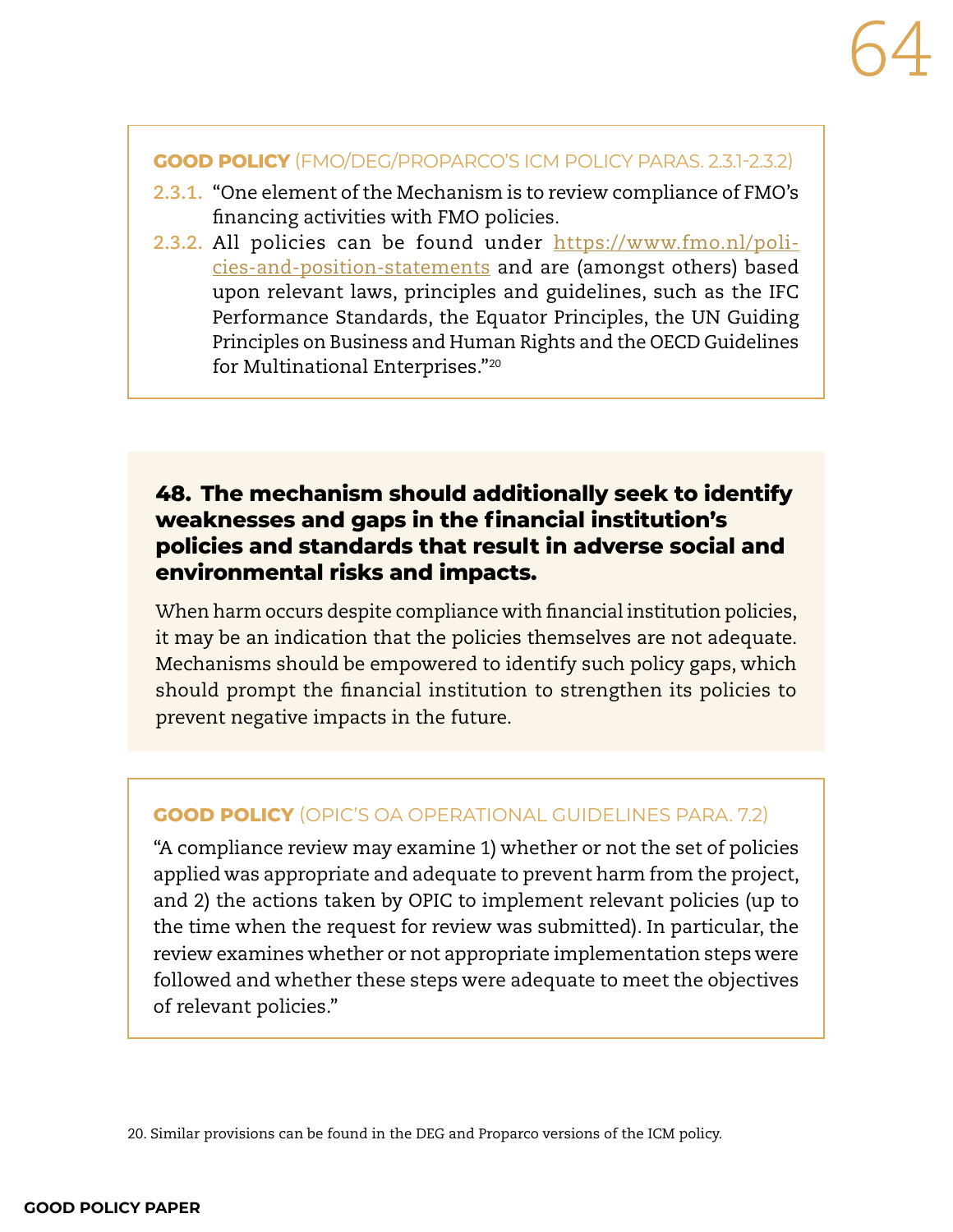**GOOD POLICY** (FMO/DEG/PROPARCO'S ICM POLICY PARAS. 2.3.1-2.3.2)

2.3.1. "One element of the Mechanism is to review compliance of FMO's financing activities with FMO policies.

2.3.2. All policies can be found under https://www.fmo.nl/policies-and-position-statements and are (amongst others) based upon relevant laws, principles and guidelines, such as the IFC Performance Standards, the Equator Principles, the UN Guiding Principles on Business and Human Rights and the OECD Guidelines for Multinational Enterprises."[20]

### 48. The mechanism should additionally seek to identify weaknesses and gaps in the financial institution's policies and standards that result in adverse social and environmental risks and impacts.

When harm occurs despite compliance with financial institution policies, it may be an indication that the policies themselves are not adequate. Mechanisms should be empowered to identify such policy gaps, which should prompt the financial institution to strengthen its policies to prevent negative impacts in the future.

**GOOD POLICY** (OPIC'S OA OPERATIONAL GUIDELINES PARA. 7.2)

"A compliance review may examine 1) whether or not the set of policies applied was appropriate and adequate to prevent harm from the project, and 2) the actions taken by OPIC to implement relevant policies (up to the time when the request for review was submitted). In particular, the review examines whether or not appropriate implementation steps were followed and whether these steps were adequate to meet the objectives of relevant policies."

20. Similar provisions can be found in the DEG and Proparco versions of the ICM policy.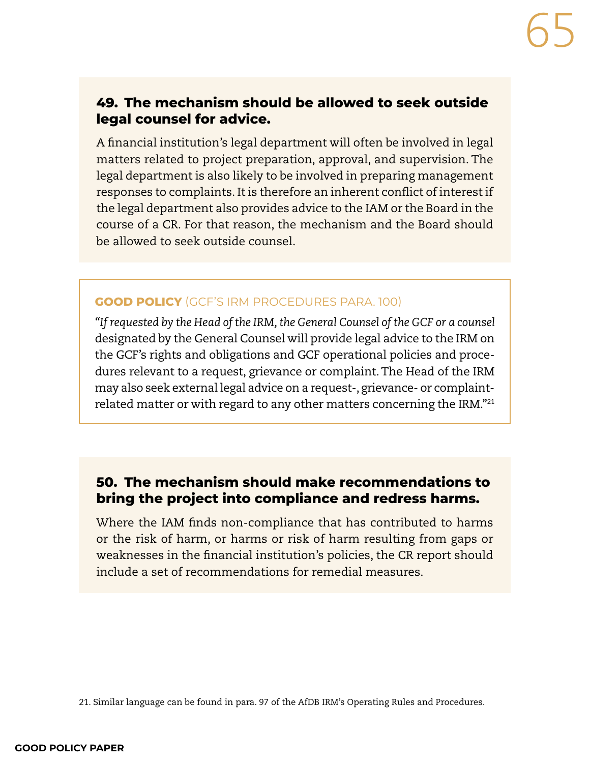### 49. The mechanism should be allowed to seek outside legal counsel for advice.

A financial institution's legal department will often be involved in legal matters related to project preparation, approval, and supervision. The legal department is also likely to be involved in preparing management responses to complaints. It is therefore an inherent conflict of interest if the legal department also provides advice to the IAM or the Board in the course of a CR. For that reason, the mechanism and the Board should be allowed to seek outside counsel.

**GOOD POLICY** (GCF'S IRM PROCEDURES PARA. 100)

*"If requested by the Head of the IRM, the General Counsel of the GCF or a counsel* designated by the General Counsel will provide legal advice to the IRM on the GCF's rights and obligations and GCF operational policies and procedures relevant to a request, grievance or complaint. The Head of the IRM may also seek external legal advice on a request-, grievance- or complaint-related matter or with regard to any other matters concerning the IRM."[21]

### 50. The mechanism should make recommendations to bring the project into compliance and redress harms.

Where the IAM finds non-compliance that has contributed to harms or the risk of harm, or harms or risk of harm resulting from gaps or weaknesses in the financial institution's policies, the CR report should include a set of recommendations for remedial measures.

21. Similar language can be found in para. 97 of the AfDB IRM's Operating Rules and Procedures.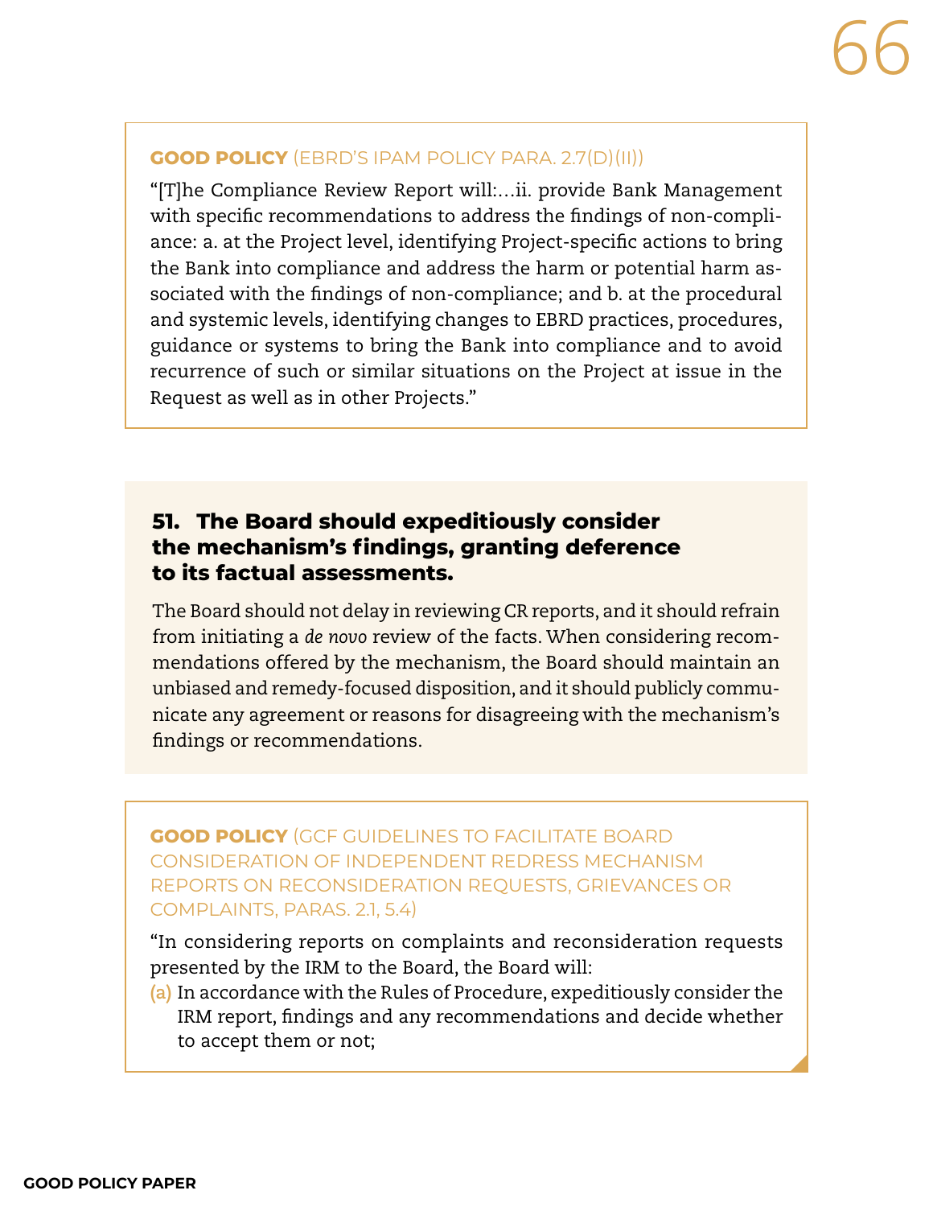**GOOD POLICY** (EBRD'S IPAM POLICY PARA. 2.7(D)(II))

"[T]he Compliance Review Report will:…ii. provide Bank Management with specific recommendations to address the findings of non-compliance: a. at the Project level, identifying Project-specific actions to bring the Bank into compliance and address the harm or potential harm associated with the findings of non-compliance; and b. at the procedural and systemic levels, identifying changes to EBRD practices, procedures, guidance or systems to bring the Bank into compliance and to avoid recurrence of such or similar situations on the Project at issue in the Request as well as in other Projects."

### 51. The Board should expeditiously consider the mechanism's findings, granting deference to its factual assessments.

The Board should not delay in reviewing CR reports, and it should refrain from initiating a *de novo* review of the facts. When considering recommendations offered by the mechanism, the Board should maintain an unbiased and remedy-focused disposition, and it should publicly communicate any agreement or reasons for disagreeing with the mechanism's findings or recommendations.

**GOOD POLICY** (GCF GUIDELINES TO FACILITATE BOARD CONSIDERATION OF INDEPENDENT REDRESS MECHANISM REPORTS ON RECONSIDERATION REQUESTS, GRIEVANCES OR COMPLAINTS, PARAS. 2.1, 5.4)

"In considering reports on complaints and reconsideration requests presented by the IRM to the Board, the Board will:

(a) In accordance with the Rules of Procedure, expeditiously consider the IRM report, findings and any recommendations and decide whether to accept them or not;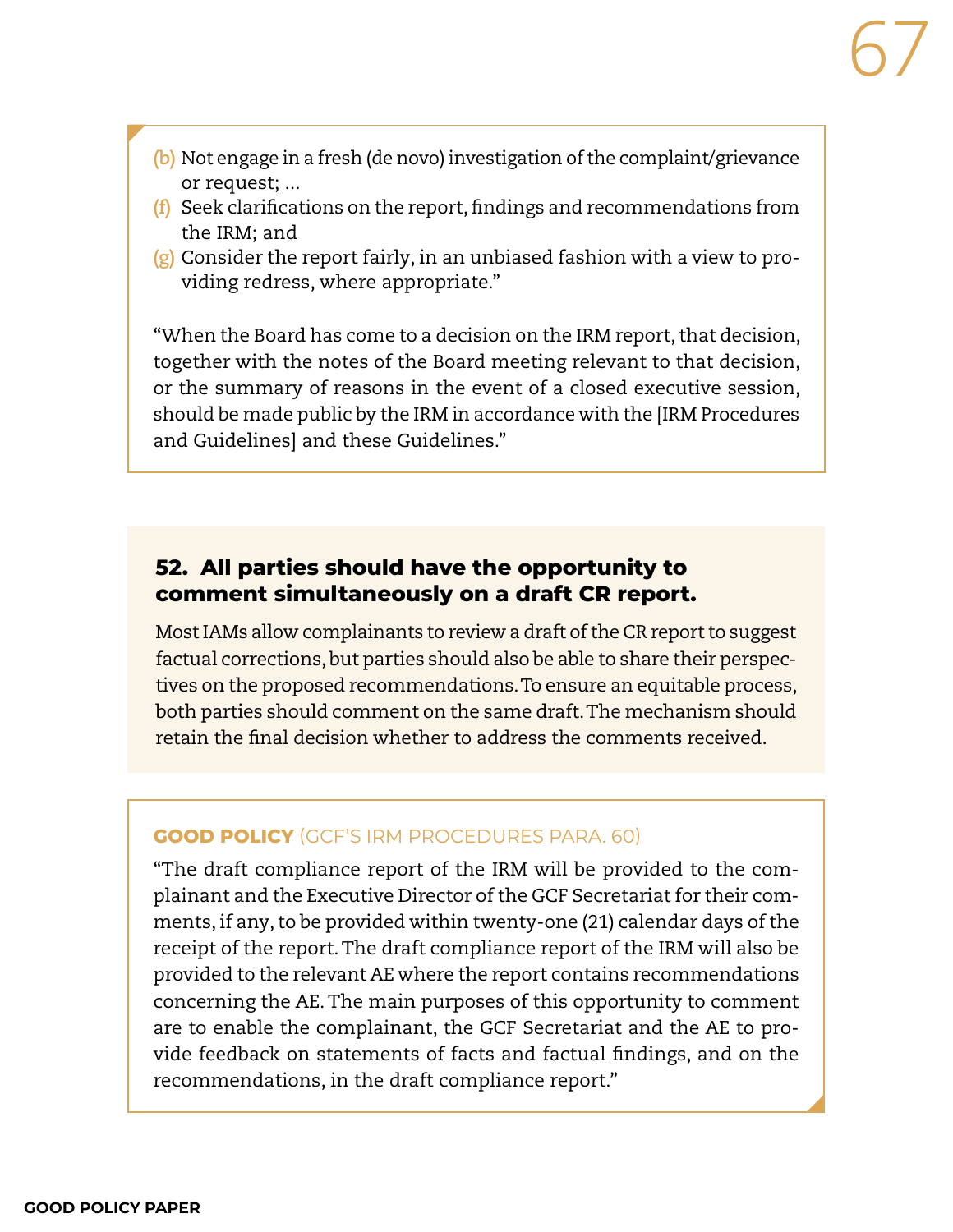(b) Not engage in a fresh (de novo) investigation of the complaint/grievance or request; ...

(f) Seek clarifications on the report, findings and recommendations from the IRM; and

(g) Consider the report fairly, in an unbiased fashion with a view to providing redress, where appropriate."

"When the Board has come to a decision on the IRM report, that decision, together with the notes of the Board meeting relevant to that decision, or the summary of reasons in the event of a closed executive session, should be made public by the IRM in accordance with the [IRM Procedures and Guidelines] and these Guidelines."

### 52. All parties should have the opportunity to comment simultaneously on a draft CR report.

Most IAMs allow complainants to review a draft of the CR report to suggest factual corrections, but parties should also be able to share their perspectives on the proposed recommendations. To ensure an equitable process, both parties should comment on the same draft. The mechanism should retain the final decision whether to address the comments received.

**GOOD POLICY** (GCF'S IRM PROCEDURES PARA. 60)

"The draft compliance report of the IRM will be provided to the complainant and the Executive Director of the GCF Secretariat for their comments, if any, to be provided within twenty-one (21) calendar days of the receipt of the report. The draft compliance report of the IRM will also be provided to the relevant AE where the report contains recommendations concerning the AE. The main purposes of this opportunity to comment are to enable the complainant, the GCF Secretariat and the AE to provide feedback on statements of facts and factual findings, and on the recommendations, in the draft compliance report."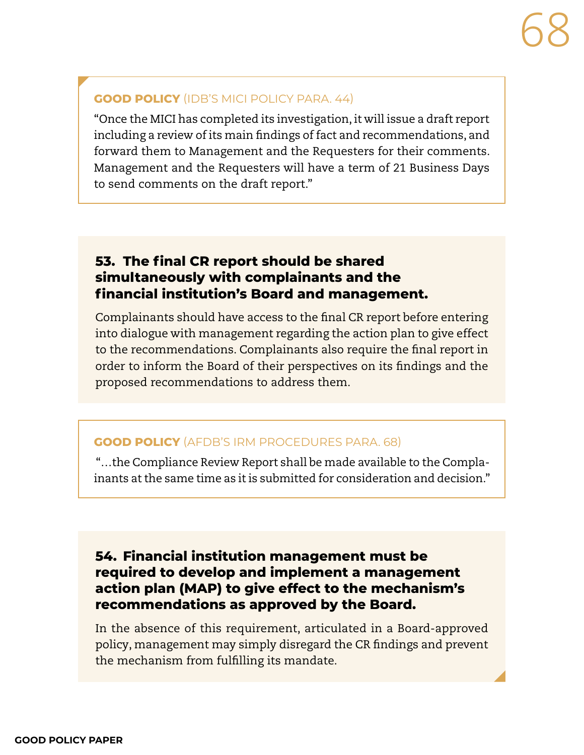**GOOD POLICY** (IDB'S MICI POLICY PARA. 44)

"Once the MICI has completed its investigation, it will issue a draft report including a review of its main findings of fact and recommendations, and forward them to Management and the Requesters for their comments. Management and the Requesters will have a term of 21 Business Days to send comments on the draft report."

### 53. The final CR report should be shared simultaneously with complainants and the financial institution's Board and management.

Complainants should have access to the final CR report before entering into dialogue with management regarding the action plan to give effect to the recommendations. Complainants also require the final report in order to inform the Board of their perspectives on its findings and the proposed recommendations to address them.

**GOOD POLICY** (AFDB'S IRM PROCEDURES PARA. 68)

"…the Compliance Review Report shall be made available to the Complainants at the same time as it is submitted for consideration and decision."

### 54. Financial institution management must be required to develop and implement a management action plan (MAP) to give effect to the mechanism's recommendations as approved by the Board.

In the absence of this requirement, articulated in a Board-approved policy, management may simply disregard the CR findings and prevent the mechanism from fulfilling its mandate.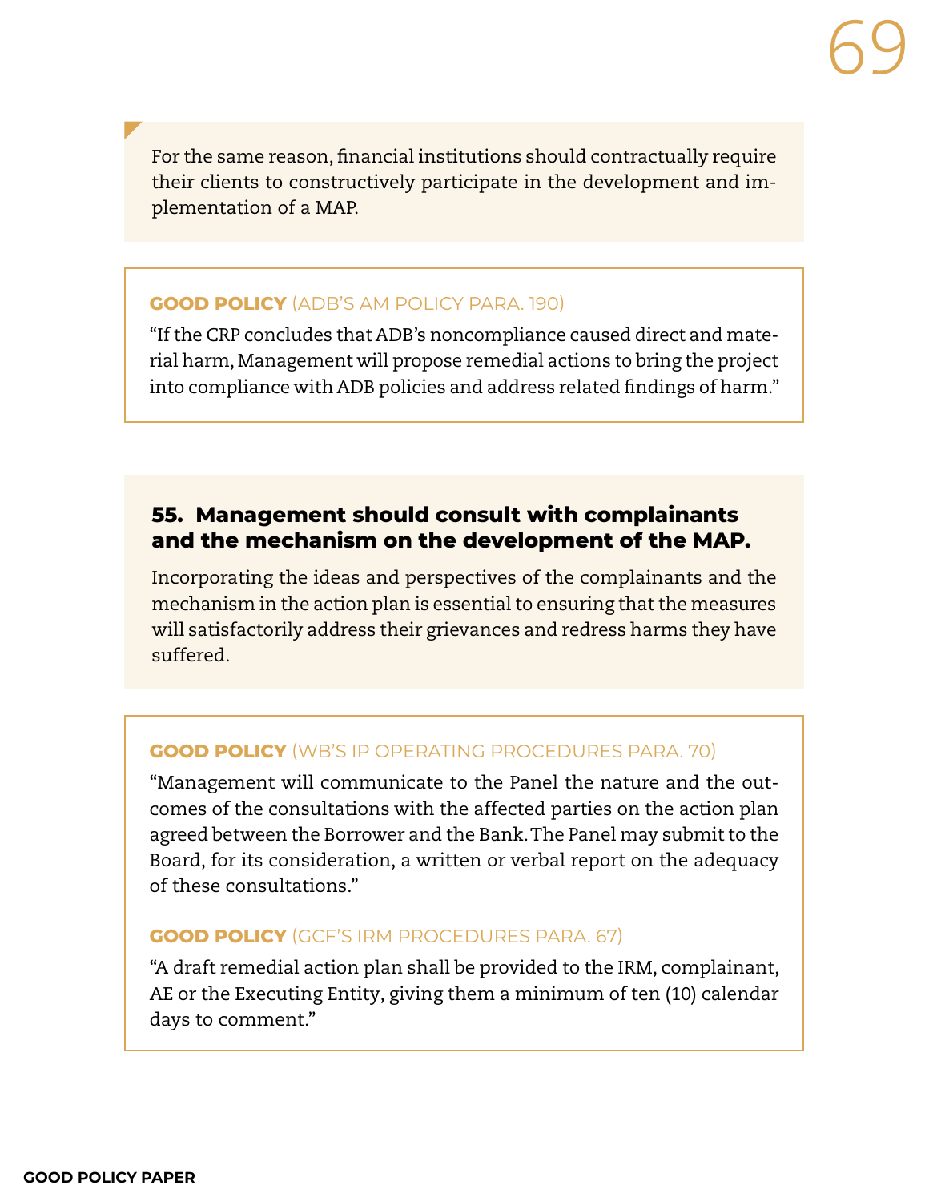For the same reason, financial institutions should contractually require their clients to constructively participate in the development and implementation of a MAP.

**GOOD POLICY** (ADB'S AM POLICY PARA. 190)

"If the CRP concludes that ADB's noncompliance caused direct and material harm, Management will propose remedial actions to bring the project into compliance with ADB policies and address related findings of harm."

### 55. Management should consult with complainants and the mechanism on the development of the MAP.

Incorporating the ideas and perspectives of the complainants and the mechanism in the action plan is essential to ensuring that the measures will satisfactorily address their grievances and redress harms they have suffered.

**GOOD POLICY** (WB'S IP OPERATING PROCEDURES PARA. 70)

"Management will communicate to the Panel the nature and the outcomes of the consultations with the affected parties on the action plan agreed between the Borrower and the Bank. The Panel may submit to the Board, for its consideration, a written or verbal report on the adequacy of these consultations."

**GOOD POLICY** (GCF'S IRM PROCEDURES PARA. 67)

"A draft remedial action plan shall be provided to the IRM, complainant, AE or the Executing Entity, giving them a minimum of ten (10) calendar days to comment."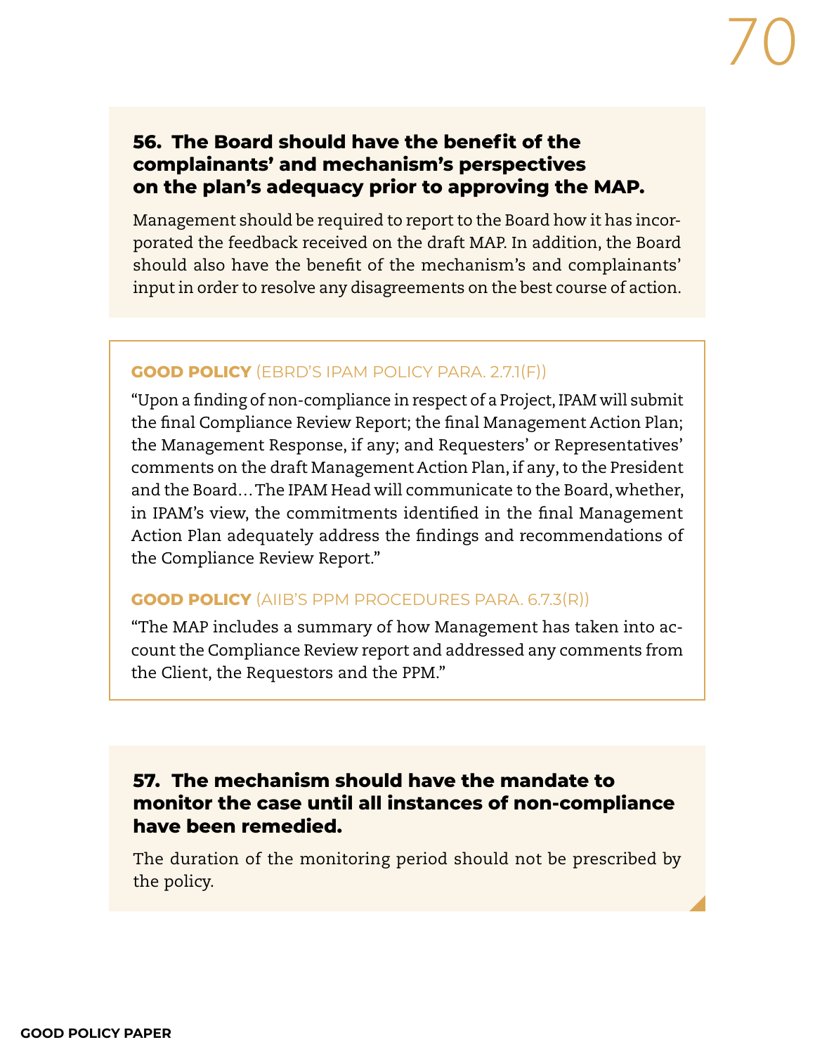### 56. The Board should have the benefit of the complainants' and mechanism's perspectives on the plan's adequacy prior to approving the MAP.

Management should be required to report to the Board how it has incorporated the feedback received on the draft MAP. In addition, the Board should also have the benefit of the mechanism's and complainants' input in order to resolve any disagreements on the best course of action.

**GOOD POLICY** (EBRD'S IPAM POLICY PARA. 2.7.1(F))

"Upon a finding of non-compliance in respect of a Project, IPAM will submit the final Compliance Review Report; the final Management Action Plan; the Management Response, if any; and Requesters' or Representatives' comments on the draft Management Action Plan, if any, to the President and the Board… The IPAM Head will communicate to the Board, whether, in IPAM's view, the commitments identified in the final Management Action Plan adequately address the findings and recommendations of the Compliance Review Report."

**GOOD POLICY** (AIIB'S PPM PROCEDURES PARA. 6.7.3(R))

"The MAP includes a summary of how Management has taken into account the Compliance Review report and addressed any comments from the Client, the Requestors and the PPM."

### 57. The mechanism should have the mandate to monitor the case until all instances of non-compliance have been remedied.

The duration of the monitoring period should not be prescribed by the policy.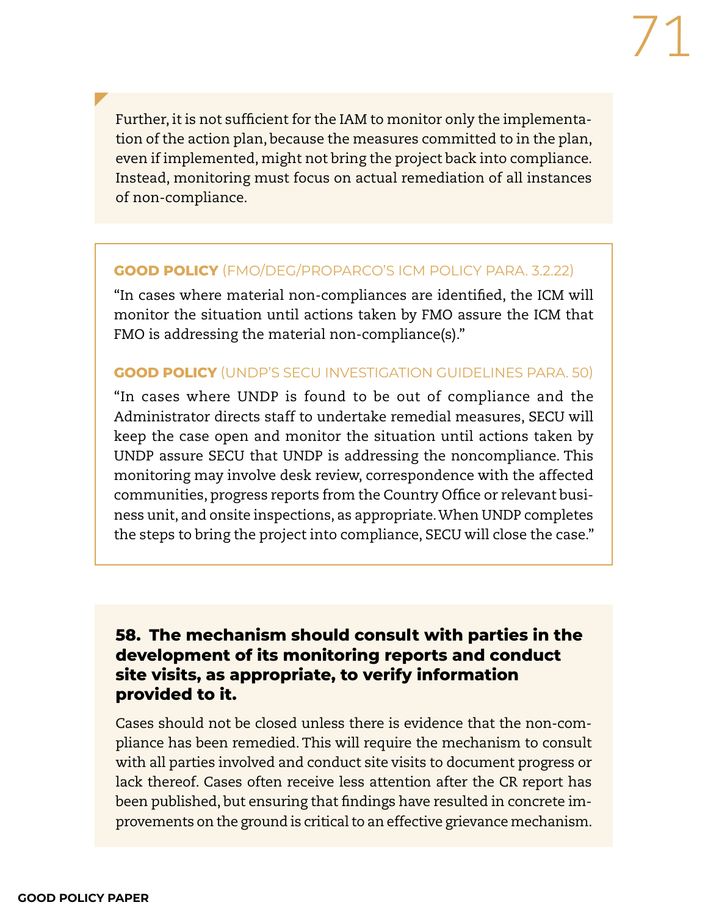Further, it is not sufficient for the IAM to monitor only the implementation of the action plan, because the measures committed to in the plan, even if implemented, might not bring the project back into compliance. Instead, monitoring must focus on actual remediation of all instances of non-compliance.

**GOOD POLICY** (FMO/DEG/PROPARCO'S ICM POLICY PARA. 3.2.22)

"In cases where material non-compliances are identified, the ICM will monitor the situation until actions taken by FMO assure the ICM that FMO is addressing the material non-compliance(s)."

**GOOD POLICY** (UNDP'S SECU INVESTIGATION GUIDELINES PARA. 50)

"In cases where UNDP is found to be out of compliance and the Administrator directs staff to undertake remedial measures, SECU will keep the case open and monitor the situation until actions taken by UNDP assure SECU that UNDP is addressing the noncompliance. This monitoring may involve desk review, correspondence with the affected communities, progress reports from the Country Office or relevant business unit, and onsite inspections, as appropriate. When UNDP completes the steps to bring the project into compliance, SECU will close the case."

### 58. The mechanism should consult with parties in the development of its monitoring reports and conduct site visits, as appropriate, to verify information provided to it.

Cases should not be closed unless there is evidence that the non-compliance has been remedied. This will require the mechanism to consult with all parties involved and conduct site visits to document progress or lack thereof. Cases often receive less attention after the CR report has been published, but ensuring that findings have resulted in concrete improvements on the ground is critical to an effective grievance mechanism.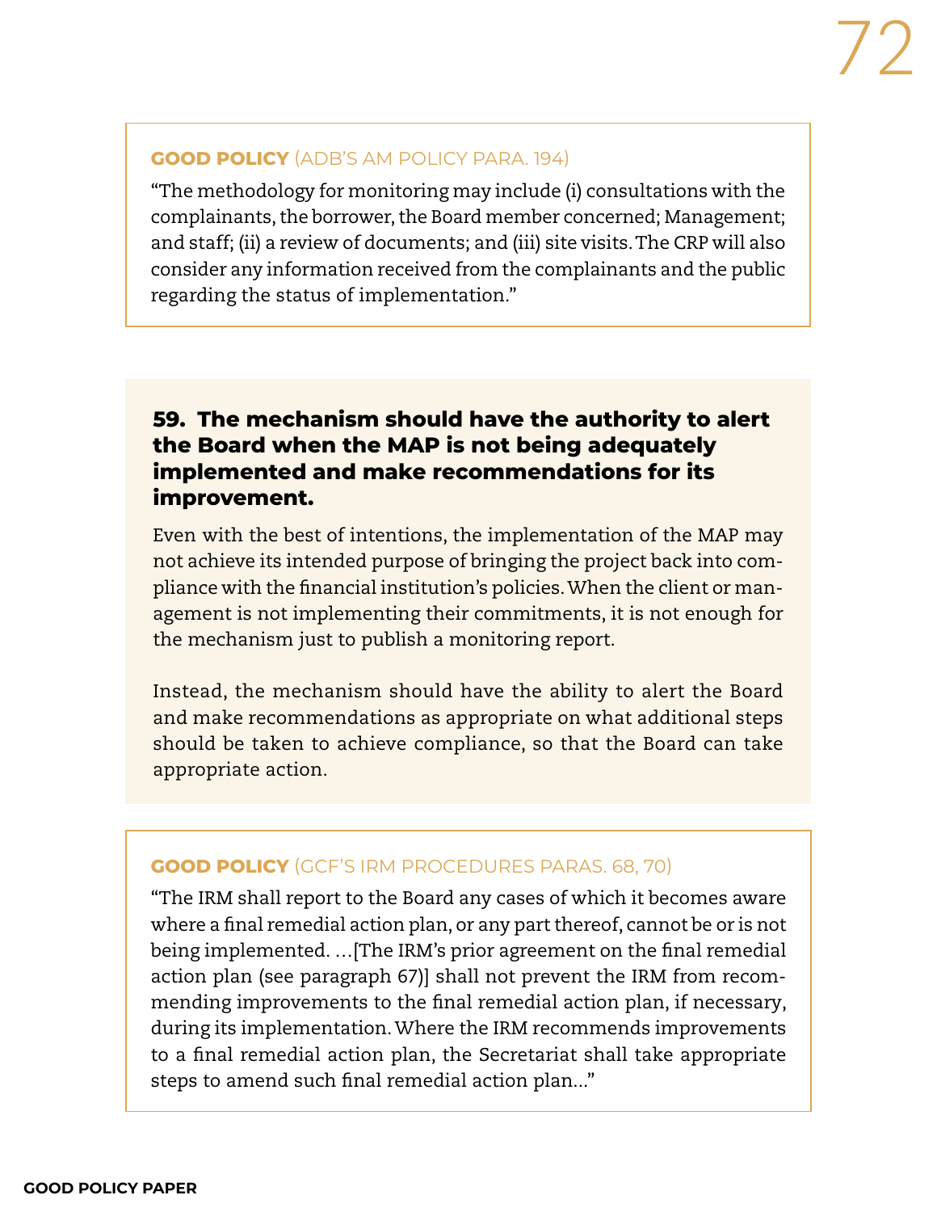**GOOD POLICY** (ADB'S AM POLICY PARA. 194)

"The methodology for monitoring may include (i) consultations with the complainants, the borrower, the Board member concerned; Management; and staff; (ii) a review of documents; and (iii) site visits. The CRP will also consider any information received from the complainants and the public regarding the status of implementation."

### 59. The mechanism should have the authority to alert the Board when the MAP is not being adequately implemented and make recommendations for its improvement.

Even with the best of intentions, the implementation of the MAP may not achieve its intended purpose of bringing the project back into compliance with the financial institution's policies. When the client or management is not implementing their commitments, it is not enough for the mechanism just to publish a monitoring report.

Instead, the mechanism should have the ability to alert the Board and make recommendations as appropriate on what additional steps should be taken to achieve compliance, so that the Board can take appropriate action.

**GOOD POLICY** (GCF'S IRM PROCEDURES PARAS. 68, 70)

"The IRM shall report to the Board any cases of which it becomes aware where a final remedial action plan, or any part thereof, cannot be or is not being implemented. …[The IRM's prior agreement on the final remedial action plan (see paragraph 67)] shall not prevent the IRM from recommending improvements to the final remedial action plan, if necessary, during its implementation. Where the IRM recommends improvements to a final remedial action plan, the Secretariat shall take appropriate steps to amend such final remedial action plan…"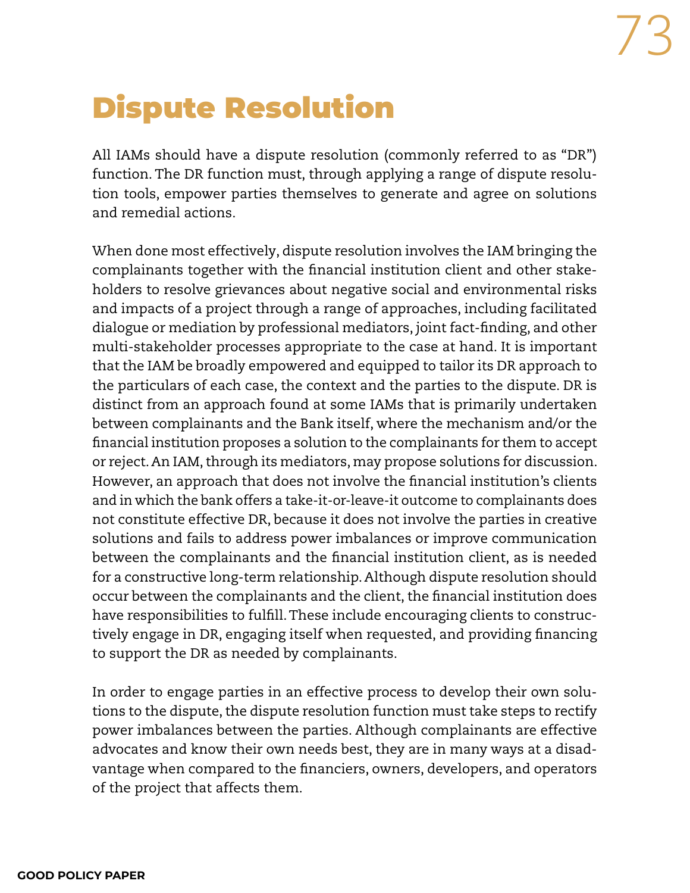# Dispute Resolution

All IAMs should have a dispute resolution (commonly referred to as "DR") function. The DR function must, through applying a range of dispute resolution tools, empower parties themselves to generate and agree on solutions and remedial actions.

When done most effectively, dispute resolution involves the IAM bringing the complainants together with the financial institution client and other stakeholders to resolve grievances about negative social and environmental risks and impacts of a project through a range of approaches, including facilitated dialogue or mediation by professional mediators, joint fact-finding, and other multi-stakeholder processes appropriate to the case at hand. It is important that the IAM be broadly empowered and equipped to tailor its DR approach to the particulars of each case, the context and the parties to the dispute. DR is distinct from an approach found at some IAMs that is primarily undertaken between complainants and the Bank itself, where the mechanism and/or the financial institution proposes a solution to the complainants for them to accept or reject. An IAM, through its mediators, may propose solutions for discussion. However, an approach that does not involve the financial institution's clients and in which the bank offers a take-it-or-leave-it outcome to complainants does not constitute effective DR, because it does not involve the parties in creative solutions and fails to address power imbalances or improve communication between the complainants and the financial institution client, as is needed for a constructive long-term relationship. Although dispute resolution should occur between the complainants and the client, the financial institution does have responsibilities to fulfill. These include encouraging clients to constructively engage in DR, engaging itself when requested, and providing financing to support the DR as needed by complainants.

In order to engage parties in an effective process to develop their own solutions to the dispute, the dispute resolution function must take steps to rectify power imbalances between the parties. Although complainants are effective advocates and know their own needs best, they are in many ways at a disadvantage when compared to the financiers, owners, developers, and operators of the project that affects them.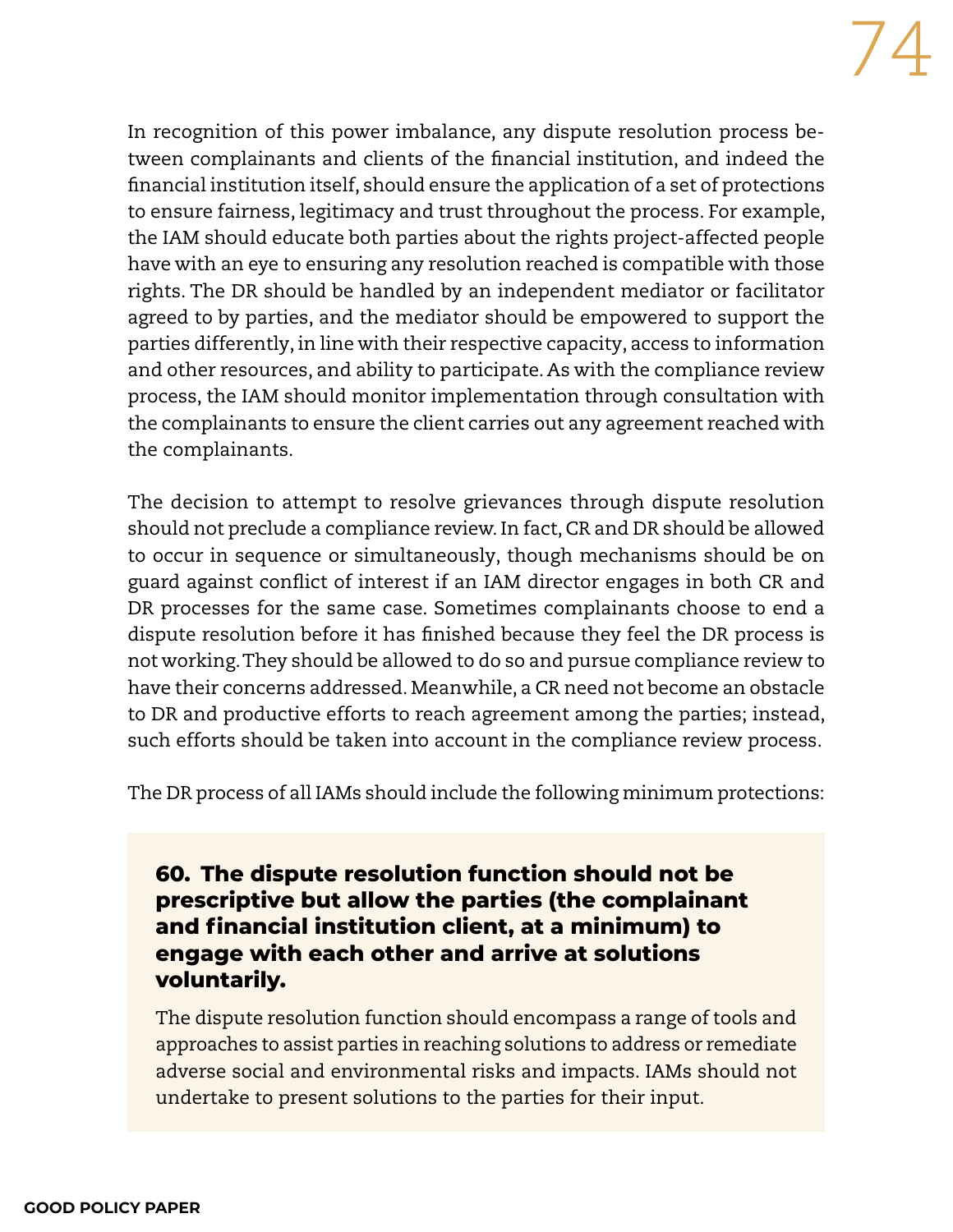In recognition of this power imbalance, any dispute resolution process between complainants and clients of the financial institution, and indeed the financial institution itself, should ensure the application of a set of protections to ensure fairness, legitimacy and trust throughout the process. For example, the IAM should educate both parties about the rights project-affected people have with an eye to ensuring any resolution reached is compatible with those rights. The DR should be handled by an independent mediator or facilitator agreed to by parties, and the mediator should be empowered to support the parties differently, in line with their respective capacity, access to information and other resources, and ability to participate. As with the compliance review process, the IAM should monitor implementation through consultation with the complainants to ensure the client carries out any agreement reached with the complainants.

The decision to attempt to resolve grievances through dispute resolution should not preclude a compliance review. In fact, CR and DR should be allowed to occur in sequence or simultaneously, though mechanisms should be on guard against conflict of interest if an IAM director engages in both CR and DR processes for the same case. Sometimes complainants choose to end a dispute resolution before it has finished because they feel the DR process is not working. They should be allowed to do so and pursue compliance review to have their concerns addressed. Meanwhile, a CR need not become an obstacle to DR and productive efforts to reach agreement among the parties; instead, such efforts should be taken into account in the compliance review process.

The DR process of all IAMs should include the following minimum protections:

**60. The dispute resolution function should not be prescriptive but allow the parties (the complainant and financial institution client, at a minimum) to engage with each other and arrive at solutions voluntarily.**

The dispute resolution function should encompass a range of tools and approaches to assist parties in reaching solutions to address or remediate adverse social and environmental risks and impacts. IAMs should not undertake to present solutions to the parties for their input.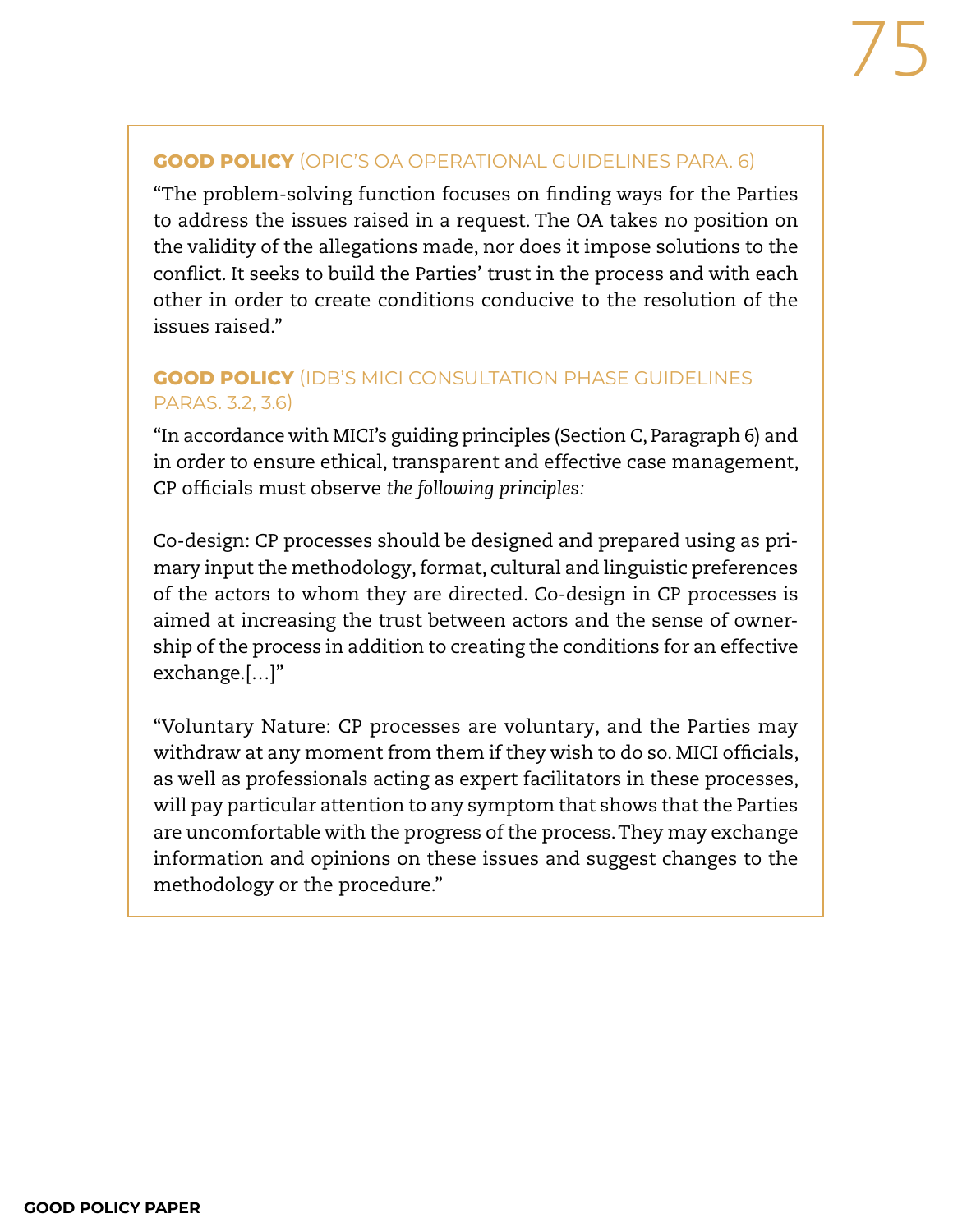**GOOD POLICY** (OPIC'S OA OPERATIONAL GUIDELINES PARA. 6)

"The problem-solving function focuses on finding ways for the Parties to address the issues raised in a request. The OA takes no position on the validity of the allegations made, nor does it impose solutions to the conflict. It seeks to build the Parties' trust in the process and with each other in order to create conditions conducive to the resolution of the issues raised."

**GOOD POLICY** (IDB'S MICI CONSULTATION PHASE GUIDELINES PARAS. 3.2, 3.6)

"In accordance with MICI's guiding principles (Section C, Paragraph 6) and in order to ensure ethical, transparent and effective case management, CP officials must observe *the following principles:*

Co-design: CP processes should be designed and prepared using as primary input the methodology, format, cultural and linguistic preferences of the actors to whom they are directed. Co-design in CP processes is aimed at increasing the trust between actors and the sense of ownership of the process in addition to creating the conditions for an effective exchange.[...]"

"Voluntary Nature: CP processes are voluntary, and the Parties may withdraw at any moment from them if they wish to do so. MICI officials, as well as professionals acting as expert facilitators in these processes, will pay particular attention to any symptom that shows that the Parties are uncomfortable with the progress of the process. They may exchange information and opinions on these issues and suggest changes to the methodology or the procedure."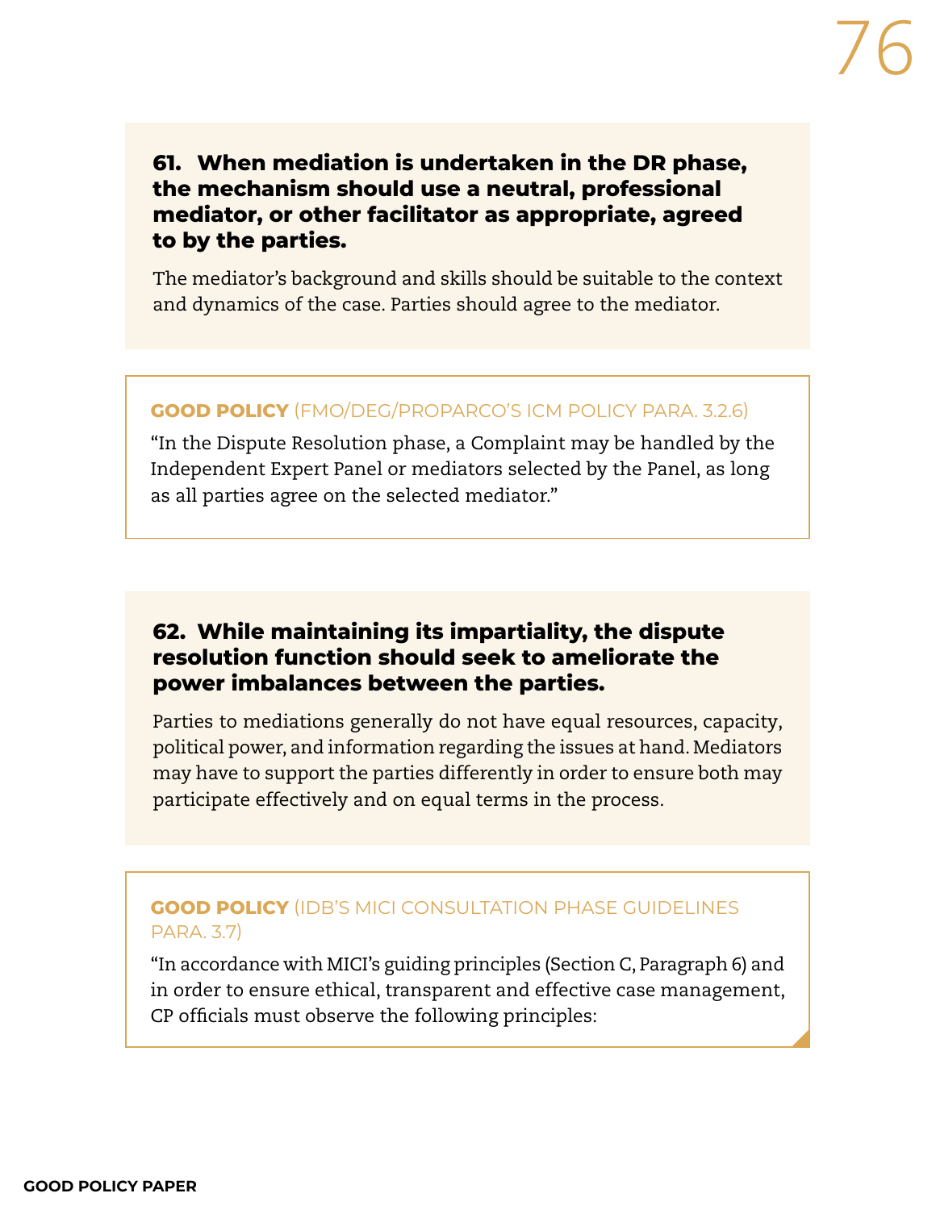**61. When mediation is undertaken in the DR phase, the mechanism should use a neutral, professional mediator, or other facilitator as appropriate, agreed to by the parties.**

The mediator's background and skills should be suitable to the context and dynamics of the case. Parties should agree to the mediator.

**GOOD POLICY** (FMO/DEG/PROPARCO'S ICM POLICY PARA. 3.2.6)

"In the Dispute Resolution phase, a Complaint may be handled by the Independent Expert Panel or mediators selected by the Panel, as long as all parties agree on the selected mediator."

**62. While maintaining its impartiality, the dispute resolution function should seek to ameliorate the power imbalances between the parties.**

Parties to mediations generally do not have equal resources, capacity, political power, and information regarding the issues at hand. Mediators may have to support the parties differently in order to ensure both may participate effectively and on equal terms in the process.

**GOOD POLICY** (IDB'S MICI CONSULTATION PHASE GUIDELINES PARA. 3.7)

"In accordance with MICI's guiding principles (Section C, Paragraph 6) and in order to ensure ethical, transparent and effective case management, CP officials must observe the following principles: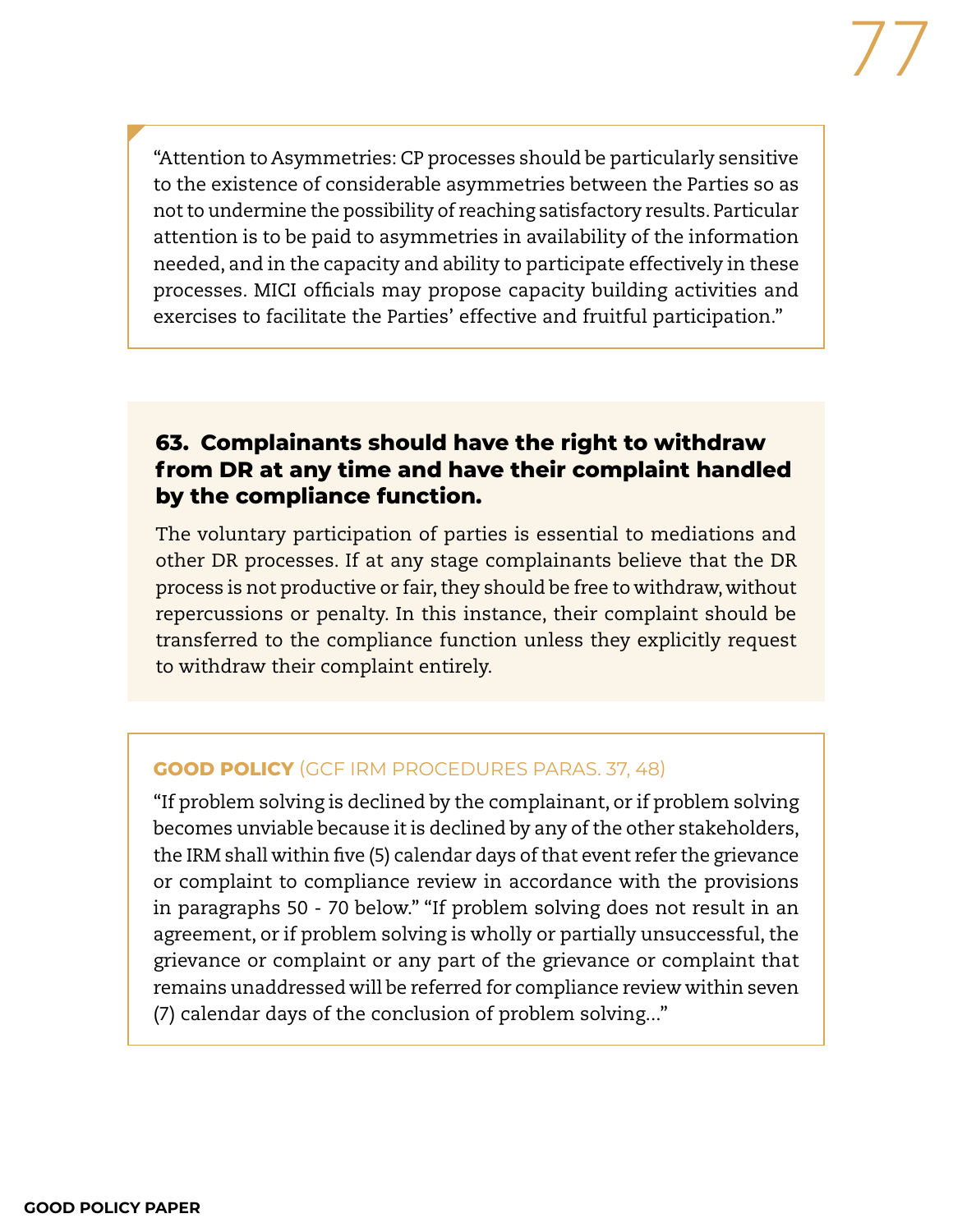"Attention to Asymmetries: CP processes should be particularly sensitive to the existence of considerable asymmetries between the Parties so as not to undermine the possibility of reaching satisfactory results. Particular attention is to be paid to asymmetries in availability of the information needed, and in the capacity and ability to participate effectively in these processes. MICI officials may propose capacity building activities and exercises to facilitate the Parties' effective and fruitful participation."

### 63. Complainants should have the right to withdraw from DR at any time and have their complaint handled by the compliance function.

The voluntary participation of parties is essential to mediations and other DR processes. If at any stage complainants believe that the DR process is not productive or fair, they should be free to withdraw, without repercussions or penalty. In this instance, their complaint should be transferred to the compliance function unless they explicitly request to withdraw their complaint entirely.

**GOOD POLICY** (GCF IRM PROCEDURES PARAS. 37, 48)

"If problem solving is declined by the complainant, or if problem solving becomes unviable because it is declined by any of the other stakeholders, the IRM shall within five (5) calendar days of that event refer the grievance or complaint to compliance review in accordance with the provisions in paragraphs 50 - 70 below." "If problem solving does not result in an agreement, or if problem solving is wholly or partially unsuccessful, the grievance or complaint or any part of the grievance or complaint that remains unaddressed will be referred for compliance review within seven (7) calendar days of the conclusion of problem solving..."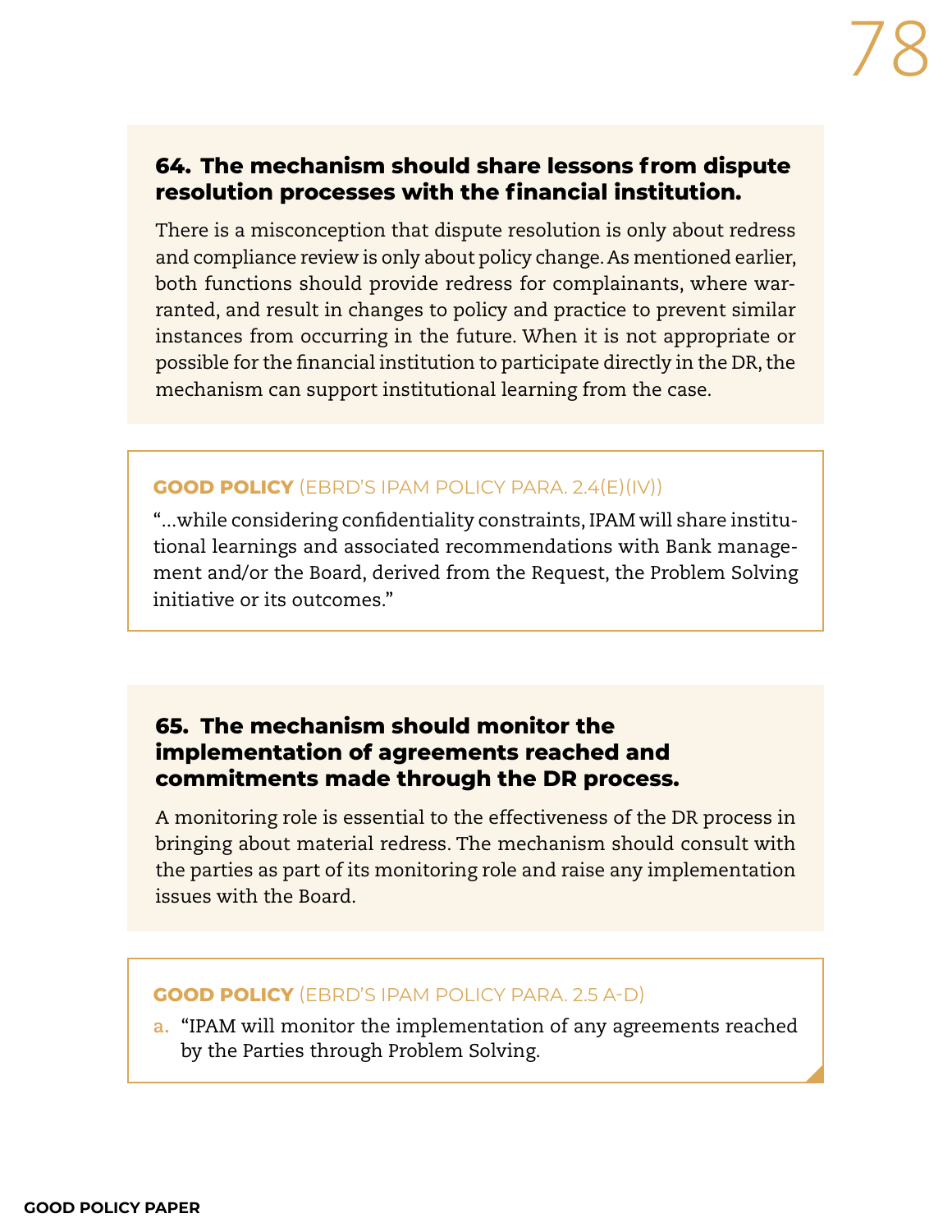### 64. The mechanism should share lessons from dispute resolution processes with the financial institution.

There is a misconception that dispute resolution is only about redress and compliance review is only about policy change. As mentioned earlier, both functions should provide redress for complainants, where warranted, and result in changes to policy and practice to prevent similar instances from occurring in the future. When it is not appropriate or possible for the financial institution to participate directly in the DR, the mechanism can support institutional learning from the case.

**GOOD POLICY** (EBRD'S IPAM POLICY PARA. 2.4(E)(IV))

"…while considering confidentiality constraints, IPAM will share institutional learnings and associated recommendations with Bank management and/or the Board, derived from the Request, the Problem Solving initiative or its outcomes."

### 65. The mechanism should monitor the implementation of agreements reached and commitments made through the DR process.

A monitoring role is essential to the effectiveness of the DR process in bringing about material redress. The mechanism should consult with the parties as part of its monitoring role and raise any implementation issues with the Board.

**GOOD POLICY** (EBRD'S IPAM POLICY PARA. 2.5 A-D)

a. "IPAM will monitor the implementation of any agreements reached by the Parties through Problem Solving.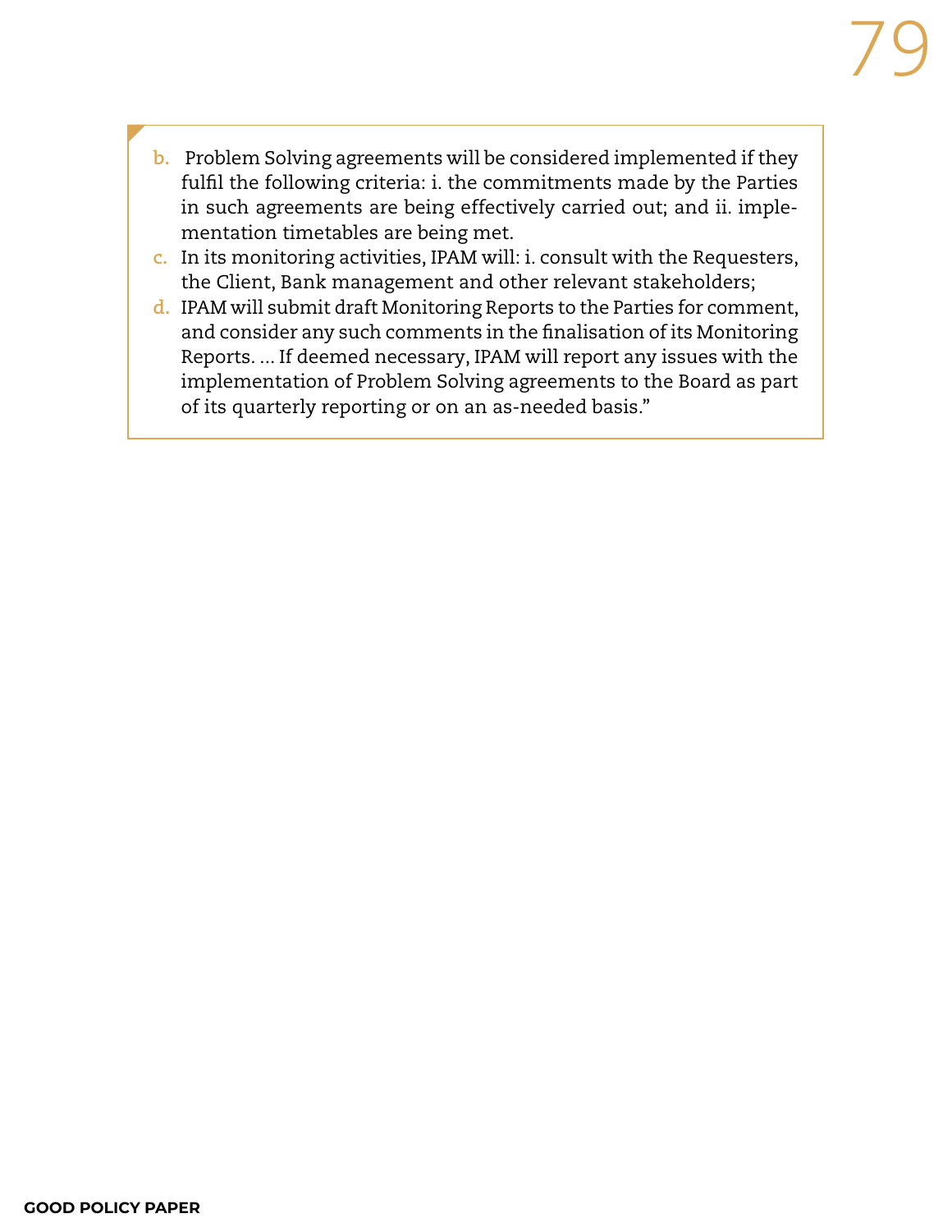b. Problem Solving agreements will be considered implemented if they fulfil the following criteria: i. the commitments made by the Parties in such agreements are being effectively carried out; and ii. implementation timetables are being met.
c. In its monitoring activities, IPAM will: i. consult with the Requesters, the Client, Bank management and other relevant stakeholders;
d. IPAM will submit draft Monitoring Reports to the Parties for comment, and consider any such comments in the finalisation of its Monitoring Reports. ... If deemed necessary, IPAM will report any issues with the implementation of Problem Solving agreements to the Board as part of its quarterly reporting or on an as-needed basis."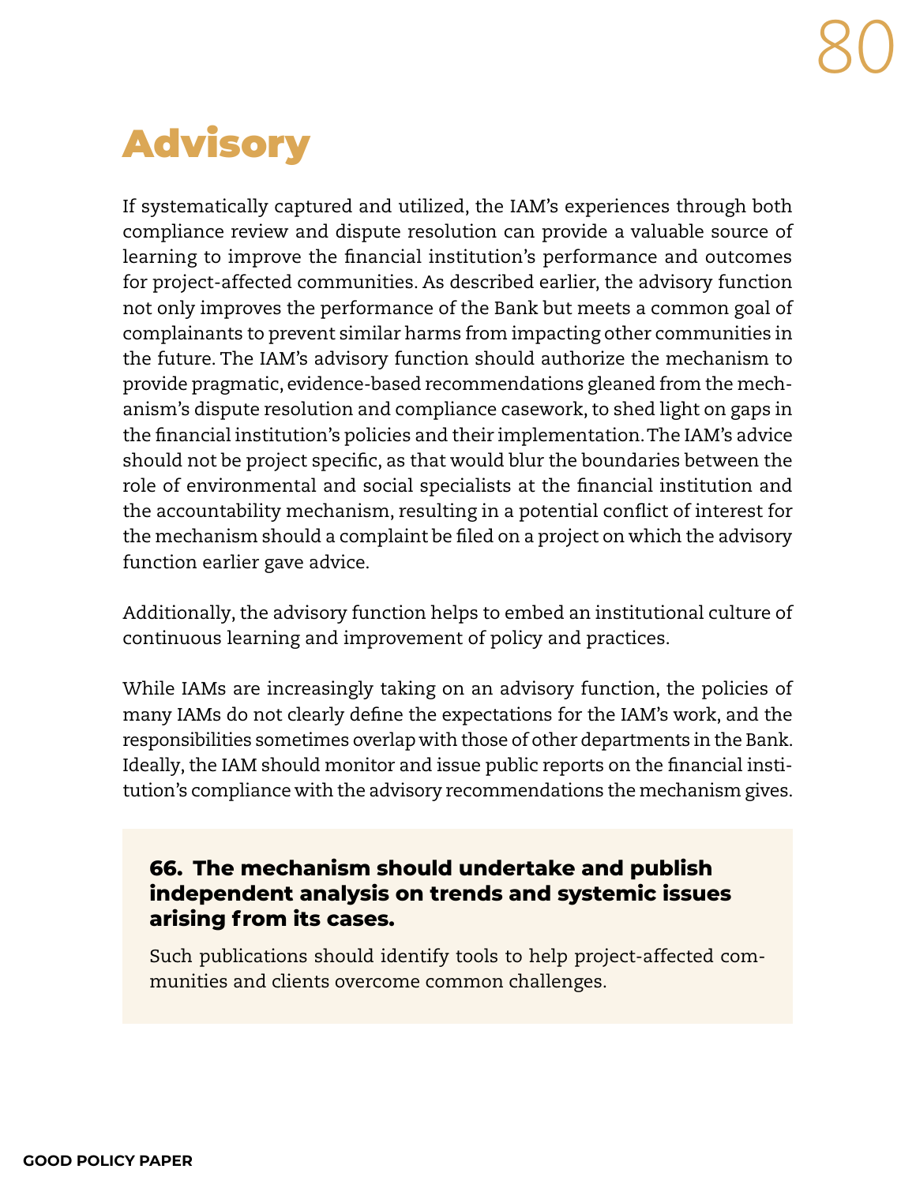# Advisory

If systematically captured and utilized, the IAM's experiences through both compliance review and dispute resolution can provide a valuable source of learning to improve the financial institution's performance and outcomes for project-affected communities. As described earlier, the advisory function not only improves the performance of the Bank but meets a common goal of complainants to prevent similar harms from impacting other communities in the future. The IAM's advisory function should authorize the mechanism to provide pragmatic, evidence-based recommendations gleaned from the mechanism's dispute resolution and compliance casework, to shed light on gaps in the financial institution's policies and their implementation. The IAM's advice should not be project specific, as that would blur the boundaries between the role of environmental and social specialists at the financial institution and the accountability mechanism, resulting in a potential conflict of interest for the mechanism should a complaint be filed on a project on which the advisory function earlier gave advice.

Additionally, the advisory function helps to embed an institutional culture of continuous learning and improvement of policy and practices.

While IAMs are increasingly taking on an advisory function, the policies of many IAMs do not clearly define the expectations for the IAM's work, and the responsibilities sometimes overlap with those of other departments in the Bank. Ideally, the IAM should monitor and issue public reports on the financial institution's compliance with the advisory recommendations the mechanism gives.

**66. The mechanism should undertake and publish independent analysis on trends and systemic issues arising from its cases.**

Such publications should identify tools to help project-affected communities and clients overcome common challenges.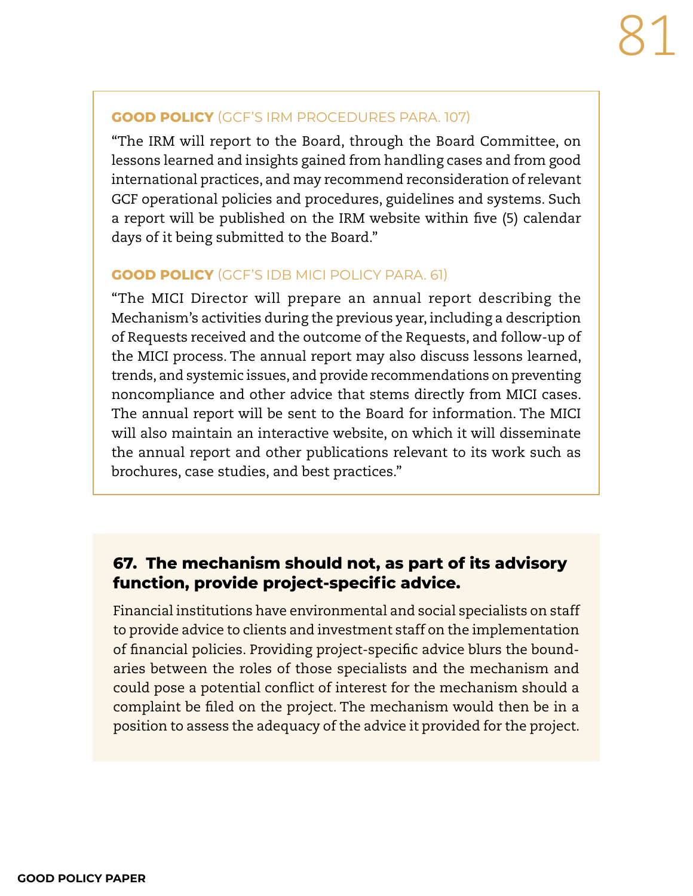**GOOD POLICY** (GCF'S IRM PROCEDURES PARA. 107)

"The IRM will report to the Board, through the Board Committee, on lessons learned and insights gained from handling cases and from good international practices, and may recommend reconsideration of relevant GCF operational policies and procedures, guidelines and systems. Such a report will be published on the IRM website within five (5) calendar days of it being submitted to the Board."

**GOOD POLICY** (GCF'S IDB MICI POLICY PARA. 61)

"The MICI Director will prepare an annual report describing the Mechanism's activities during the previous year, including a description of Requests received and the outcome of the Requests, and follow-up of the MICI process. The annual report may also discuss lessons learned, trends, and systemic issues, and provide recommendations on preventing noncompliance and other advice that stems directly from MICI cases. The annual report will be sent to the Board for information. The MICI will also maintain an interactive website, on which it will disseminate the annual report and other publications relevant to its work such as brochures, case studies, and best practices."

### 67. The mechanism should not, as part of its advisory function, provide project-specific advice.

Financial institutions have environmental and social specialists on staff to provide advice to clients and investment staff on the implementation of financial policies. Providing project-specific advice blurs the boundaries between the roles of those specialists and the mechanism and could pose a potential conflict of interest for the mechanism should a complaint be filed on the project. The mechanism would then be in a position to assess the adequacy of the advice it provided for the project.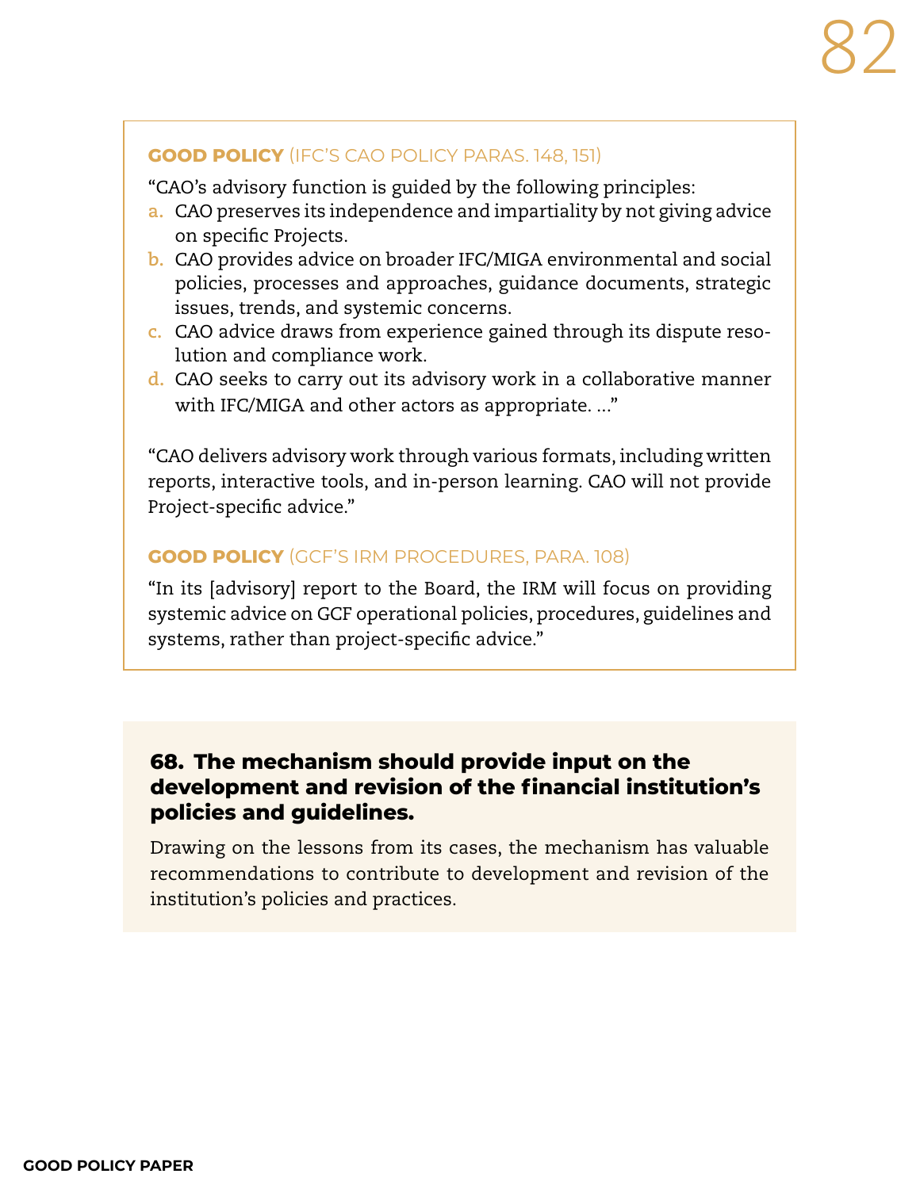**GOOD POLICY** (IFC'S CAO POLICY PARAS. 148, 151)

"CAO's advisory function is guided by the following principles:

a. CAO preserves its independence and impartiality by not giving advice on specific Projects.
b. CAO provides advice on broader IFC/MIGA environmental and social policies, processes and approaches, guidance documents, strategic issues, trends, and systemic concerns.
c. CAO advice draws from experience gained through its dispute resolution and compliance work.
d. CAO seeks to carry out its advisory work in a collaborative manner with IFC/MIGA and other actors as appropriate. ..."

"CAO delivers advisory work through various formats, including written reports, interactive tools, and in-person learning. CAO will not provide Project-specific advice."

**GOOD POLICY** (GCF'S IRM PROCEDURES, PARA. 108)

"In its [advisory] report to the Board, the IRM will focus on providing systemic advice on GCF operational policies, procedures, guidelines and systems, rather than project-specific advice."

### 68. The mechanism should provide input on the development and revision of the financial institution's policies and guidelines.

Drawing on the lessons from its cases, the mechanism has valuable recommendations to contribute to development and revision of the institution's policies and practices.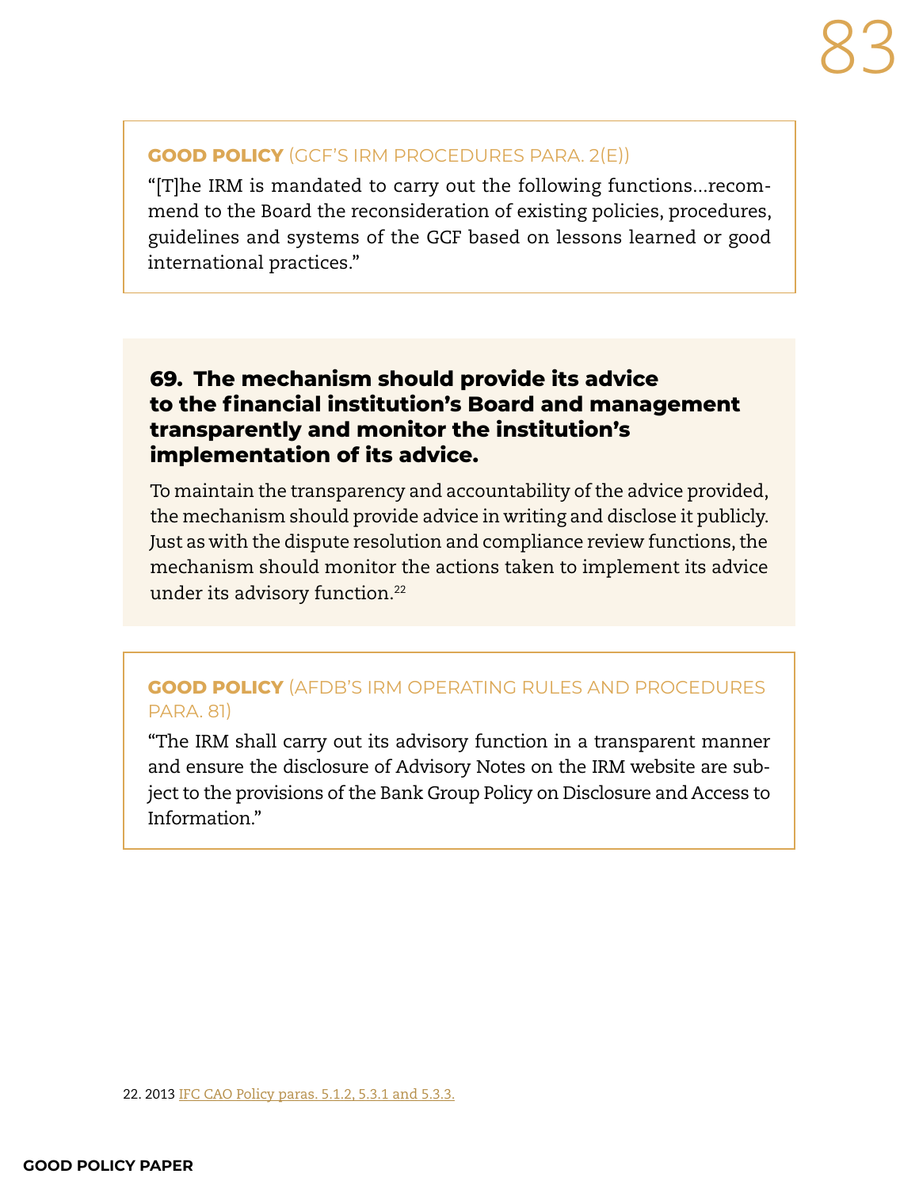**GOOD POLICY** (GCF'S IRM PROCEDURES PARA. 2(E))

"[T]he IRM is mandated to carry out the following functions…recommend to the Board the reconsideration of existing policies, procedures, guidelines and systems of the GCF based on lessons learned or good international practices."

### 69. The mechanism should provide its advice to the financial institution's Board and management transparently and monitor the institution's implementation of its advice.

To maintain the transparency and accountability of the advice provided, the mechanism should provide advice in writing and disclose it publicly. Just as with the dispute resolution and compliance review functions, the mechanism should monitor the actions taken to implement its advice under its advisory function.[22]

**GOOD POLICY** (AFDB'S IRM OPERATING RULES AND PROCEDURES PARA. 81)

"The IRM shall carry out its advisory function in a transparent manner and ensure the disclosure of Advisory Notes on the IRM website are subject to the provisions of the Bank Group Policy on Disclosure and Access to Information."

22. 2013 IFC CAO Policy paras. 5.1.2, 5.3.1 and 5.3.3.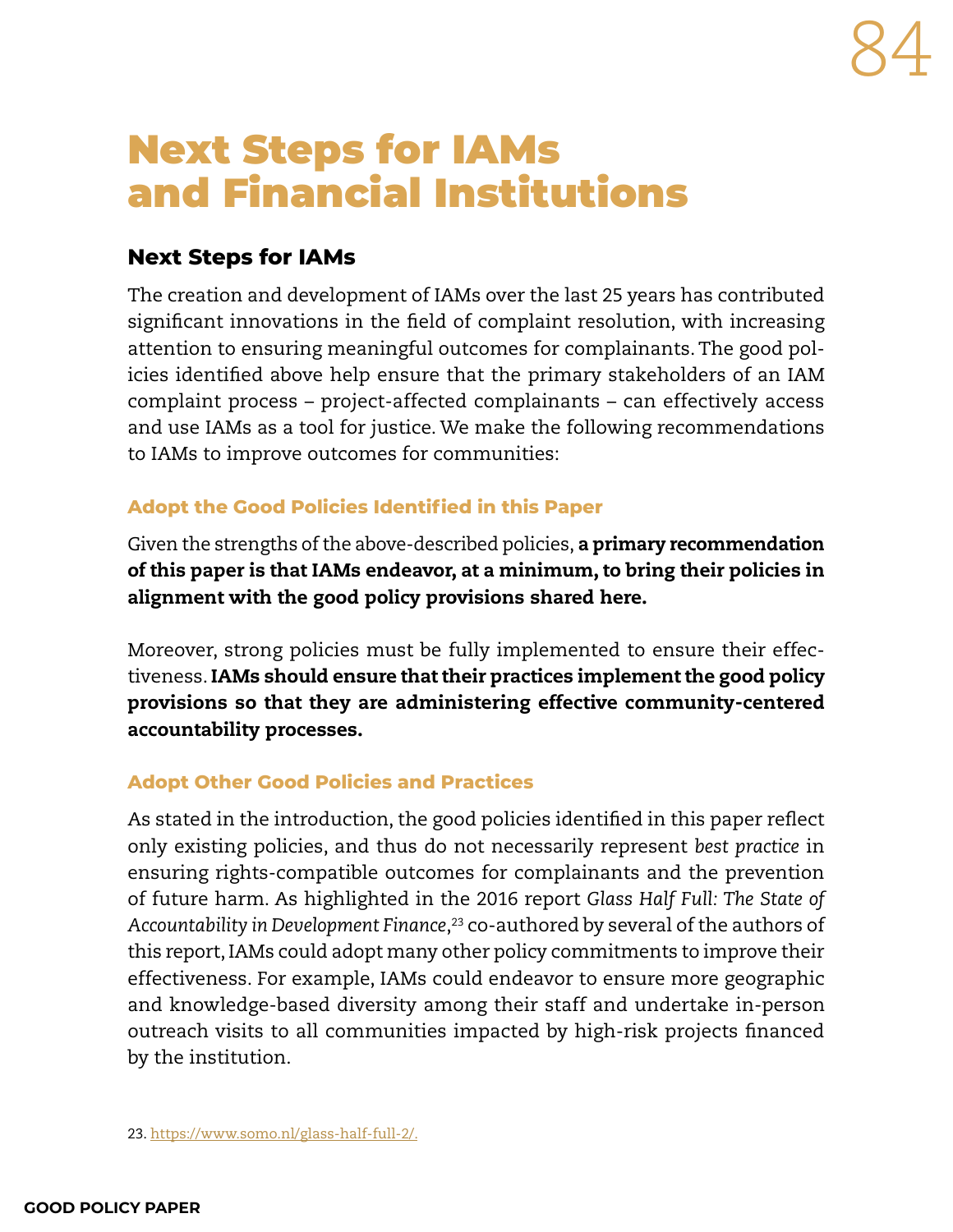# Next Steps for IAMs and Financial Institutions

## Next Steps for IAMs

The creation and development of IAMs over the last 25 years has contributed significant innovations in the field of complaint resolution, with increasing attention to ensuring meaningful outcomes for complainants. The good policies identified above help ensure that the primary stakeholders of an IAM complaint process – project-affected complainants – can effectively access and use IAMs as a tool for justice. We make the following recommendations to IAMs to improve outcomes for communities:

### Adopt the Good Policies Identified in this Paper

Given the strengths of the above-described policies, **a primary recommendation of this paper is that IAMs endeavor, at a minimum, to bring their policies in alignment with the good policy provisions shared here.**

Moreover, strong policies must be fully implemented to ensure their effectiveness. **IAMs should ensure that their practices implement the good policy provisions so that they are administering effective community-centered accountability processes.**

### Adopt Other Good Policies and Practices

As stated in the introduction, the good policies identified in this paper reflect only existing policies, and thus do not necessarily represent *best practice* in ensuring rights-compatible outcomes for complainants and the prevention of future harm. As highlighted in the 2016 report *Glass Half Full: The State of Accountability in Development Finance*,[23] co-authored by several of the authors of this report, IAMs could adopt many other policy commitments to improve their effectiveness. For example, IAMs could endeavor to ensure more geographic and knowledge-based diversity among their staff and undertake in-person outreach visits to all communities impacted by high-risk projects financed by the institution.

23. https://www.somo.nl/glass-half-full-2/.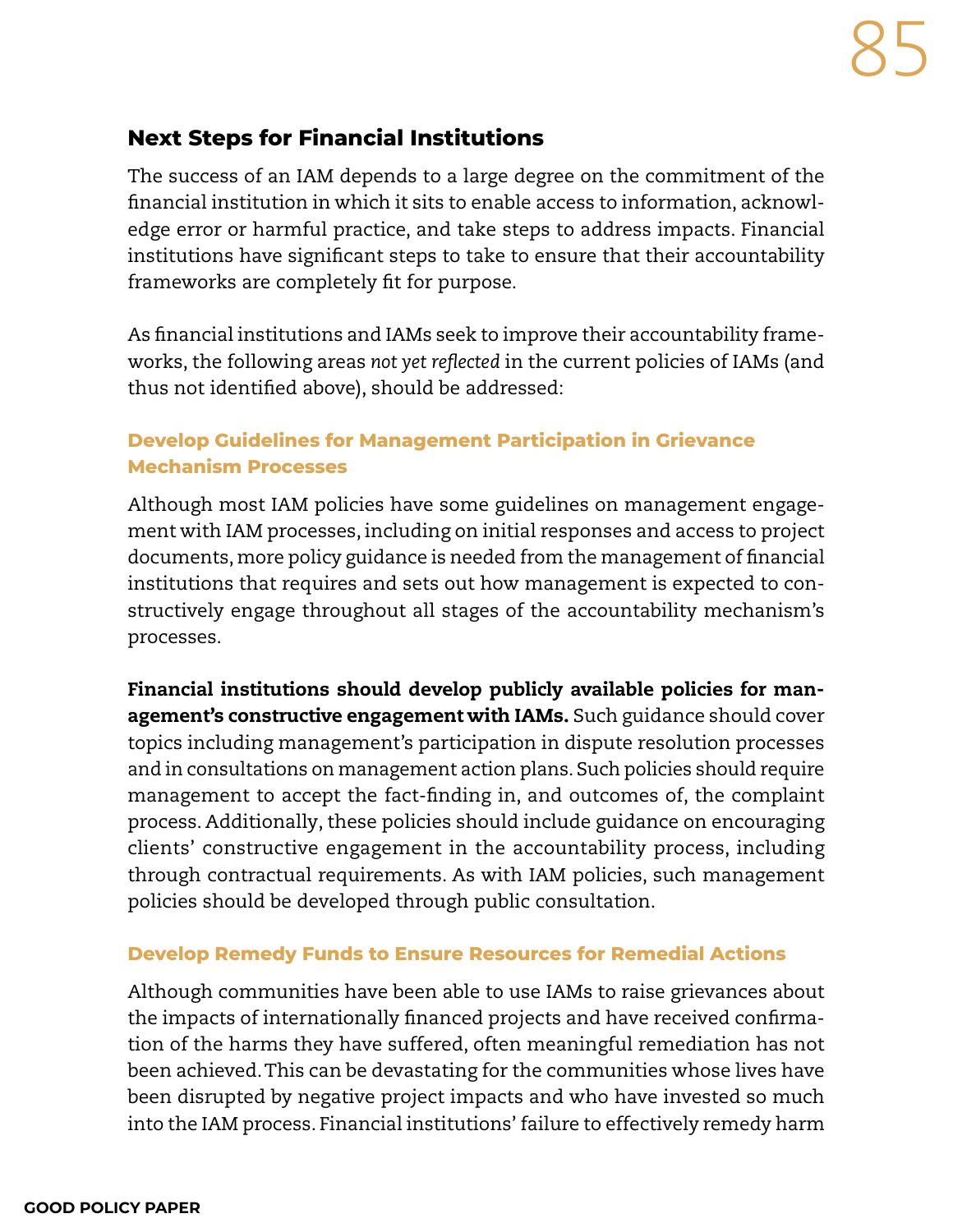## Next Steps for Financial Institutions

The success of an IAM depends to a large degree on the commitment of the financial institution in which it sits to enable access to information, acknowledge error or harmful practice, and take steps to address impacts. Financial institutions have significant steps to take to ensure that their accountability frameworks are completely fit for purpose.

As financial institutions and IAMs seek to improve their accountability frameworks, the following areas *not yet reflected* in the current policies of IAMs (and thus not identified above), should be addressed:

### Develop Guidelines for Management Participation in Grievance Mechanism Processes

Although most IAM policies have some guidelines on management engagement with IAM processes, including on initial responses and access to project documents, more policy guidance is needed from the management of financial institutions that requires and sets out how management is expected to constructively engage throughout all stages of the accountability mechanism's processes.

**Financial institutions should develop publicly available policies for management's constructive engagement with IAMs.** Such guidance should cover topics including management's participation in dispute resolution processes and in consultations on management action plans. Such policies should require management to accept the fact-finding in, and outcomes of, the complaint process. Additionally, these policies should include guidance on encouraging clients' constructive engagement in the accountability process, including through contractual requirements. As with IAM policies, such management policies should be developed through public consultation.

### Develop Remedy Funds to Ensure Resources for Remedial Actions

Although communities have been able to use IAMs to raise grievances about the impacts of internationally financed projects and have received confirmation of the harms they have suffered, often meaningful remediation has not been achieved. This can be devastating for the communities whose lives have been disrupted by negative project impacts and who have invested so much into the IAM process. Financial institutions' failure to effectively remedy harm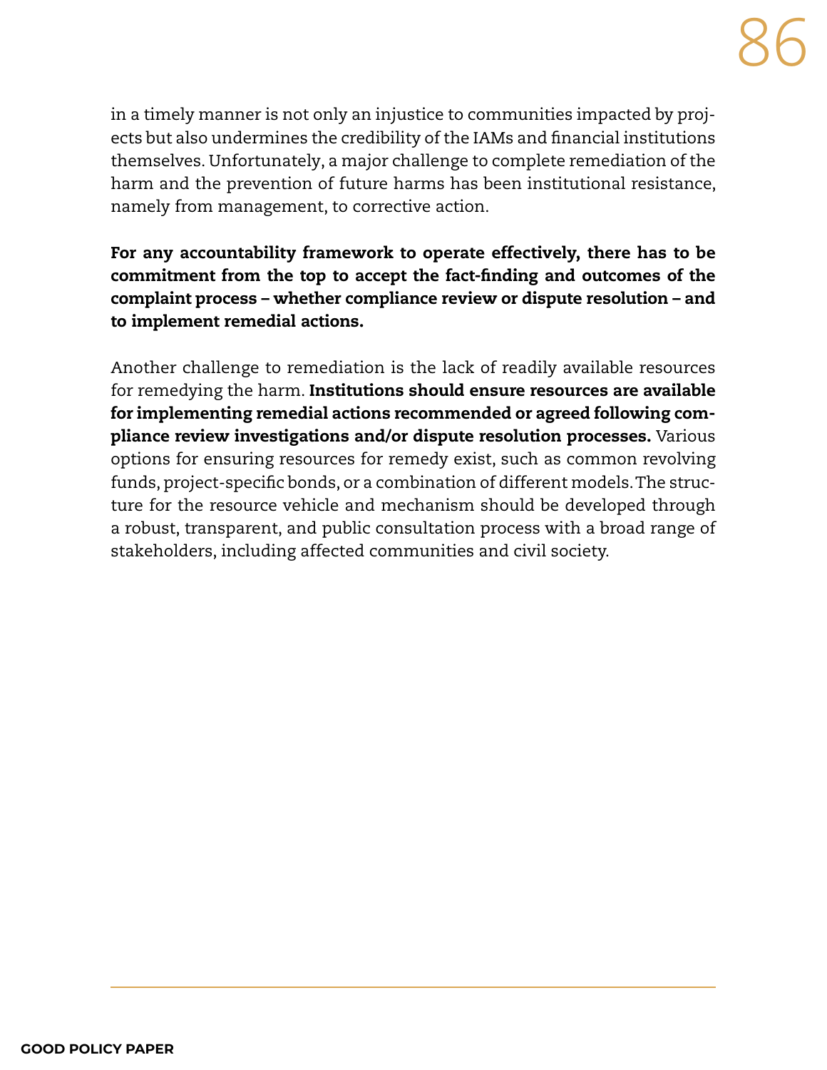in a timely manner is not only an injustice to communities impacted by projects but also undermines the credibility of the IAMs and financial institutions themselves. Unfortunately, a major challenge to complete remediation of the harm and the prevention of future harms has been institutional resistance, namely from management, to corrective action.

**For any accountability framework to operate effectively, there has to be commitment from the top to accept the fact-finding and outcomes of the complaint process – whether compliance review or dispute resolution – and to implement remedial actions.**

Another challenge to remediation is the lack of readily available resources for remedying the harm. **Institutions should ensure resources are available for implementing remedial actions recommended or agreed following compliance review investigations and/or dispute resolution processes.** Various options for ensuring resources for remedy exist, such as common revolving funds, project-specific bonds, or a combination of different models. The structure for the resource vehicle and mechanism should be developed through a robust, transparent, and public consultation process with a broad range of stakeholders, including affected communities and civil society.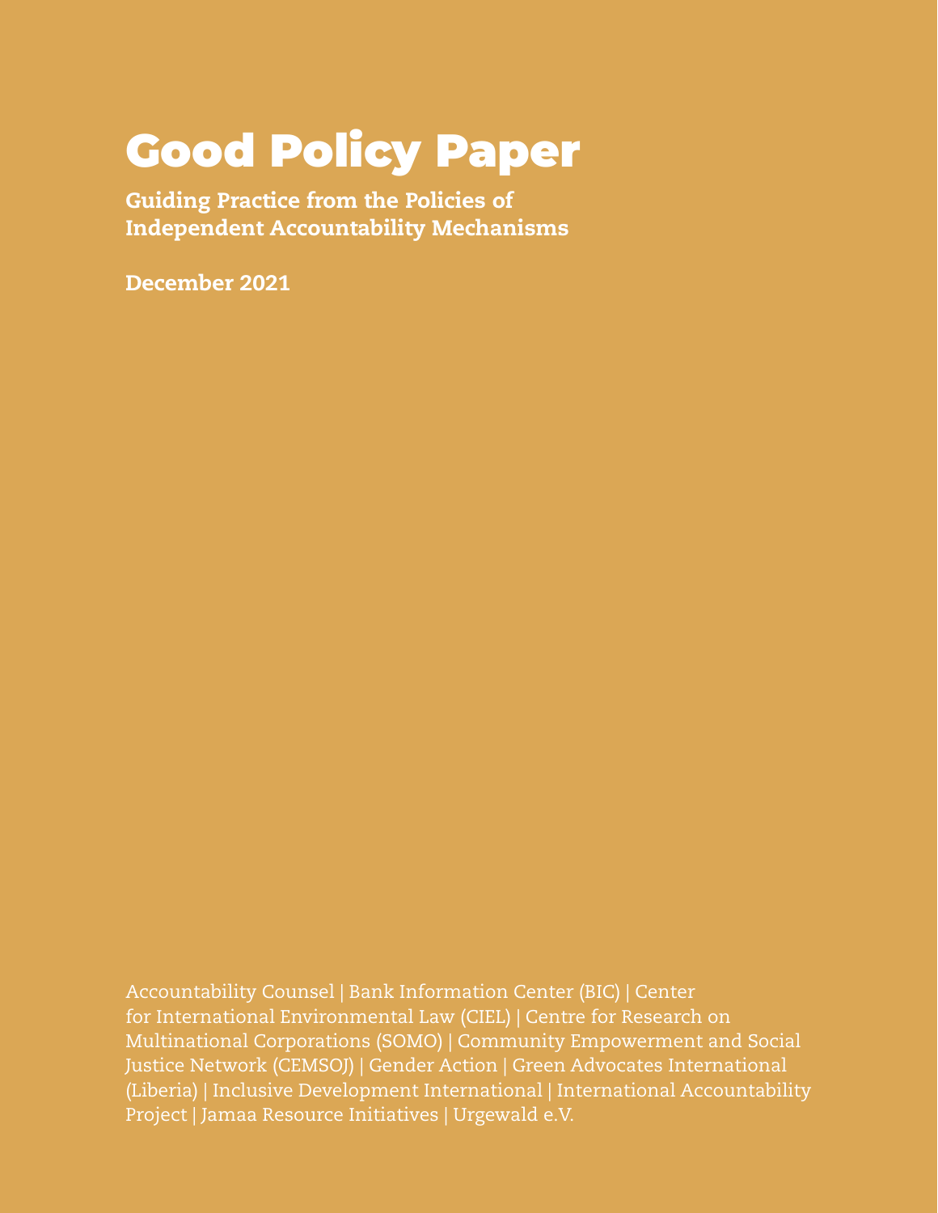# Good Policy Paper

**Guiding Practice from the Policies of Independent Accountability Mechanisms**

**December 2021**

Accountability Counsel | Bank Information Center (BIC) | Center for International Environmental Law (CIEL) | Centre for Research on Multinational Corporations (SOMO) | Community Empowerment and Social Justice Network (CEMSOJ) | Gender Action | Green Advocates International (Liberia) | Inclusive Development International | International Accountability Project | Jamaa Resource Initiatives | Urgewald e.V.